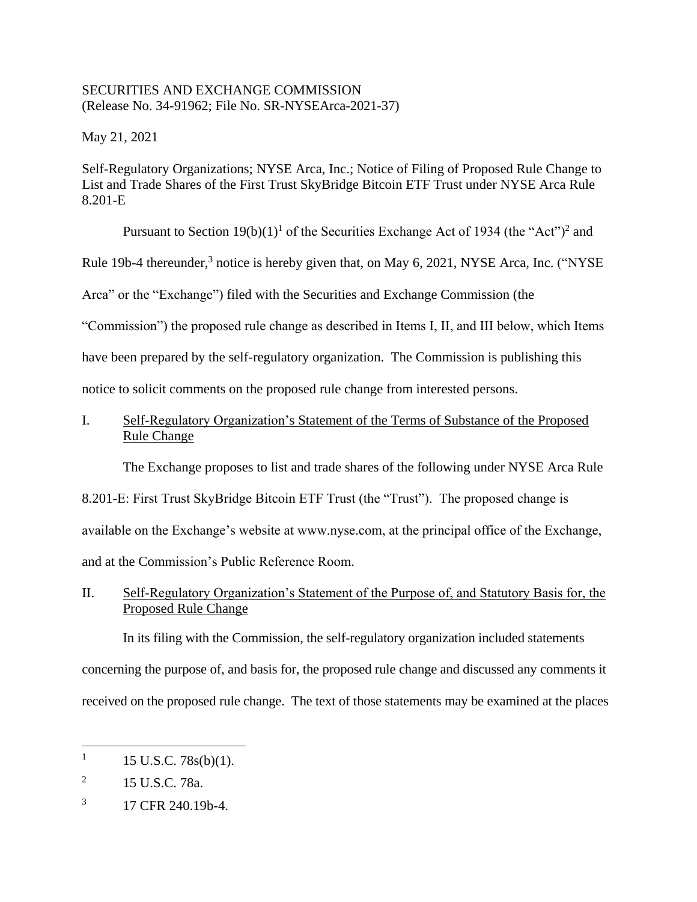SECURITIES AND EXCHANGE COMMISSION
(Release No. 34-91962; File No. SR-NYSEArca-2021-37)

May 21, 2021

Self-Regulatory Organizations; NYSE Arca, Inc.; Notice of Filing of Proposed Rule Change to List and Trade Shares of the First Trust SkyBridge Bitcoin ETF Trust under NYSE Arca Rule 8.201-E

Pursuant to Section 19(b)(1)[1] of the Securities Exchange Act of 1934 (the "Act")[2] and Rule 19b-4 thereunder,[3] notice is hereby given that, on May 6, 2021, NYSE Arca, Inc. ("NYSE Arca" or the "Exchange") filed with the Securities and Exchange Commission (the "Commission") the proposed rule change as described in Items I, II, and III below, which Items have been prepared by the self-regulatory organization. The Commission is publishing this notice to solicit comments on the proposed rule change from interested persons.

## I. Self-Regulatory Organization's Statement of the Terms of Substance of the Proposed Rule Change

The Exchange proposes to list and trade shares of the following under NYSE Arca Rule 8.201-E: First Trust SkyBridge Bitcoin ETF Trust (the "Trust"). The proposed change is available on the Exchange's website at www.nyse.com, at the principal office of the Exchange, and at the Commission's Public Reference Room.

## II. Self-Regulatory Organization's Statement of the Purpose of, and Statutory Basis for, the Proposed Rule Change

In its filing with the Commission, the self-regulatory organization included statements concerning the purpose of, and basis for, the proposed rule change and discussed any comments it received on the proposed rule change. The text of those statements may be examined at the places

---

[1] 15 U.S.C. 78s(b)(1).

[2] 15 U.S.C. 78a.

[3] 17 CFR 240.19b-4.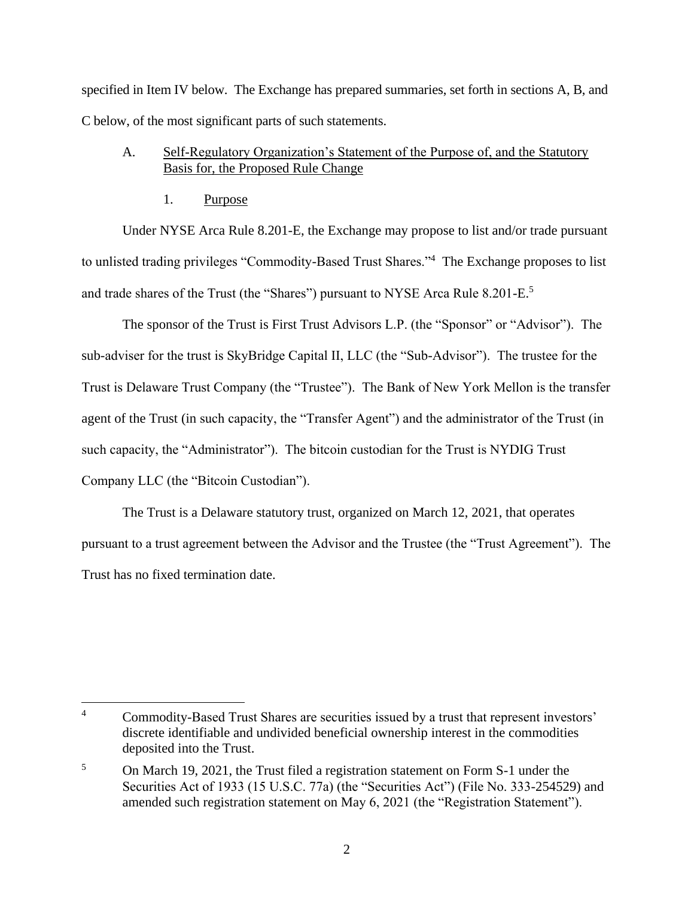specified in Item IV below. The Exchange has prepared summaries, set forth in sections A, B, and C below, of the most significant parts of such statements.

A. Self-Regulatory Organization's Statement of the Purpose of, and the Statutory Basis for, the Proposed Rule Change

1. Purpose

Under NYSE Arca Rule 8.201-E, the Exchange may propose to list and/or trade pursuant to unlisted trading privileges "Commodity-Based Trust Shares."[4] The Exchange proposes to list and trade shares of the Trust (the "Shares") pursuant to NYSE Arca Rule 8.201-E.[5]

The sponsor of the Trust is First Trust Advisors L.P. (the "Sponsor" or "Advisor"). The sub-adviser for the trust is SkyBridge Capital II, LLC (the "Sub-Advisor"). The trustee for the Trust is Delaware Trust Company (the "Trustee"). The Bank of New York Mellon is the transfer agent of the Trust (in such capacity, the "Transfer Agent") and the administrator of the Trust (in such capacity, the "Administrator"). The bitcoin custodian for the Trust is NYDIG Trust Company LLC (the "Bitcoin Custodian").

The Trust is a Delaware statutory trust, organized on March 12, 2021, that operates pursuant to a trust agreement between the Advisor and the Trustee (the "Trust Agreement"). The Trust has no fixed termination date.

---

[4] Commodity-Based Trust Shares are securities issued by a trust that represent investors' discrete identifiable and undivided beneficial ownership interest in the commodities deposited into the Trust.

[5] On March 19, 2021, the Trust filed a registration statement on Form S-1 under the Securities Act of 1933 (15 U.S.C. 77a) (the "Securities Act") (File No. 333-254529) and amended such registration statement on May 6, 2021 (the "Registration Statement").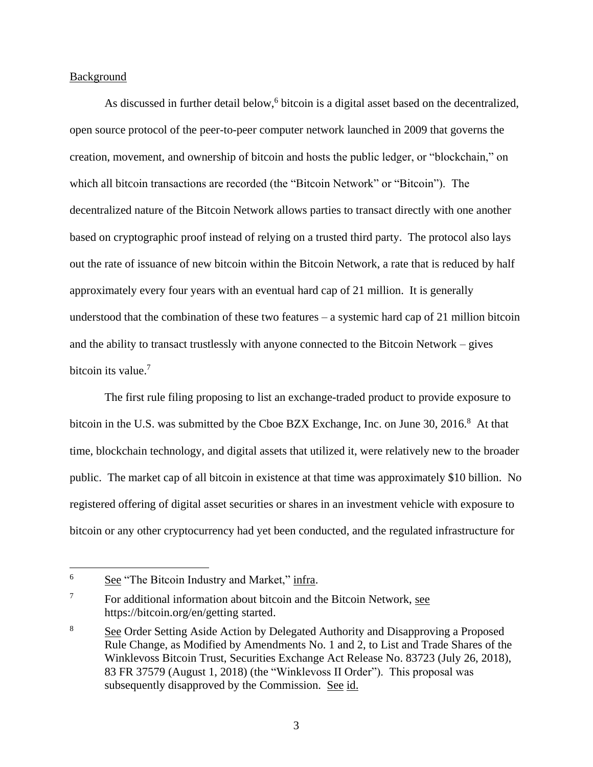Background

As discussed in further detail below,[6] bitcoin is a digital asset based on the decentralized, open source protocol of the peer-to-peer computer network launched in 2009 that governs the creation, movement, and ownership of bitcoin and hosts the public ledger, or "blockchain," on which all bitcoin transactions are recorded (the "Bitcoin Network" or "Bitcoin"). The decentralized nature of the Bitcoin Network allows parties to transact directly with one another based on cryptographic proof instead of relying on a trusted third party. The protocol also lays out the rate of issuance of new bitcoin within the Bitcoin Network, a rate that is reduced by half approximately every four years with an eventual hard cap of 21 million. It is generally understood that the combination of these two features – a systemic hard cap of 21 million bitcoin and the ability to transact trustlessly with anyone connected to the Bitcoin Network – gives bitcoin its value.[7]

The first rule filing proposing to list an exchange-traded product to provide exposure to bitcoin in the U.S. was submitted by the Cboe BZX Exchange, Inc. on June 30, 2016.[8] At that time, blockchain technology, and digital assets that utilized it, were relatively new to the broader public. The market cap of all bitcoin in existence at that time was approximately $10 billion. No registered offering of digital asset securities or shares in an investment vehicle with exposure to bitcoin or any other cryptocurrency had yet been conducted, and the regulated infrastructure for

---

[6] See "The Bitcoin Industry and Market," infra.

[7] For additional information about bitcoin and the Bitcoin Network, see https://bitcoin.org/en/getting started.

[8] See Order Setting Aside Action by Delegated Authority and Disapproving a Proposed Rule Change, as Modified by Amendments No. 1 and 2, to List and Trade Shares of the Winklevoss Bitcoin Trust, Securities Exchange Act Release No. 83723 (July 26, 2018), 83 FR 37579 (August 1, 2018) (the "Winklevoss II Order"). This proposal was subsequently disapproved by the Commission. See id.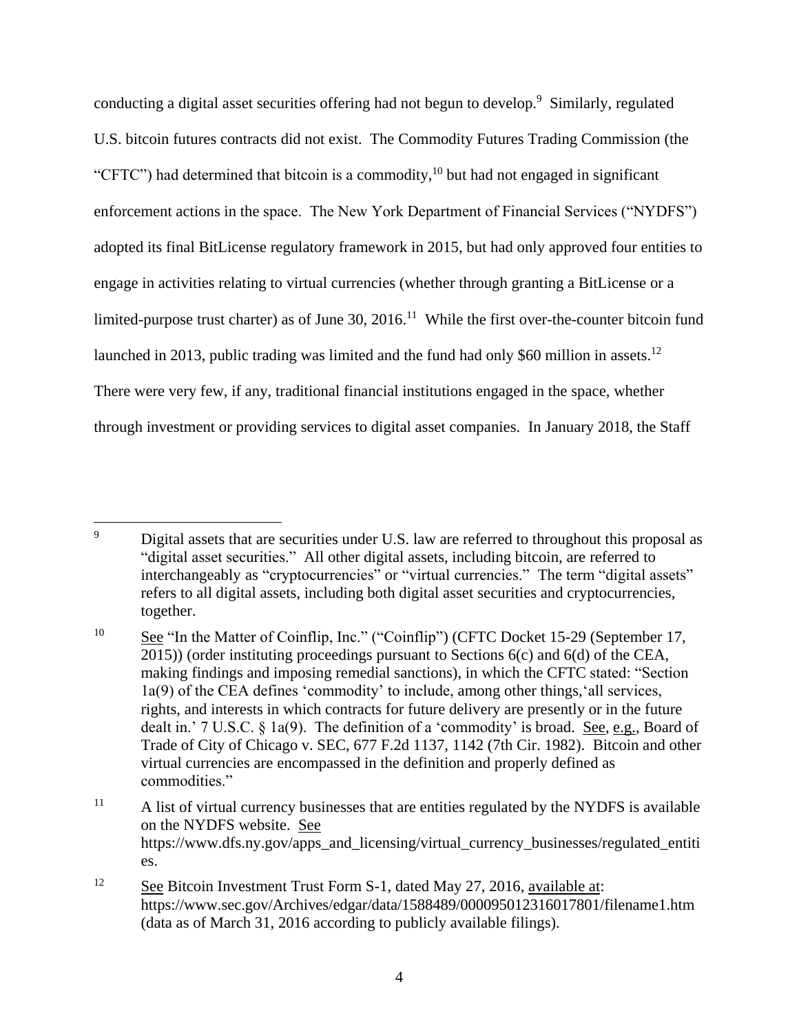conducting a digital asset securities offering had not begun to develop.[9] Similarly, regulated U.S. bitcoin futures contracts did not exist. The Commodity Futures Trading Commission (the "CFTC") had determined that bitcoin is a commodity,[10] but had not engaged in significant enforcement actions in the space. The New York Department of Financial Services ("NYDFS") adopted its final BitLicense regulatory framework in 2015, but had only approved four entities to engage in activities relating to virtual currencies (whether through granting a BitLicense or a limited-purpose trust charter) as of June 30, 2016.[11] While the first over-the-counter bitcoin fund launched in 2013, public trading was limited and the fund had only $60 million in assets.[12] There were very few, if any, traditional financial institutions engaged in the space, whether through investment or providing services to digital asset companies. In January 2018, the Staff

---

[9] Digital assets that are securities under U.S. law are referred to throughout this proposal as "digital asset securities." All other digital assets, including bitcoin, are referred to interchangeably as "cryptocurrencies" or "virtual currencies." The term "digital assets" refers to all digital assets, including both digital asset securities and cryptocurrencies, together.

[10] See "In the Matter of Coinflip, Inc." ("Coinflip") (CFTC Docket 15-29 (September 17, 2015)) (order instituting proceedings pursuant to Sections 6(c) and 6(d) of the CEA, making findings and imposing remedial sanctions), in which the CFTC stated: "Section 1a(9) of the CEA defines 'commodity' to include, among other things,'all services, rights, and interests in which contracts for future delivery are presently or in the future dealt in.' 7 U.S.C. § 1a(9). The definition of a 'commodity' is broad. See, e.g., Board of Trade of City of Chicago v. SEC, 677 F.2d 1137, 1142 (7th Cir. 1982). Bitcoin and other virtual currencies are encompassed in the definition and properly defined as commodities."

[11] A list of virtual currency businesses that are entities regulated by the NYDFS is available on the NYDFS website. See https://www.dfs.ny.gov/apps_and_licensing/virtual_currency_businesses/regulated_entities.

[12] See Bitcoin Investment Trust Form S-1, dated May 27, 2016, available at: https://www.sec.gov/Archives/edgar/data/1588489/000095012316017801/filename1.htm (data as of March 31, 2016 according to publicly available filings).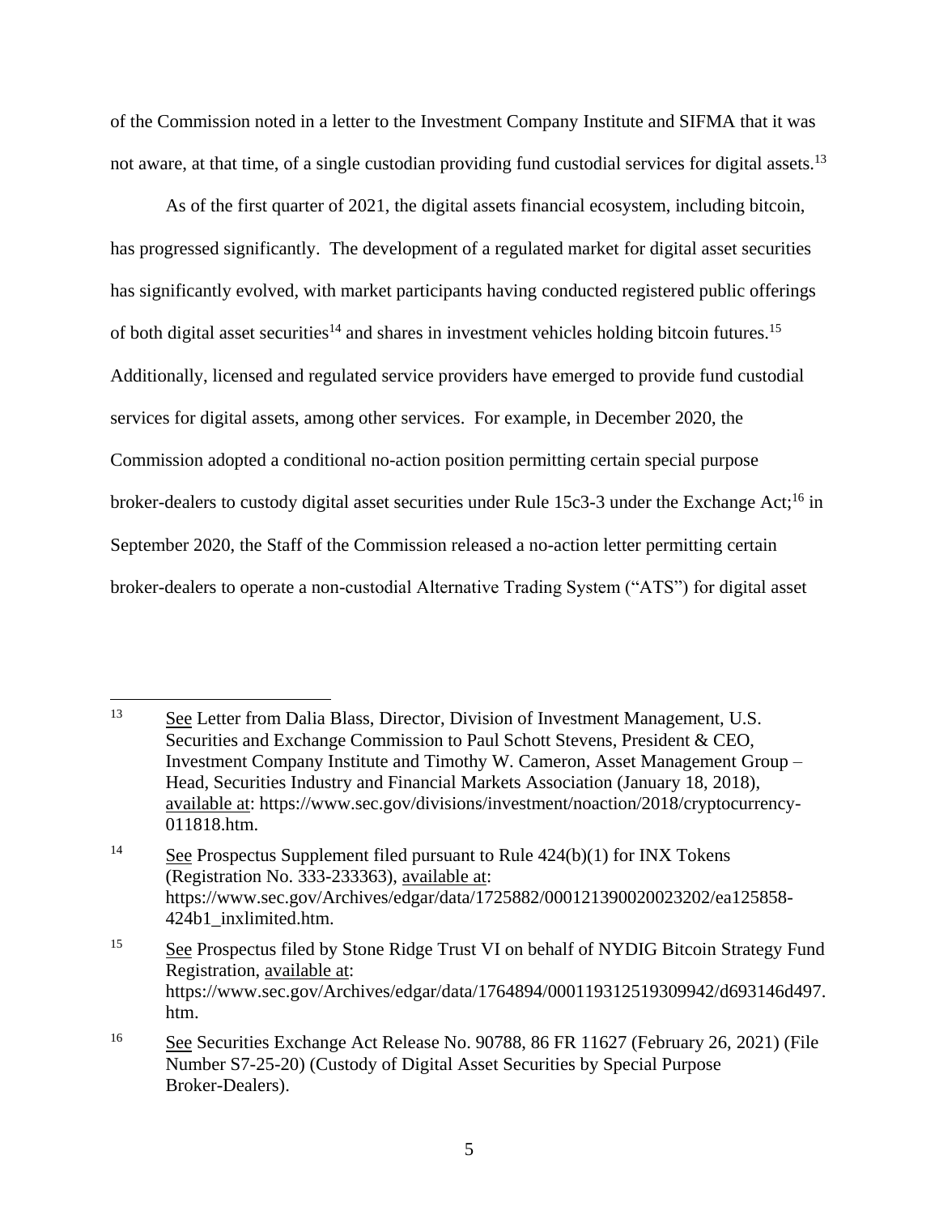of the Commission noted in a letter to the Investment Company Institute and SIFMA that it was not aware, at that time, of a single custodian providing fund custodial services for digital assets.[13]

As of the first quarter of 2021, the digital assets financial ecosystem, including bitcoin, has progressed significantly. The development of a regulated market for digital asset securities has significantly evolved, with market participants having conducted registered public offerings of both digital asset securities[14] and shares in investment vehicles holding bitcoin futures.[15] Additionally, licensed and regulated service providers have emerged to provide fund custodial services for digital assets, among other services. For example, in December 2020, the Commission adopted a conditional no-action position permitting certain special purpose broker-dealers to custody digital asset securities under Rule 15c3-3 under the Exchange Act;[16] in September 2020, the Staff of the Commission released a no-action letter permitting certain broker-dealers to operate a non-custodial Alternative Trading System ("ATS") for digital asset

---

[13] See Letter from Dalia Blass, Director, Division of Investment Management, U.S. Securities and Exchange Commission to Paul Schott Stevens, President & CEO, Investment Company Institute and Timothy W. Cameron, Asset Management Group – Head, Securities Industry and Financial Markets Association (January 18, 2018), available at: https://www.sec.gov/divisions/investment/noaction/2018/cryptocurrency-011818.htm.

[14] See Prospectus Supplement filed pursuant to Rule 424(b)(1) for INX Tokens (Registration No. 333-233363), available at: https://www.sec.gov/Archives/edgar/data/1725882/000121390020023202/ea125858-424b1_inxlimited.htm.

[15] See Prospectus filed by Stone Ridge Trust VI on behalf of NYDIG Bitcoin Strategy Fund Registration, available at: https://www.sec.gov/Archives/edgar/data/1764894/000119312519309942/d693146d497.htm.

[16] See Securities Exchange Act Release No. 90788, 86 FR 11627 (February 26, 2021) (File Number S7-25-20) (Custody of Digital Asset Securities by Special Purpose Broker-Dealers).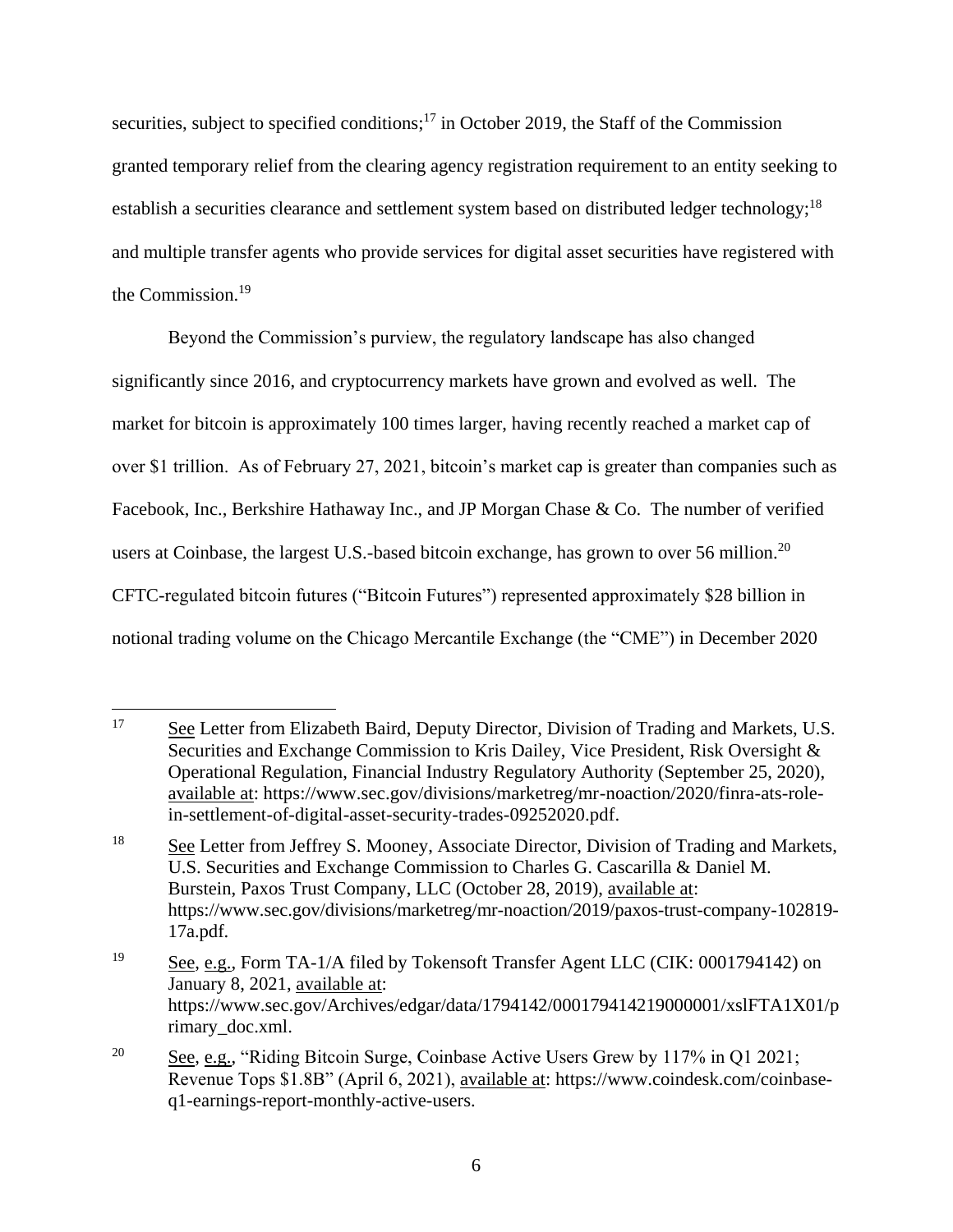securities, subject to specified conditions;[17] in October 2019, the Staff of the Commission granted temporary relief from the clearing agency registration requirement to an entity seeking to establish a securities clearance and settlement system based on distributed ledger technology;[18] and multiple transfer agents who provide services for digital asset securities have registered with the Commission.[19]

Beyond the Commission's purview, the regulatory landscape has also changed significantly since 2016, and cryptocurrency markets have grown and evolved as well. The market for bitcoin is approximately 100 times larger, having recently reached a market cap of over $1 trillion. As of February 27, 2021, bitcoin's market cap is greater than companies such as Facebook, Inc., Berkshire Hathaway Inc., and JP Morgan Chase & Co. The number of verified users at Coinbase, the largest U.S.-based bitcoin exchange, has grown to over 56 million.[20] CFTC-regulated bitcoin futures ("Bitcoin Futures") represented approximately $28 billion in notional trading volume on the Chicago Mercantile Exchange (the "CME") in December 2020

---

[17] See Letter from Elizabeth Baird, Deputy Director, Division of Trading and Markets, U.S. Securities and Exchange Commission to Kris Dailey, Vice President, Risk Oversight & Operational Regulation, Financial Industry Regulatory Authority (September 25, 2020), available at: https://www.sec.gov/divisions/marketreg/mr-noaction/2020/finra-ats-role-in-settlement-of-digital-asset-security-trades-09252020.pdf.

[18] See Letter from Jeffrey S. Mooney, Associate Director, Division of Trading and Markets, U.S. Securities and Exchange Commission to Charles G. Cascarilla & Daniel M. Burstein, Paxos Trust Company, LLC (October 28, 2019), available at: https://www.sec.gov/divisions/marketreg/mr-noaction/2019/paxos-trust-company-102819-17a.pdf.

[19] See, e.g., Form TA-1/A filed by Tokensoft Transfer Agent LLC (CIK: 0001794142) on January 8, 2021, available at: https://www.sec.gov/Archives/edgar/data/1794142/000179414219000001/xslFTA1X01/primary_doc.xml.

[20] See, e.g., "Riding Bitcoin Surge, Coinbase Active Users Grew by 117% in Q1 2021; Revenue Tops $1.8B" (April 6, 2021), available at: https://www.coindesk.com/coinbase-q1-earnings-report-monthly-active-users.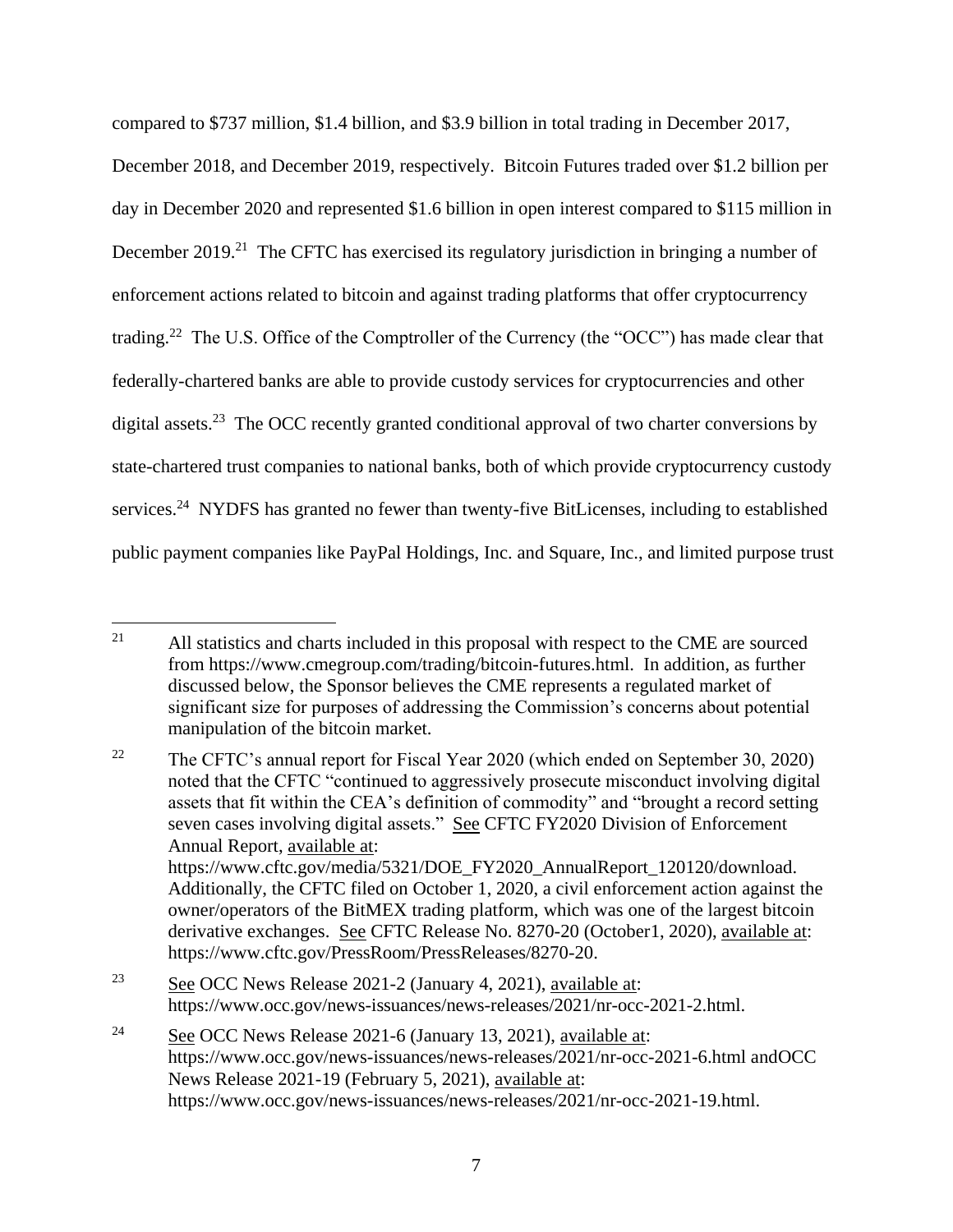compared to $737 million, $1.4 billion, and $3.9 billion in total trading in December 2017, December 2018, and December 2019, respectively. Bitcoin Futures traded over $1.2 billion per day in December 2020 and represented $1.6 billion in open interest compared to $115 million in December 2019.[21] The CFTC has exercised its regulatory jurisdiction in bringing a number of enforcement actions related to bitcoin and against trading platforms that offer cryptocurrency trading.[22] The U.S. Office of the Comptroller of the Currency (the "OCC") has made clear that federally-chartered banks are able to provide custody services for cryptocurrencies and other digital assets.[23] The OCC recently granted conditional approval of two charter conversions by state-chartered trust companies to national banks, both of which provide cryptocurrency custody services.[24] NYDFS has granted no fewer than twenty-five BitLicenses, including to established public payment companies like PayPal Holdings, Inc. and Square, Inc., and limited purpose trust

---

[21] All statistics and charts included in this proposal with respect to the CME are sourced from https://www.cmegroup.com/trading/bitcoin-futures.html. In addition, as further discussed below, the Sponsor believes the CME represents a regulated market of significant size for purposes of addressing the Commission's concerns about potential manipulation of the bitcoin market.

[22] The CFTC's annual report for Fiscal Year 2020 (which ended on September 30, 2020) noted that the CFTC "continued to aggressively prosecute misconduct involving digital assets that fit within the CEA's definition of commodity" and "brought a record setting seven cases involving digital assets." See CFTC FY2020 Division of Enforcement Annual Report, available at: https://www.cftc.gov/media/5321/DOE_FY2020_AnnualReport_120120/download. Additionally, the CFTC filed on October 1, 2020, a civil enforcement action against the owner/operators of the BitMEX trading platform, which was one of the largest bitcoin derivative exchanges. See CFTC Release No. 8270-20 (October1, 2020), available at: https://www.cftc.gov/PressRoom/PressReleases/8270-20.

[23] See OCC News Release 2021-2 (January 4, 2021), available at: https://www.occ.gov/news-issuances/news-releases/2021/nr-occ-2021-2.html.

[24] See OCC News Release 2021-6 (January 13, 2021), available at: https://www.occ.gov/news-issuances/news-releases/2021/nr-occ-2021-6.html andOCC News Release 2021-19 (February 5, 2021), available at: https://www.occ.gov/news-issuances/news-releases/2021/nr-occ-2021-19.html.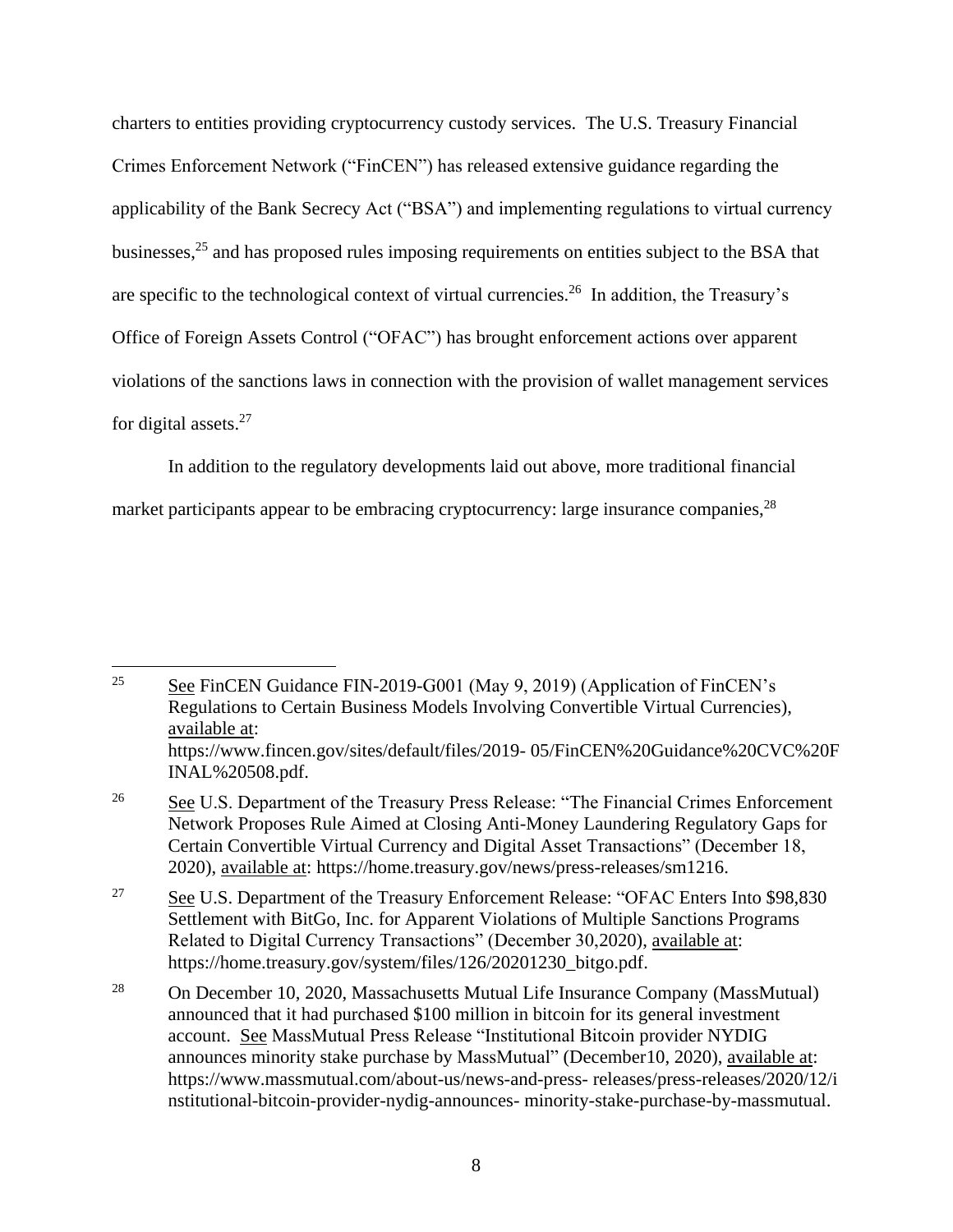charters to entities providing cryptocurrency custody services. The U.S. Treasury Financial Crimes Enforcement Network ("FinCEN") has released extensive guidance regarding the applicability of the Bank Secrecy Act ("BSA") and implementing regulations to virtual currency businesses,[25] and has proposed rules imposing requirements on entities subject to the BSA that are specific to the technological context of virtual currencies.[26] In addition, the Treasury's Office of Foreign Assets Control ("OFAC") has brought enforcement actions over apparent violations of the sanctions laws in connection with the provision of wallet management services for digital assets.[27]

In addition to the regulatory developments laid out above, more traditional financial market participants appear to be embracing cryptocurrency: large insurance companies,[28]

---

[25] See FinCEN Guidance FIN-2019-G001 (May 9, 2019) (Application of FinCEN's Regulations to Certain Business Models Involving Convertible Virtual Currencies), available at: https://www.fincen.gov/sites/default/files/2019- 05/FinCEN%20Guidance%20CVC%20FINAL%20508.pdf.

[26] See U.S. Department of the Treasury Press Release: "The Financial Crimes Enforcement Network Proposes Rule Aimed at Closing Anti-Money Laundering Regulatory Gaps for Certain Convertible Virtual Currency and Digital Asset Transactions" (December 18, 2020), available at: https://home.treasury.gov/news/press-releases/sm1216.

[27] See U.S. Department of the Treasury Enforcement Release: "OFAC Enters Into $98,830 Settlement with BitGo, Inc. for Apparent Violations of Multiple Sanctions Programs Related to Digital Currency Transactions" (December 30,2020), available at: https://home.treasury.gov/system/files/126/20201230_bitgo.pdf.

[28] On December 10, 2020, Massachusetts Mutual Life Insurance Company (MassMutual) announced that it had purchased $100 million in bitcoin for its general investment account. See MassMutual Press Release "Institutional Bitcoin provider NYDIG announces minority stake purchase by MassMutual" (December10, 2020), available at: https://www.massmutual.com/about-us/news-and-press- releases/press-releases/2020/12/institutional-bitcoin-provider-nydig-announces- minority-stake-purchase-by-massmutual.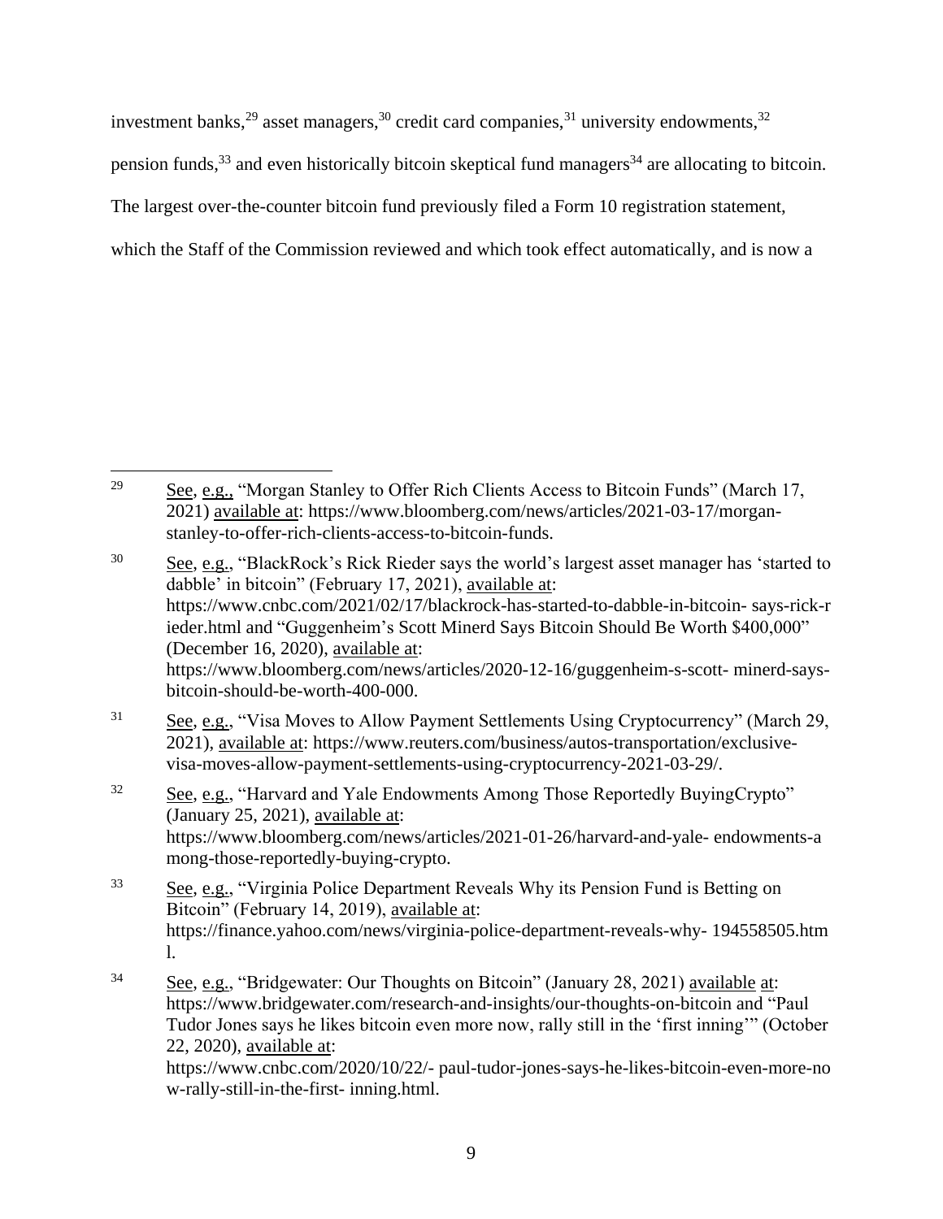investment banks,[29] asset managers,[30] credit card companies,[31] university endowments,[32] pension funds,[33] and even historically bitcoin skeptical fund managers[34] are allocating to bitcoin. The largest over-the-counter bitcoin fund previously filed a Form 10 registration statement, which the Staff of the Commission reviewed and which took effect automatically, and is now a

---

[29] See, e.g., "Morgan Stanley to Offer Rich Clients Access to Bitcoin Funds" (March 17, 2021) available at: https://www.bloomberg.com/news/articles/2021-03-17/morgan-stanley-to-offer-rich-clients-access-to-bitcoin-funds.

[30] See, e.g., "BlackRock's Rick Rieder says the world's largest asset manager has 'started to dabble' in bitcoin" (February 17, 2021), available at: https://www.cnbc.com/2021/02/17/blackrock-has-started-to-dabble-in-bitcoin- says-rick-rieder.html and "Guggenheim's Scott Minerd Says Bitcoin Should Be Worth $400,000" (December 16, 2020), available at: https://www.bloomberg.com/news/articles/2020-12-16/guggenheim-s-scott- minerd-says-bitcoin-should-be-worth-400-000.

[31] See, e.g., "Visa Moves to Allow Payment Settlements Using Cryptocurrency" (March 29, 2021), available at: https://www.reuters.com/business/autos-transportation/exclusive-visa-moves-allow-payment-settlements-using-cryptocurrency-2021-03-29/.

[32] See, e.g., "Harvard and Yale Endowments Among Those Reportedly BuyingCrypto" (January 25, 2021), available at: https://www.bloomberg.com/news/articles/2021-01-26/harvard-and-yale- endowments-among-those-reportedly-buying-crypto.

[33] See, e.g., "Virginia Police Department Reveals Why its Pension Fund is Betting on Bitcoin" (February 14, 2019), available at: https://finance.yahoo.com/news/virginia-police-department-reveals-why- 194558505.html.

[34] See, e.g., "Bridgewater: Our Thoughts on Bitcoin" (January 28, 2021) available at: https://www.bridgewater.com/research-and-insights/our-thoughts-on-bitcoin and "Paul Tudor Jones says he likes bitcoin even more now, rally still in the 'first inning'" (October 22, 2020), available at: https://www.cnbc.com/2020/10/22/- paul-tudor-jones-says-he-likes-bitcoin-even-more-now-rally-still-in-the-first- inning.html.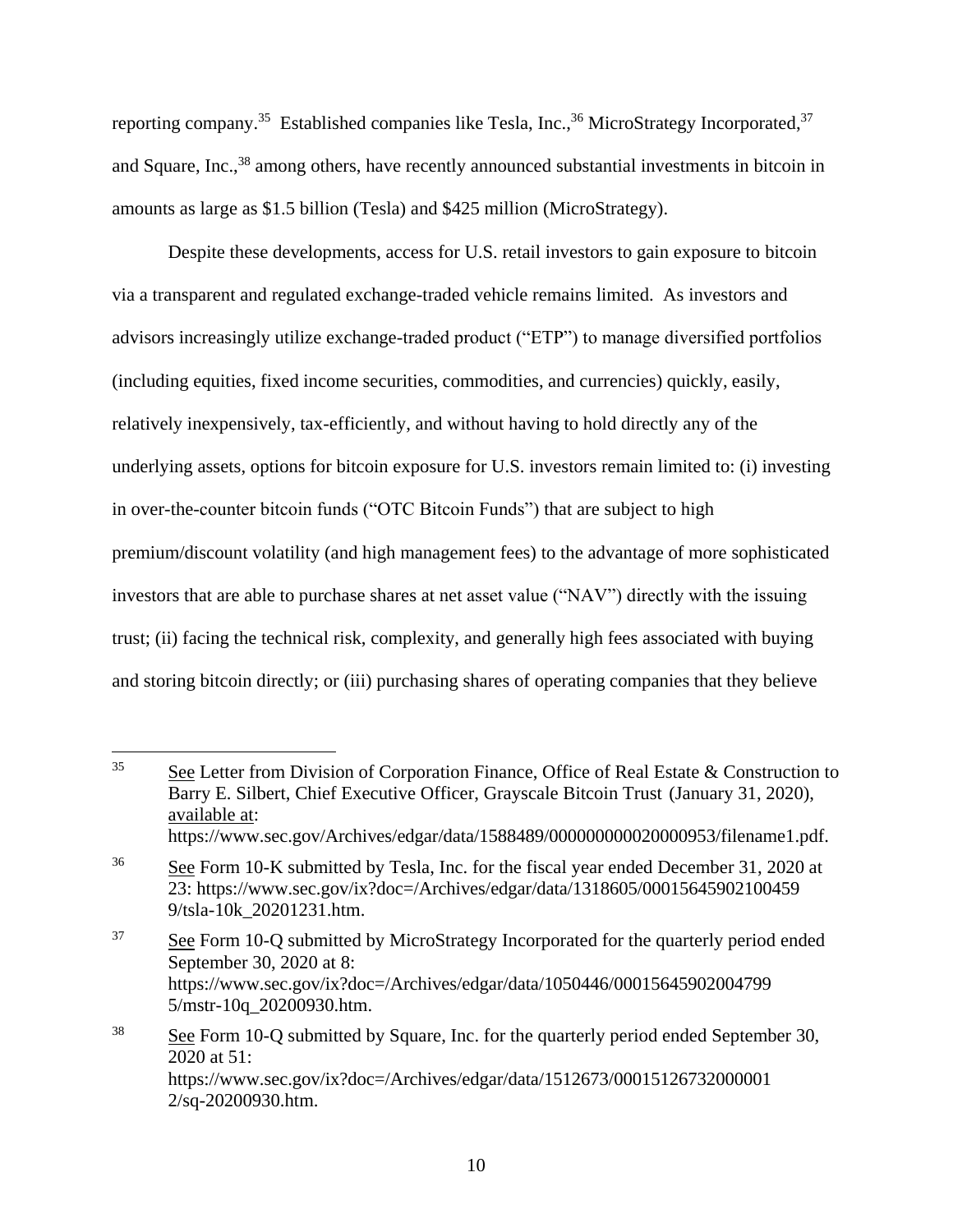reporting company.[35] Established companies like Tesla, Inc.,[36] MicroStrategy Incorporated,[37] and Square, Inc.,[38] among others, have recently announced substantial investments in bitcoin in amounts as large as $1.5 billion (Tesla) and $425 million (MicroStrategy).

Despite these developments, access for U.S. retail investors to gain exposure to bitcoin via a transparent and regulated exchange-traded vehicle remains limited. As investors and advisors increasingly utilize exchange-traded product ("ETP") to manage diversified portfolios (including equities, fixed income securities, commodities, and currencies) quickly, easily, relatively inexpensively, tax-efficiently, and without having to hold directly any of the underlying assets, options for bitcoin exposure for U.S. investors remain limited to: (i) investing in over-the-counter bitcoin funds ("OTC Bitcoin Funds") that are subject to high premium/discount volatility (and high management fees) to the advantage of more sophisticated investors that are able to purchase shares at net asset value ("NAV") directly with the issuing trust; (ii) facing the technical risk, complexity, and generally high fees associated with buying and storing bitcoin directly; or (iii) purchasing shares of operating companies that they believe

---

[35] See Letter from Division of Corporation Finance, Office of Real Estate & Construction to Barry E. Silbert, Chief Executive Officer, Grayscale Bitcoin Trust (January 31, 2020), available at: https://www.sec.gov/Archives/edgar/data/1588489/000000000020000953/filename1.pdf.

[36] See Form 10-K submitted by Tesla, Inc. for the fiscal year ended December 31, 2020 at 23: https://www.sec.gov/ix?doc=/Archives/edgar/data/1318605/000156459021004599/tsla-10k_20201231.htm.

[37] See Form 10-Q submitted by MicroStrategy Incorporated for the quarterly period ended September 30, 2020 at 8: https://www.sec.gov/ix?doc=/Archives/edgar/data/1050446/000156459020047995/mstr-10q_20200930.htm.

[38] See Form 10-Q submitted by Square, Inc. for the quarterly period ended September 30, 2020 at 51: https://www.sec.gov/ix?doc=/Archives/edgar/data/1512673/000151267320000012/sq-20200930.htm.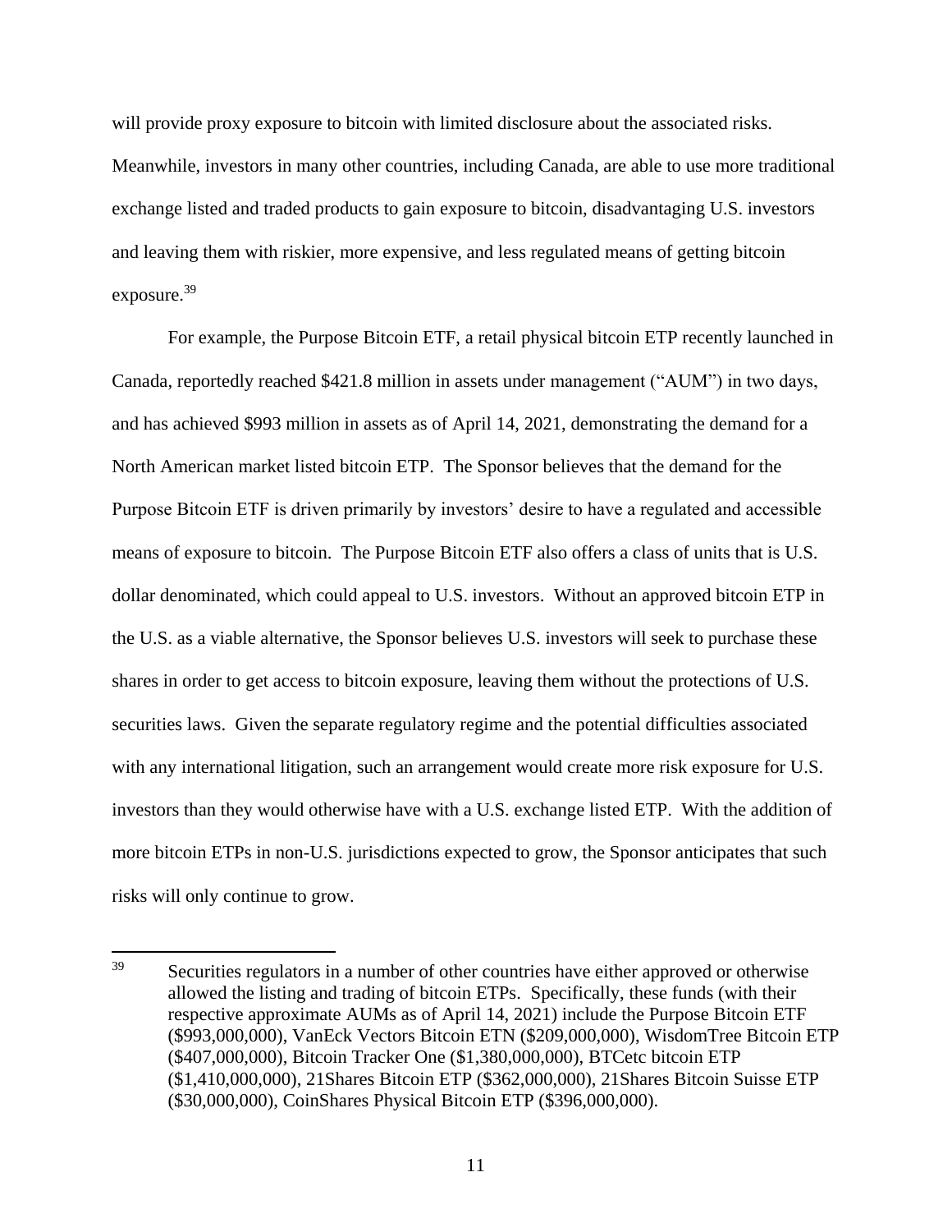will provide proxy exposure to bitcoin with limited disclosure about the associated risks. Meanwhile, investors in many other countries, including Canada, are able to use more traditional exchange listed and traded products to gain exposure to bitcoin, disadvantaging U.S. investors and leaving them with riskier, more expensive, and less regulated means of getting bitcoin exposure.[39]

For example, the Purpose Bitcoin ETF, a retail physical bitcoin ETP recently launched in Canada, reportedly reached $421.8 million in assets under management ("AUM") in two days, and has achieved $993 million in assets as of April 14, 2021, demonstrating the demand for a North American market listed bitcoin ETP. The Sponsor believes that the demand for the Purpose Bitcoin ETF is driven primarily by investors' desire to have a regulated and accessible means of exposure to bitcoin. The Purpose Bitcoin ETF also offers a class of units that is U.S. dollar denominated, which could appeal to U.S. investors. Without an approved bitcoin ETP in the U.S. as a viable alternative, the Sponsor believes U.S. investors will seek to purchase these shares in order to get access to bitcoin exposure, leaving them without the protections of U.S. securities laws. Given the separate regulatory regime and the potential difficulties associated with any international litigation, such an arrangement would create more risk exposure for U.S. investors than they would otherwise have with a U.S. exchange listed ETP. With the addition of more bitcoin ETPs in non-U.S. jurisdictions expected to grow, the Sponsor anticipates that such risks will only continue to grow.

---

[39] Securities regulators in a number of other countries have either approved or otherwise allowed the listing and trading of bitcoin ETPs. Specifically, these funds (with their respective approximate AUMs as of April 14, 2021) include the Purpose Bitcoin ETF ($993,000,000), VanEck Vectors Bitcoin ETN ($209,000,000), WisdomTree Bitcoin ETP ($407,000,000), Bitcoin Tracker One ($1,380,000,000), BTCetc bitcoin ETP ($1,410,000,000), 21Shares Bitcoin ETP ($362,000,000), 21Shares Bitcoin Suisse ETP ($30,000,000), CoinShares Physical Bitcoin ETP ($396,000,000).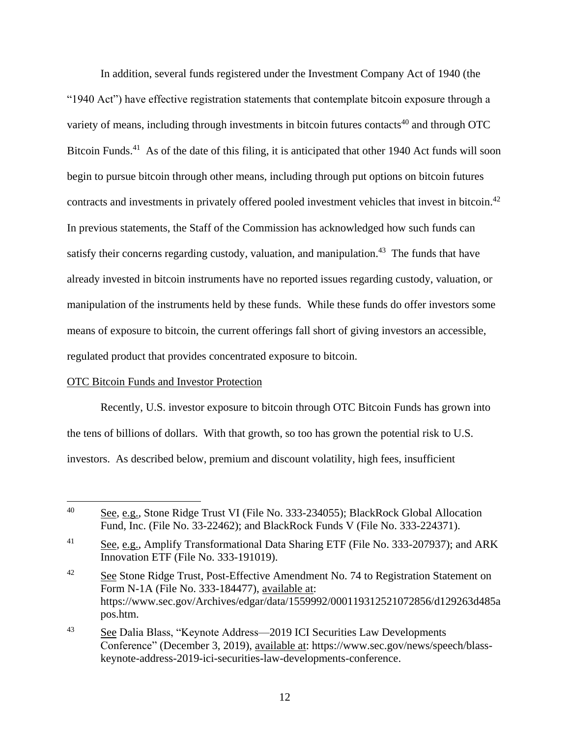In addition, several funds registered under the Investment Company Act of 1940 (the "1940 Act") have effective registration statements that contemplate bitcoin exposure through a variety of means, including through investments in bitcoin futures contacts[40] and through OTC Bitcoin Funds.[41] As of the date of this filing, it is anticipated that other 1940 Act funds will soon begin to pursue bitcoin through other means, including through put options on bitcoin futures contracts and investments in privately offered pooled investment vehicles that invest in bitcoin.[42] In previous statements, the Staff of the Commission has acknowledged how such funds can satisfy their concerns regarding custody, valuation, and manipulation.[43] The funds that have already invested in bitcoin instruments have no reported issues regarding custody, valuation, or manipulation of the instruments held by these funds. While these funds do offer investors some means of exposure to bitcoin, the current offerings fall short of giving investors an accessible, regulated product that provides concentrated exposure to bitcoin.

OTC Bitcoin Funds and Investor Protection

Recently, U.S. investor exposure to bitcoin through OTC Bitcoin Funds has grown into the tens of billions of dollars. With that growth, so too has grown the potential risk to U.S. investors. As described below, premium and discount volatility, high fees, insufficient

---

[40] See, e.g., Stone Ridge Trust VI (File No. 333-234055); BlackRock Global Allocation Fund, Inc. (File No. 33-22462); and BlackRock Funds V (File No. 333-224371).

[41] See, e.g., Amplify Transformational Data Sharing ETF (File No. 333-207937); and ARK Innovation ETF (File No. 333-191019).

[42] See Stone Ridge Trust, Post-Effective Amendment No. 74 to Registration Statement on Form N-1A (File No. 333-184477), available at: https://www.sec.gov/Archives/edgar/data/1559992/000119312521072856/d129263d485apos.htm.

[43] See Dalia Blass, "Keynote Address—2019 ICI Securities Law Developments Conference" (December 3, 2019), available at: https://www.sec.gov/news/speech/blass-keynote-address-2019-ici-securities-law-developments-conference.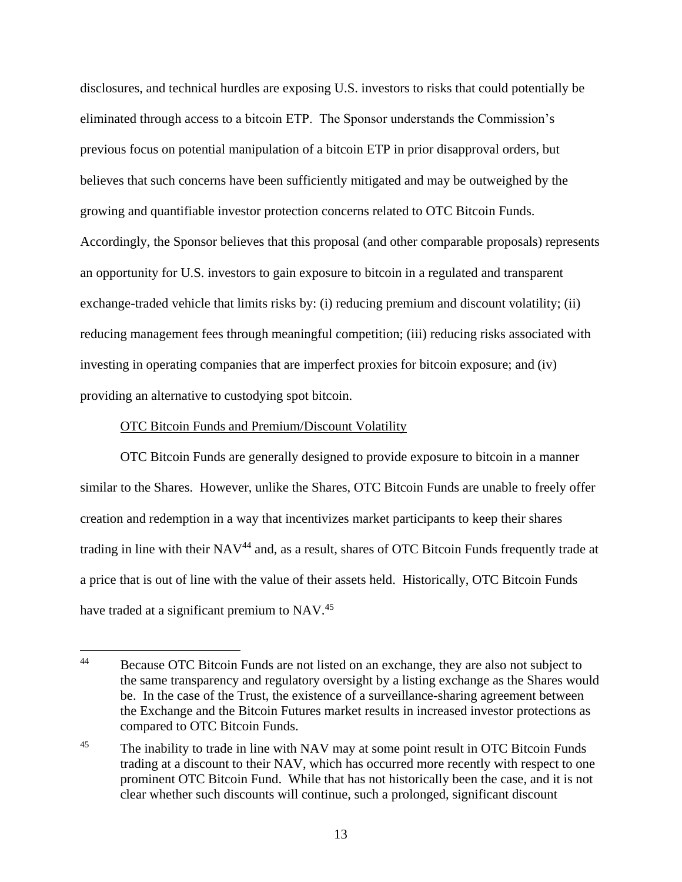disclosures, and technical hurdles are exposing U.S. investors to risks that could potentially be eliminated through access to a bitcoin ETP. The Sponsor understands the Commission's previous focus on potential manipulation of a bitcoin ETP in prior disapproval orders, but believes that such concerns have been sufficiently mitigated and may be outweighed by the growing and quantifiable investor protection concerns related to OTC Bitcoin Funds. Accordingly, the Sponsor believes that this proposal (and other comparable proposals) represents an opportunity for U.S. investors to gain exposure to bitcoin in a regulated and transparent exchange-traded vehicle that limits risks by: (i) reducing premium and discount volatility; (ii) reducing management fees through meaningful competition; (iii) reducing risks associated with investing in operating companies that are imperfect proxies for bitcoin exposure; and (iv) providing an alternative to custodying spot bitcoin.

OTC Bitcoin Funds and Premium/Discount Volatility

OTC Bitcoin Funds are generally designed to provide exposure to bitcoin in a manner similar to the Shares. However, unlike the Shares, OTC Bitcoin Funds are unable to freely offer creation and redemption in a way that incentivizes market participants to keep their shares trading in line with their NAV[44] and, as a result, shares of OTC Bitcoin Funds frequently trade at a price that is out of line with the value of their assets held. Historically, OTC Bitcoin Funds have traded at a significant premium to NAV.[45]

---

[44] Because OTC Bitcoin Funds are not listed on an exchange, they are also not subject to the same transparency and regulatory oversight by a listing exchange as the Shares would be. In the case of the Trust, the existence of a surveillance-sharing agreement between the Exchange and the Bitcoin Futures market results in increased investor protections as compared to OTC Bitcoin Funds.

[45] The inability to trade in line with NAV may at some point result in OTC Bitcoin Funds trading at a discount to their NAV, which has occurred more recently with respect to one prominent OTC Bitcoin Fund. While that has not historically been the case, and it is not clear whether such discounts will continue, such a prolonged, significant discount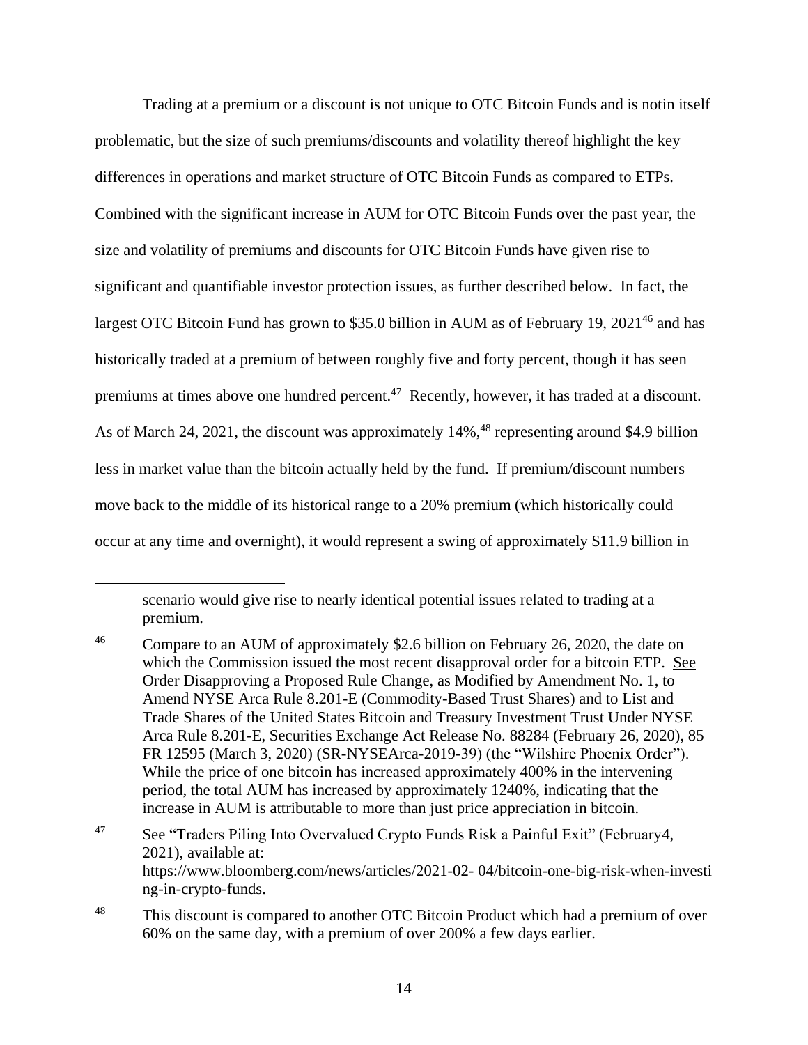Trading at a premium or a discount is not unique to OTC Bitcoin Funds and is notin itself problematic, but the size of such premiums/discounts and volatility thereof highlight the key differences in operations and market structure of OTC Bitcoin Funds as compared to ETPs. Combined with the significant increase in AUM for OTC Bitcoin Funds over the past year, the size and volatility of premiums and discounts for OTC Bitcoin Funds have given rise to significant and quantifiable investor protection issues, as further described below. In fact, the largest OTC Bitcoin Fund has grown to $35.0 billion in AUM as of February 19, 2021[46] and has historically traded at a premium of between roughly five and forty percent, though it has seen premiums at times above one hundred percent.[47] Recently, however, it has traded at a discount. As of March 24, 2021, the discount was approximately 14%,[48] representing around $4.9 billion less in market value than the bitcoin actually held by the fund. If premium/discount numbers move back to the middle of its historical range to a 20% premium (which historically could occur at any time and overnight), it would represent a swing of approximately $11.9 billion in

---

scenario would give rise to nearly identical potential issues related to trading at a premium.

[46] Compare to an AUM of approximately $2.6 billion on February 26, 2020, the date on which the Commission issued the most recent disapproval order for a bitcoin ETP. See Order Disapproving a Proposed Rule Change, as Modified by Amendment No. 1, to Amend NYSE Arca Rule 8.201-E (Commodity-Based Trust Shares) and to List and Trade Shares of the United States Bitcoin and Treasury Investment Trust Under NYSE Arca Rule 8.201-E, Securities Exchange Act Release No. 88284 (February 26, 2020), 85 FR 12595 (March 3, 2020) (SR-NYSEArca-2019-39) (the "Wilshire Phoenix Order"). While the price of one bitcoin has increased approximately 400% in the intervening period, the total AUM has increased by approximately 1240%, indicating that the increase in AUM is attributable to more than just price appreciation in bitcoin.

[47] See "Traders Piling Into Overvalued Crypto Funds Risk a Painful Exit" (February4, 2021), available at: https://www.bloomberg.com/news/articles/2021-02- 04/bitcoin-one-big-risk-when-investing-in-crypto-funds.

[48] This discount is compared to another OTC Bitcoin Product which had a premium of over 60% on the same day, with a premium of over 200% a few days earlier.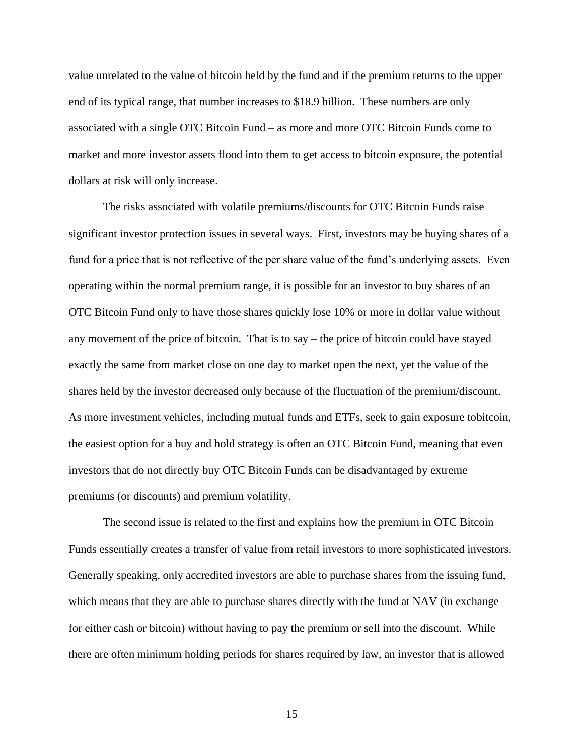value unrelated to the value of bitcoin held by the fund and if the premium returns to the upper end of its typical range, that number increases to $18.9 billion. These numbers are only associated with a single OTC Bitcoin Fund – as more and more OTC Bitcoin Funds come to market and more investor assets flood into them to get access to bitcoin exposure, the potential dollars at risk will only increase.

The risks associated with volatile premiums/discounts for OTC Bitcoin Funds raise significant investor protection issues in several ways. First, investors may be buying shares of a fund for a price that is not reflective of the per share value of the fund's underlying assets. Even operating within the normal premium range, it is possible for an investor to buy shares of an OTC Bitcoin Fund only to have those shares quickly lose 10% or more in dollar value without any movement of the price of bitcoin. That is to say – the price of bitcoin could have stayed exactly the same from market close on one day to market open the next, yet the value of the shares held by the investor decreased only because of the fluctuation of the premium/discount. As more investment vehicles, including mutual funds and ETFs, seek to gain exposure tobitcoin, the easiest option for a buy and hold strategy is often an OTC Bitcoin Fund, meaning that even investors that do not directly buy OTC Bitcoin Funds can be disadvantaged by extreme premiums (or discounts) and premium volatility.

The second issue is related to the first and explains how the premium in OTC Bitcoin Funds essentially creates a transfer of value from retail investors to more sophisticated investors. Generally speaking, only accredited investors are able to purchase shares from the issuing fund, which means that they are able to purchase shares directly with the fund at NAV (in exchange for either cash or bitcoin) without having to pay the premium or sell into the discount. While there are often minimum holding periods for shares required by law, an investor that is allowed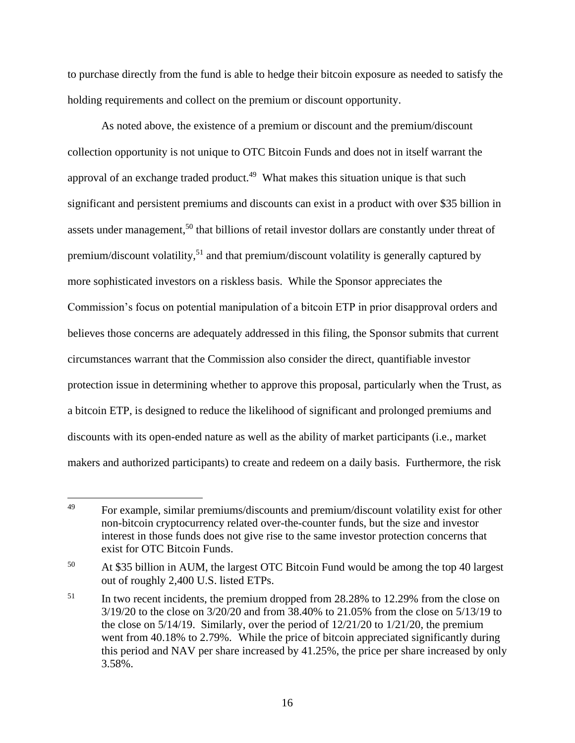to purchase directly from the fund is able to hedge their bitcoin exposure as needed to satisfy the holding requirements and collect on the premium or discount opportunity.

As noted above, the existence of a premium or discount and the premium/discount collection opportunity is not unique to OTC Bitcoin Funds and does not in itself warrant the approval of an exchange traded product.[49] What makes this situation unique is that such significant and persistent premiums and discounts can exist in a product with over $35 billion in assets under management,[50] that billions of retail investor dollars are constantly under threat of premium/discount volatility,[51] and that premium/discount volatility is generally captured by more sophisticated investors on a riskless basis. While the Sponsor appreciates the Commission's focus on potential manipulation of a bitcoin ETP in prior disapproval orders and believes those concerns are adequately addressed in this filing, the Sponsor submits that current circumstances warrant that the Commission also consider the direct, quantifiable investor protection issue in determining whether to approve this proposal, particularly when the Trust, as a bitcoin ETP, is designed to reduce the likelihood of significant and prolonged premiums and discounts with its open-ended nature as well as the ability of market participants (i.e., market makers and authorized participants) to create and redeem on a daily basis. Furthermore, the risk

---

[49] For example, similar premiums/discounts and premium/discount volatility exist for other non-bitcoin cryptocurrency related over-the-counter funds, but the size and investor interest in those funds does not give rise to the same investor protection concerns that exist for OTC Bitcoin Funds.

[50] At $35 billion in AUM, the largest OTC Bitcoin Fund would be among the top 40 largest out of roughly 2,400 U.S. listed ETPs.

[51] In two recent incidents, the premium dropped from 28.28% to 12.29% from the close on 3/19/20 to the close on 3/20/20 and from 38.40% to 21.05% from the close on 5/13/19 to the close on 5/14/19. Similarly, over the period of 12/21/20 to 1/21/20, the premium went from 40.18% to 2.79%. While the price of bitcoin appreciated significantly during this period and NAV per share increased by 41.25%, the price per share increased by only 3.58%.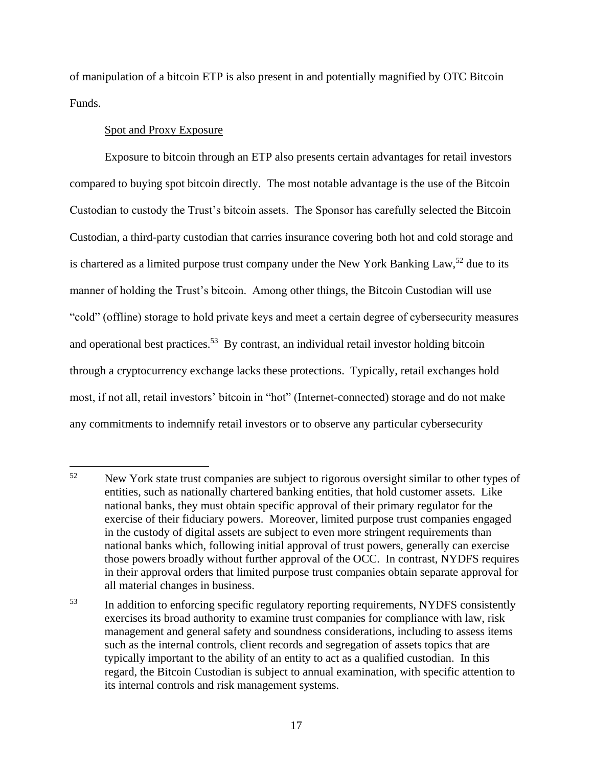of manipulation of a bitcoin ETP is also present in and potentially magnified by OTC Bitcoin Funds.

Spot and Proxy Exposure

Exposure to bitcoin through an ETP also presents certain advantages for retail investors compared to buying spot bitcoin directly. The most notable advantage is the use of the Bitcoin Custodian to custody the Trust's bitcoin assets. The Sponsor has carefully selected the Bitcoin Custodian, a third-party custodian that carries insurance covering both hot and cold storage and is chartered as a limited purpose trust company under the New York Banking Law,[52] due to its manner of holding the Trust's bitcoin. Among other things, the Bitcoin Custodian will use "cold" (offline) storage to hold private keys and meet a certain degree of cybersecurity measures and operational best practices.[53] By contrast, an individual retail investor holding bitcoin through a cryptocurrency exchange lacks these protections. Typically, retail exchanges hold most, if not all, retail investors' bitcoin in "hot" (Internet-connected) storage and do not make any commitments to indemnify retail investors or to observe any particular cybersecurity

---

[52] New York state trust companies are subject to rigorous oversight similar to other types of entities, such as nationally chartered banking entities, that hold customer assets. Like national banks, they must obtain specific approval of their primary regulator for the exercise of their fiduciary powers. Moreover, limited purpose trust companies engaged in the custody of digital assets are subject to even more stringent requirements than national banks which, following initial approval of trust powers, generally can exercise those powers broadly without further approval of the OCC. In contrast, NYDFS requires in their approval orders that limited purpose trust companies obtain separate approval for all material changes in business.

[53] In addition to enforcing specific regulatory reporting requirements, NYDFS consistently exercises its broad authority to examine trust companies for compliance with law, risk management and general safety and soundness considerations, including to assess items such as the internal controls, client records and segregation of assets topics that are typically important to the ability of an entity to act as a qualified custodian. In this regard, the Bitcoin Custodian is subject to annual examination, with specific attention to its internal controls and risk management systems.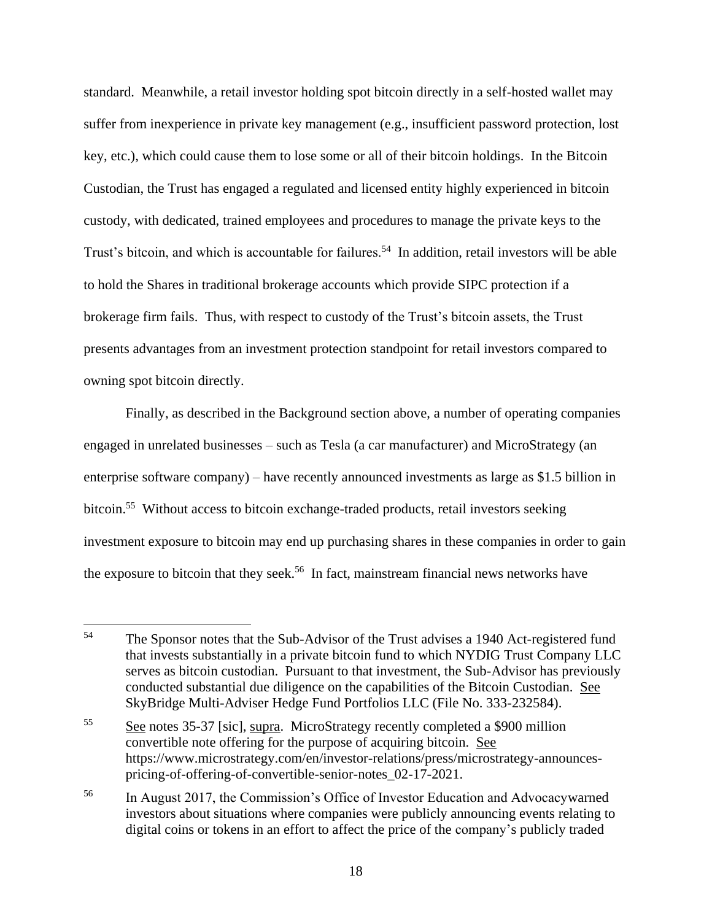standard. Meanwhile, a retail investor holding spot bitcoin directly in a self-hosted wallet may suffer from inexperience in private key management (e.g., insufficient password protection, lost key, etc.), which could cause them to lose some or all of their bitcoin holdings. In the Bitcoin Custodian, the Trust has engaged a regulated and licensed entity highly experienced in bitcoin custody, with dedicated, trained employees and procedures to manage the private keys to the Trust's bitcoin, and which is accountable for failures.[54] In addition, retail investors will be able to hold the Shares in traditional brokerage accounts which provide SIPC protection if a brokerage firm fails. Thus, with respect to custody of the Trust's bitcoin assets, the Trust presents advantages from an investment protection standpoint for retail investors compared to owning spot bitcoin directly.

Finally, as described in the Background section above, a number of operating companies engaged in unrelated businesses – such as Tesla (a car manufacturer) and MicroStrategy (an enterprise software company) – have recently announced investments as large as $1.5 billion in bitcoin.[55] Without access to bitcoin exchange-traded products, retail investors seeking investment exposure to bitcoin may end up purchasing shares in these companies in order to gain the exposure to bitcoin that they seek.[56] In fact, mainstream financial news networks have

---

[54] The Sponsor notes that the Sub-Advisor of the Trust advises a 1940 Act-registered fund that invests substantially in a private bitcoin fund to which NYDIG Trust Company LLC serves as bitcoin custodian. Pursuant to that investment, the Sub-Advisor has previously conducted substantial due diligence on the capabilities of the Bitcoin Custodian. See SkyBridge Multi-Adviser Hedge Fund Portfolios LLC (File No. 333-232584).

[55] See notes 35-37 [sic], supra. MicroStrategy recently completed a $900 million convertible note offering for the purpose of acquiring bitcoin. See https://www.microstrategy.com/en/investor-relations/press/microstrategy-announces-pricing-of-offering-of-convertible-senior-notes_02-17-2021.

[56] In August 2017, the Commission's Office of Investor Education and Advocacywarned investors about situations where companies were publicly announcing events relating to digital coins or tokens in an effort to affect the price of the company's publicly traded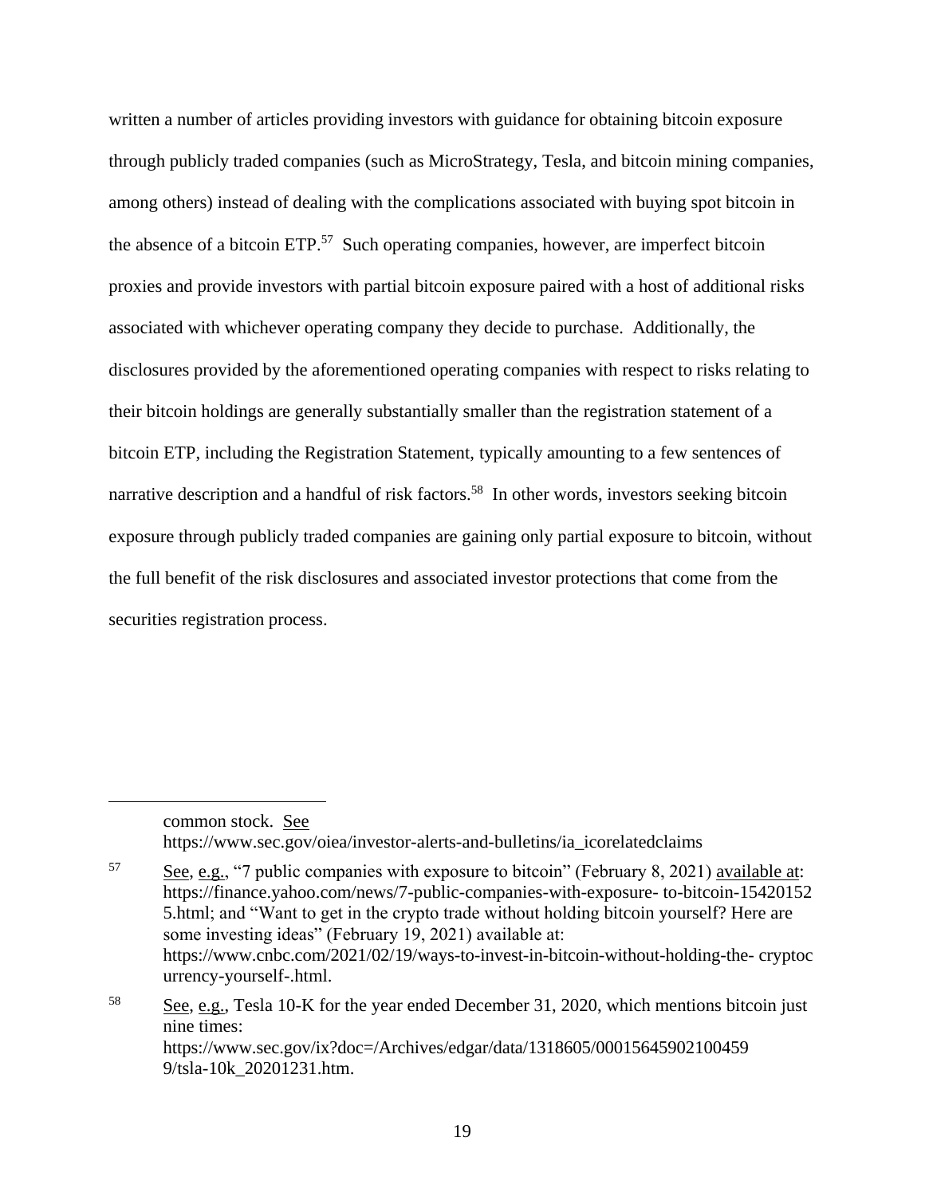written a number of articles providing investors with guidance for obtaining bitcoin exposure through publicly traded companies (such as MicroStrategy, Tesla, and bitcoin mining companies, among others) instead of dealing with the complications associated with buying spot bitcoin in the absence of a bitcoin ETP.[57] Such operating companies, however, are imperfect bitcoin proxies and provide investors with partial bitcoin exposure paired with a host of additional risks associated with whichever operating company they decide to purchase. Additionally, the disclosures provided by the aforementioned operating companies with respect to risks relating to their bitcoin holdings are generally substantially smaller than the registration statement of a bitcoin ETP, including the Registration Statement, typically amounting to a few sentences of narrative description and a handful of risk factors.[58] In other words, investors seeking bitcoin exposure through publicly traded companies are gaining only partial exposure to bitcoin, without the full benefit of the risk disclosures and associated investor protections that come from the securities registration process.

---

common stock. See https://www.sec.gov/oiea/investor-alerts-and-bulletins/ia_icorelatedclaims

[57] See, e.g., "7 public companies with exposure to bitcoin" (February 8, 2021) available at: https://finance.yahoo.com/news/7-public-companies-with-exposure- to-bitcoin-154201525.html; and "Want to get in the crypto trade without holding bitcoin yourself? Here are some investing ideas" (February 19, 2021) available at: https://www.cnbc.com/2021/02/19/ways-to-invest-in-bitcoin-without-holding-the- cryptocurrency-yourself-.html.

[58] See, e.g., Tesla 10-K for the year ended December 31, 2020, which mentions bitcoin just nine times: https://www.sec.gov/ix?doc=/Archives/edgar/data/1318605/000156459021004599/tsla-10k_20201231.htm.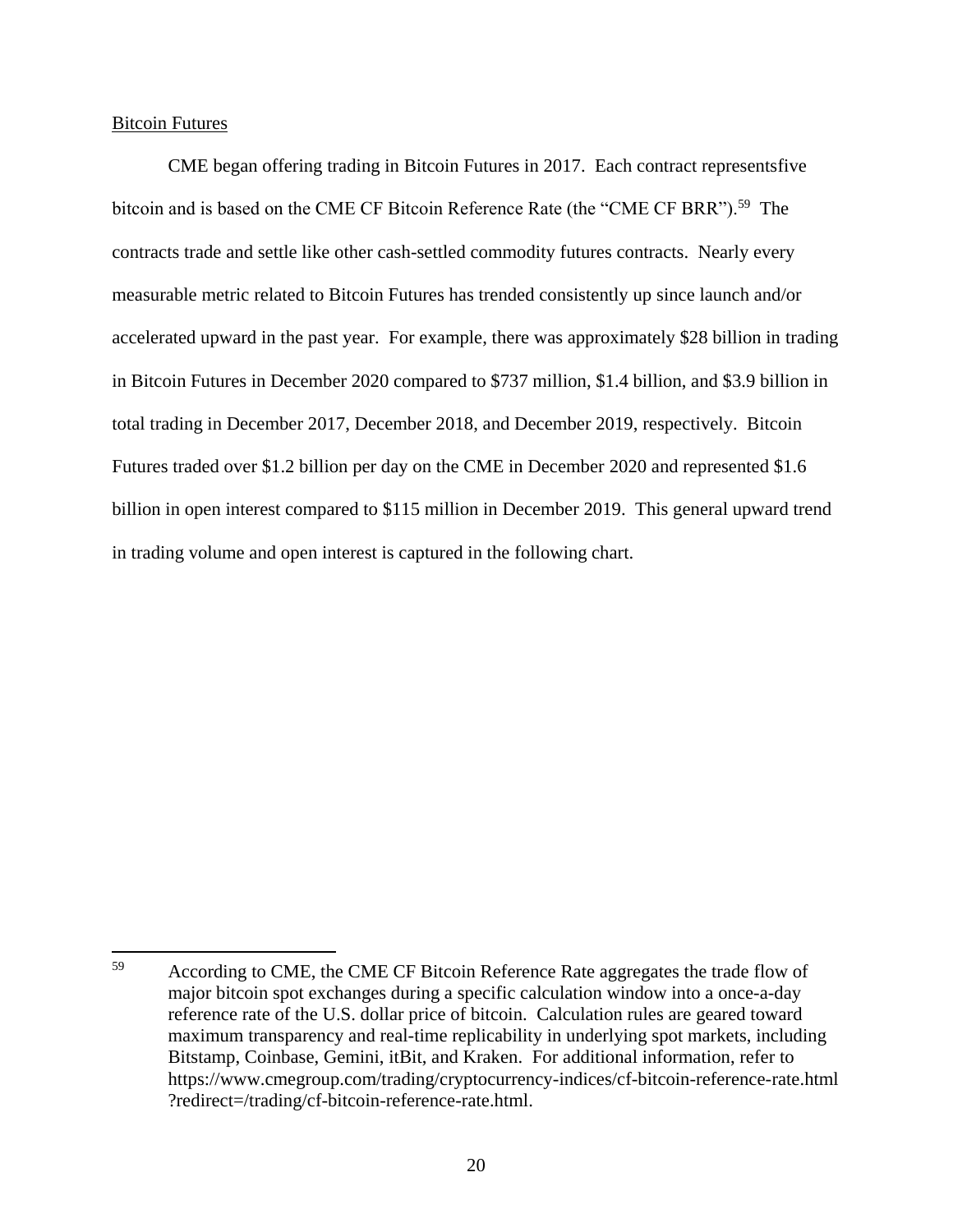Bitcoin Futures

CME began offering trading in Bitcoin Futures in 2017. Each contract representsfive bitcoin and is based on the CME CF Bitcoin Reference Rate (the "CME CF BRR").[59] The contracts trade and settle like other cash-settled commodity futures contracts. Nearly every measurable metric related to Bitcoin Futures has trended consistently up since launch and/or accelerated upward in the past year. For example, there was approximately $28 billion in trading in Bitcoin Futures in December 2020 compared to $737 million, $1.4 billion, and $3.9 billion in total trading in December 2017, December 2018, and December 2019, respectively. Bitcoin Futures traded over $1.2 billion per day on the CME in December 2020 and represented $1.6 billion in open interest compared to $115 million in December 2019. This general upward trend in trading volume and open interest is captured in the following chart.

[59] According to CME, the CME CF Bitcoin Reference Rate aggregates the trade flow of major bitcoin spot exchanges during a specific calculation window into a once-a-day reference rate of the U.S. dollar price of bitcoin. Calculation rules are geared toward maximum transparency and real-time replicability in underlying spot markets, including Bitstamp, Coinbase, Gemini, itBit, and Kraken. For additional information, refer to https://www.cmegroup.com/trading/cryptocurrency-indices/cf-bitcoin-reference-rate.html?redirect=/trading/cf-bitcoin-reference-rate.html.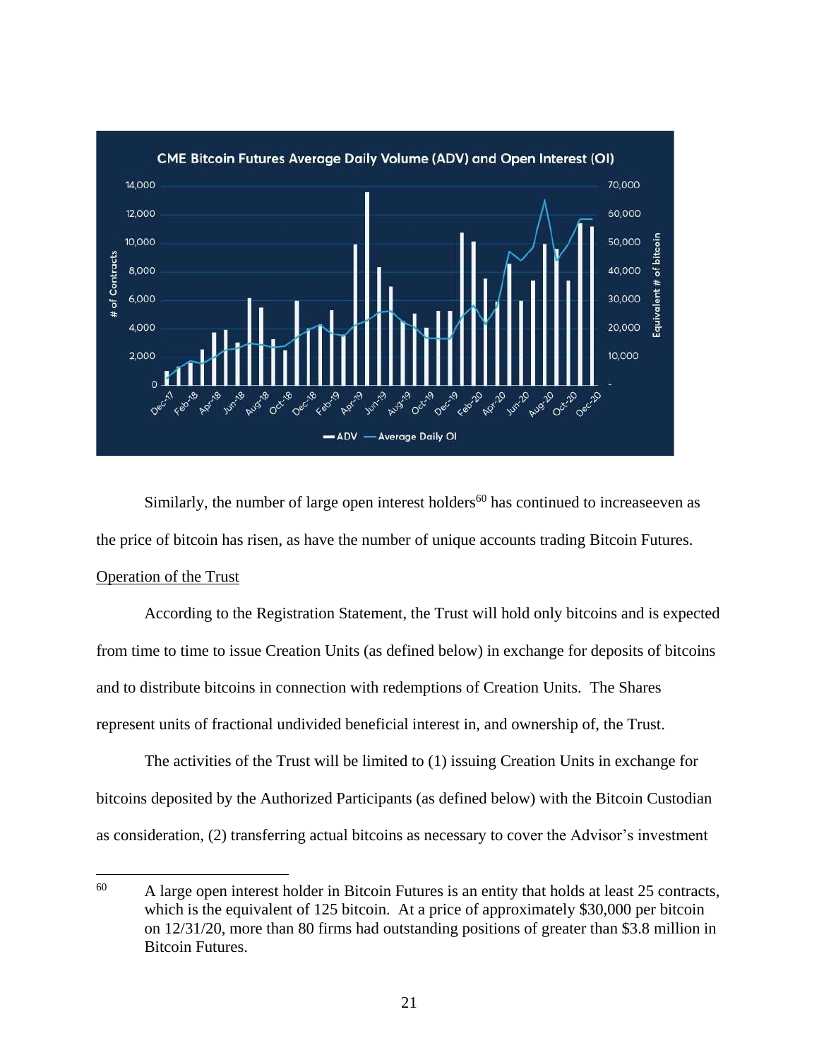Similarly, the number of large open interest holders[60] has continued to increaseeven as the price of bitcoin has risen, as have the number of unique accounts trading Bitcoin Futures.

Operation of the Trust

According to the Registration Statement, the Trust will hold only bitcoins and is expected from time to time to issue Creation Units (as defined below) in exchange for deposits of bitcoins and to distribute bitcoins in connection with redemptions of Creation Units. The Shares represent units of fractional undivided beneficial interest in, and ownership of, the Trust.

The activities of the Trust will be limited to (1) issuing Creation Units in exchange for bitcoins deposited by the Authorized Participants (as defined below) with the Bitcoin Custodian as consideration, (2) transferring actual bitcoins as necessary to cover the Advisor's investment

---

[60] A large open interest holder in Bitcoin Futures is an entity that holds at least 25 contracts, which is the equivalent of 125 bitcoin. At a price of approximately $30,000 per bitcoin on 12/31/20, more than 80 firms had outstanding positions of greater than $3.8 million in Bitcoin Futures.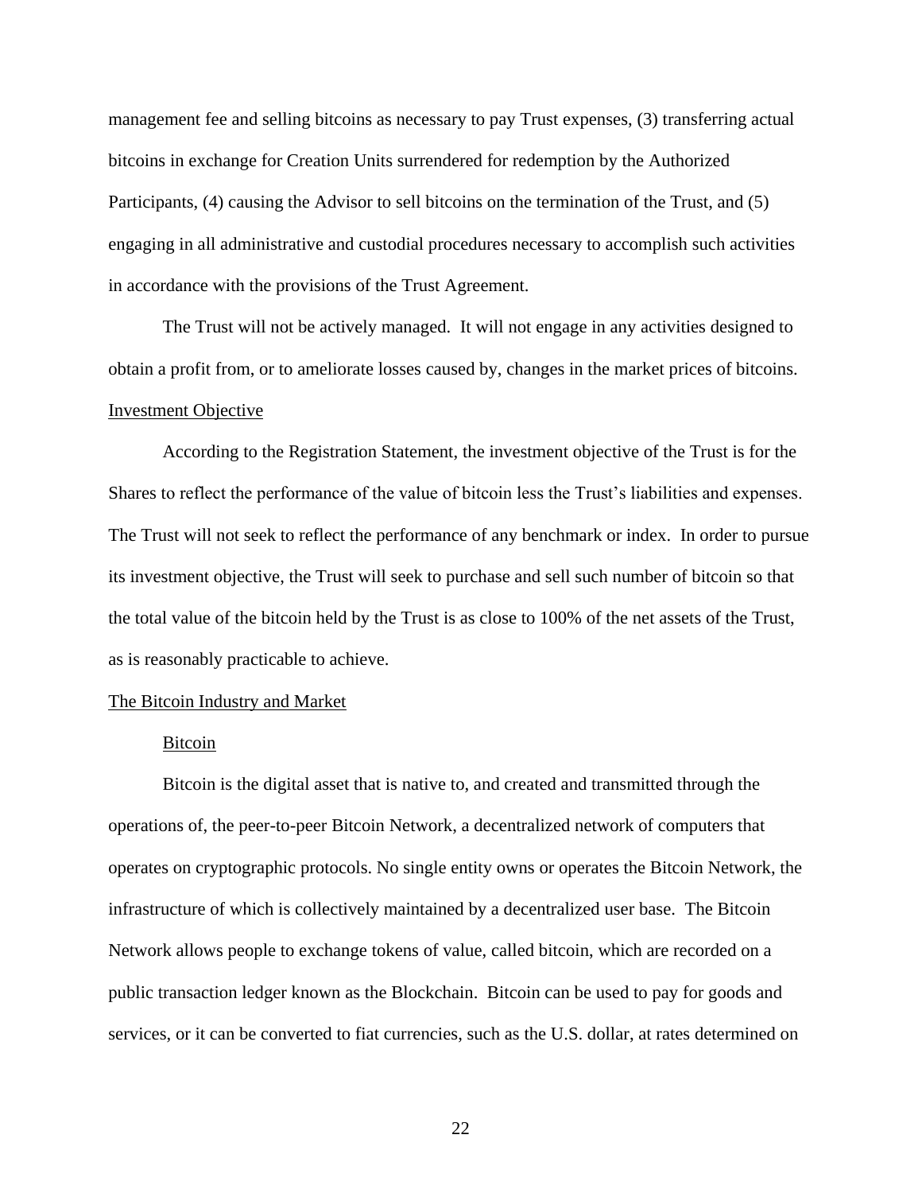management fee and selling bitcoins as necessary to pay Trust expenses, (3) transferring actual bitcoins in exchange for Creation Units surrendered for redemption by the Authorized Participants, (4) causing the Advisor to sell bitcoins on the termination of the Trust, and (5) engaging in all administrative and custodial procedures necessary to accomplish such activities in accordance with the provisions of the Trust Agreement.

The Trust will not be actively managed. It will not engage in any activities designed to obtain a profit from, or to ameliorate losses caused by, changes in the market prices of bitcoins.

Investment Objective

According to the Registration Statement, the investment objective of the Trust is for the Shares to reflect the performance of the value of bitcoin less the Trust's liabilities and expenses. The Trust will not seek to reflect the performance of any benchmark or index. In order to pursue its investment objective, the Trust will seek to purchase and sell such number of bitcoin so that the total value of the bitcoin held by the Trust is as close to 100% of the net assets of the Trust, as is reasonably practicable to achieve.

The Bitcoin Industry and Market

Bitcoin

Bitcoin is the digital asset that is native to, and created and transmitted through the operations of, the peer-to-peer Bitcoin Network, a decentralized network of computers that operates on cryptographic protocols. No single entity owns or operates the Bitcoin Network, the infrastructure of which is collectively maintained by a decentralized user base. The Bitcoin Network allows people to exchange tokens of value, called bitcoin, which are recorded on a public transaction ledger known as the Blockchain. Bitcoin can be used to pay for goods and services, or it can be converted to fiat currencies, such as the U.S. dollar, at rates determined on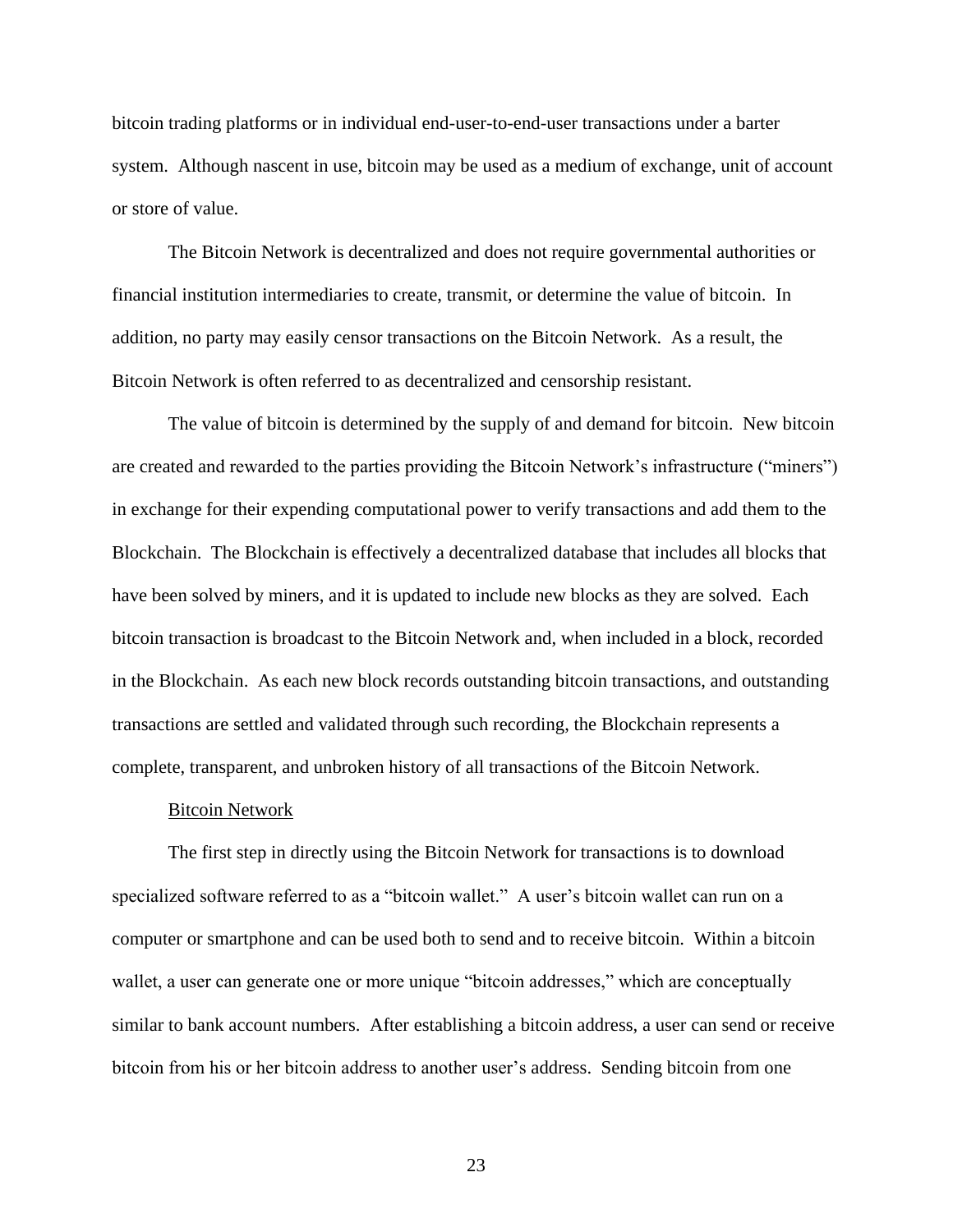bitcoin trading platforms or in individual end-user-to-end-user transactions under a barter system. Although nascent in use, bitcoin may be used as a medium of exchange, unit of account or store of value.

The Bitcoin Network is decentralized and does not require governmental authorities or financial institution intermediaries to create, transmit, or determine the value of bitcoin. In addition, no party may easily censor transactions on the Bitcoin Network. As a result, the Bitcoin Network is often referred to as decentralized and censorship resistant.

The value of bitcoin is determined by the supply of and demand for bitcoin. New bitcoin are created and rewarded to the parties providing the Bitcoin Network's infrastructure ("miners") in exchange for their expending computational power to verify transactions and add them to the Blockchain. The Blockchain is effectively a decentralized database that includes all blocks that have been solved by miners, and it is updated to include new blocks as they are solved. Each bitcoin transaction is broadcast to the Bitcoin Network and, when included in a block, recorded in the Blockchain. As each new block records outstanding bitcoin transactions, and outstanding transactions are settled and validated through such recording, the Blockchain represents a complete, transparent, and unbroken history of all transactions of the Bitcoin Network.

<u>Bitcoin Network</u>

The first step in directly using the Bitcoin Network for transactions is to download specialized software referred to as a "bitcoin wallet." A user's bitcoin wallet can run on a computer or smartphone and can be used both to send and to receive bitcoin. Within a bitcoin wallet, a user can generate one or more unique "bitcoin addresses," which are conceptually similar to bank account numbers. After establishing a bitcoin address, a user can send or receive bitcoin from his or her bitcoin address to another user's address. Sending bitcoin from one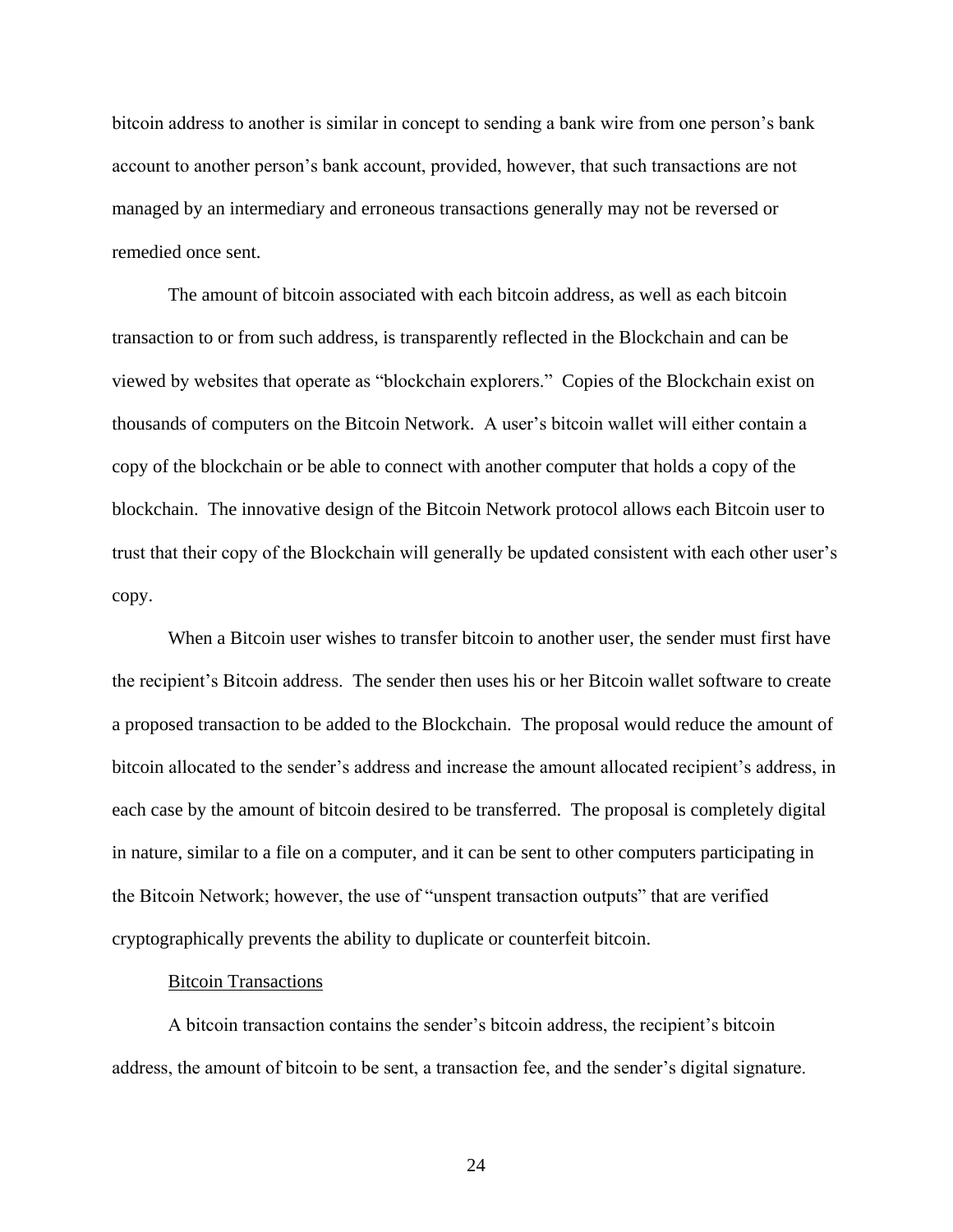bitcoin address to another is similar in concept to sending a bank wire from one person's bank account to another person's bank account, provided, however, that such transactions are not managed by an intermediary and erroneous transactions generally may not be reversed or remedied once sent.

The amount of bitcoin associated with each bitcoin address, as well as each bitcoin transaction to or from such address, is transparently reflected in the Blockchain and can be viewed by websites that operate as "blockchain explorers." Copies of the Blockchain exist on thousands of computers on the Bitcoin Network. A user's bitcoin wallet will either contain a copy of the blockchain or be able to connect with another computer that holds a copy of the blockchain. The innovative design of the Bitcoin Network protocol allows each Bitcoin user to trust that their copy of the Blockchain will generally be updated consistent with each other user's copy.

When a Bitcoin user wishes to transfer bitcoin to another user, the sender must first have the recipient's Bitcoin address. The sender then uses his or her Bitcoin wallet software to create a proposed transaction to be added to the Blockchain. The proposal would reduce the amount of bitcoin allocated to the sender's address and increase the amount allocated recipient's address, in each case by the amount of bitcoin desired to be transferred. The proposal is completely digital in nature, similar to a file on a computer, and it can be sent to other computers participating in the Bitcoin Network; however, the use of "unspent transaction outputs" that are verified cryptographically prevents the ability to duplicate or counterfeit bitcoin.

Bitcoin Transactions

A bitcoin transaction contains the sender's bitcoin address, the recipient's bitcoin address, the amount of bitcoin to be sent, a transaction fee, and the sender's digital signature.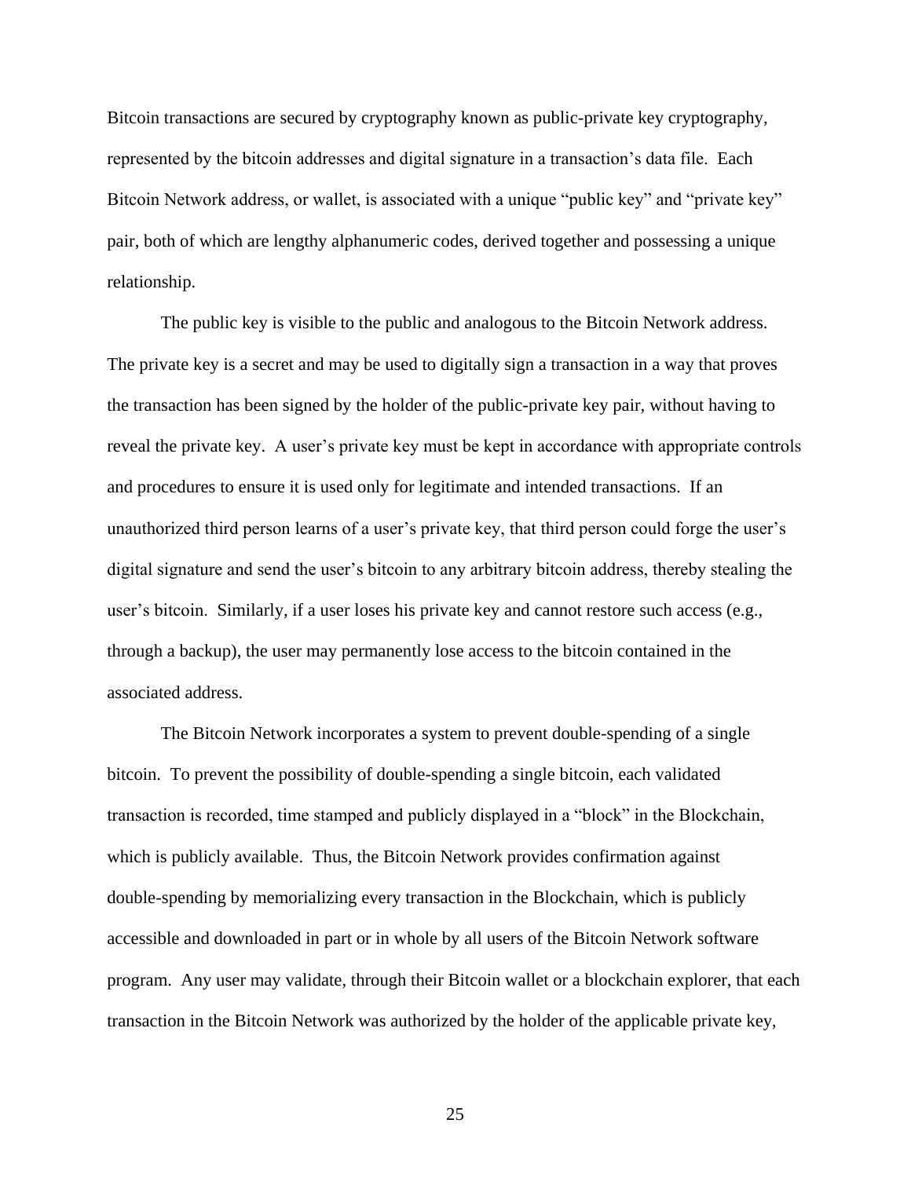Bitcoin transactions are secured by cryptography known as public-private key cryptography, represented by the bitcoin addresses and digital signature in a transaction's data file. Each Bitcoin Network address, or wallet, is associated with a unique "public key" and "private key" pair, both of which are lengthy alphanumeric codes, derived together and possessing a unique relationship.

The public key is visible to the public and analogous to the Bitcoin Network address. The private key is a secret and may be used to digitally sign a transaction in a way that proves the transaction has been signed by the holder of the public-private key pair, without having to reveal the private key. A user's private key must be kept in accordance with appropriate controls and procedures to ensure it is used only for legitimate and intended transactions. If an unauthorized third person learns of a user's private key, that third person could forge the user's digital signature and send the user's bitcoin to any arbitrary bitcoin address, thereby stealing the user's bitcoin. Similarly, if a user loses his private key and cannot restore such access (e.g., through a backup), the user may permanently lose access to the bitcoin contained in the associated address.

The Bitcoin Network incorporates a system to prevent double-spending of a single bitcoin. To prevent the possibility of double-spending a single bitcoin, each validated transaction is recorded, time stamped and publicly displayed in a "block" in the Blockchain, which is publicly available. Thus, the Bitcoin Network provides confirmation against double-spending by memorializing every transaction in the Blockchain, which is publicly accessible and downloaded in part or in whole by all users of the Bitcoin Network software program. Any user may validate, through their Bitcoin wallet or a blockchain explorer, that each transaction in the Bitcoin Network was authorized by the holder of the applicable private key,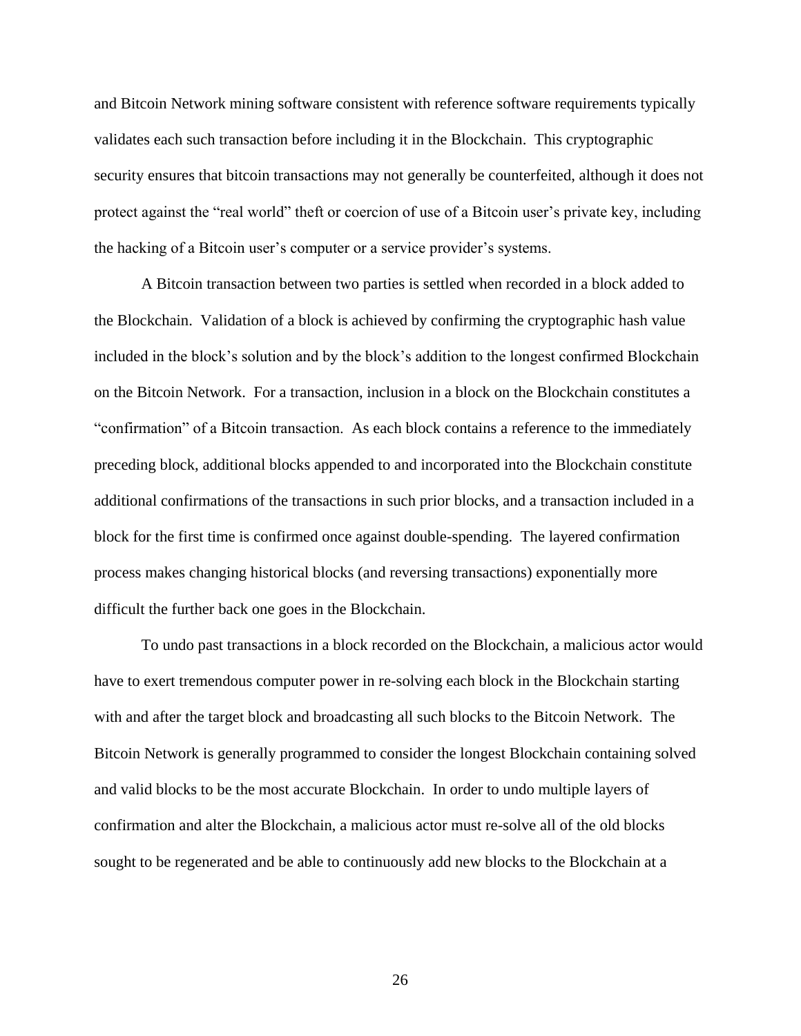and Bitcoin Network mining software consistent with reference software requirements typically validates each such transaction before including it in the Blockchain. This cryptographic security ensures that bitcoin transactions may not generally be counterfeited, although it does not protect against the "real world" theft or coercion of use of a Bitcoin user's private key, including the hacking of a Bitcoin user's computer or a service provider's systems.

A Bitcoin transaction between two parties is settled when recorded in a block added to the Blockchain. Validation of a block is achieved by confirming the cryptographic hash value included in the block's solution and by the block's addition to the longest confirmed Blockchain on the Bitcoin Network. For a transaction, inclusion in a block on the Blockchain constitutes a "confirmation" of a Bitcoin transaction. As each block contains a reference to the immediately preceding block, additional blocks appended to and incorporated into the Blockchain constitute additional confirmations of the transactions in such prior blocks, and a transaction included in a block for the first time is confirmed once against double-spending. The layered confirmation process makes changing historical blocks (and reversing transactions) exponentially more difficult the further back one goes in the Blockchain.

To undo past transactions in a block recorded on the Blockchain, a malicious actor would have to exert tremendous computer power in re-solving each block in the Blockchain starting with and after the target block and broadcasting all such blocks to the Bitcoin Network. The Bitcoin Network is generally programmed to consider the longest Blockchain containing solved and valid blocks to be the most accurate Blockchain. In order to undo multiple layers of confirmation and alter the Blockchain, a malicious actor must re-solve all of the old blocks sought to be regenerated and be able to continuously add new blocks to the Blockchain at a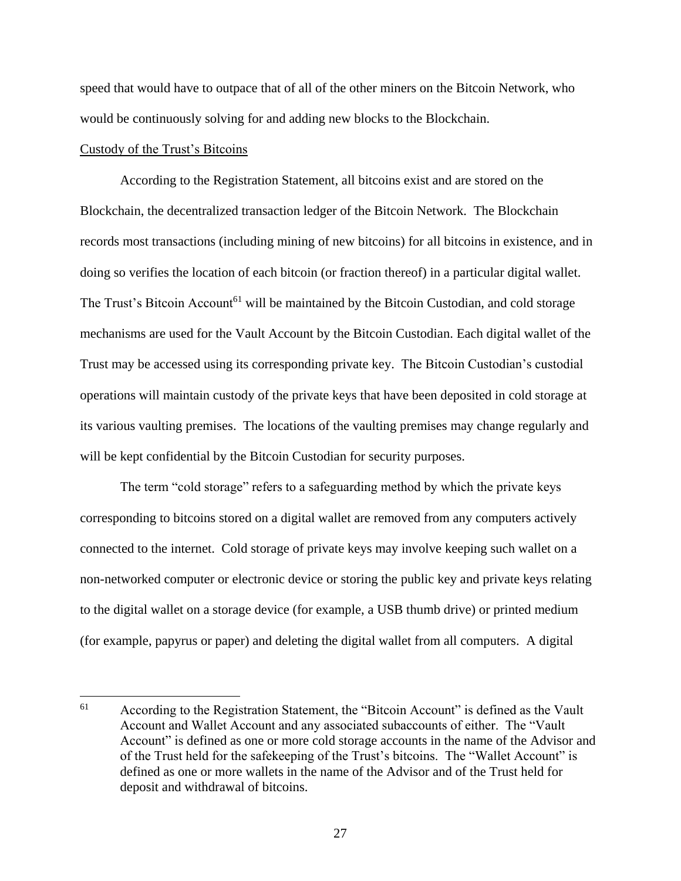speed that would have to outpace that of all of the other miners on the Bitcoin Network, who would be continuously solving for and adding new blocks to the Blockchain.

Custody of the Trust's Bitcoins

According to the Registration Statement, all bitcoins exist and are stored on the Blockchain, the decentralized transaction ledger of the Bitcoin Network. The Blockchain records most transactions (including mining of new bitcoins) for all bitcoins in existence, and in doing so verifies the location of each bitcoin (or fraction thereof) in a particular digital wallet. The Trust's Bitcoin Account[61] will be maintained by the Bitcoin Custodian, and cold storage mechanisms are used for the Vault Account by the Bitcoin Custodian. Each digital wallet of the Trust may be accessed using its corresponding private key. The Bitcoin Custodian's custodial operations will maintain custody of the private keys that have been deposited in cold storage at its various vaulting premises. The locations of the vaulting premises may change regularly and will be kept confidential by the Bitcoin Custodian for security purposes.

The term "cold storage" refers to a safeguarding method by which the private keys corresponding to bitcoins stored on a digital wallet are removed from any computers actively connected to the internet. Cold storage of private keys may involve keeping such wallet on a non-networked computer or electronic device or storing the public key and private keys relating to the digital wallet on a storage device (for example, a USB thumb drive) or printed medium (for example, papyrus or paper) and deleting the digital wallet from all computers. A digital

---

[61] According to the Registration Statement, the "Bitcoin Account" is defined as the Vault Account and Wallet Account and any associated subaccounts of either. The "Vault Account" is defined as one or more cold storage accounts in the name of the Advisor and of the Trust held for the safekeeping of the Trust's bitcoins. The "Wallet Account" is defined as one or more wallets in the name of the Advisor and of the Trust held for deposit and withdrawal of bitcoins.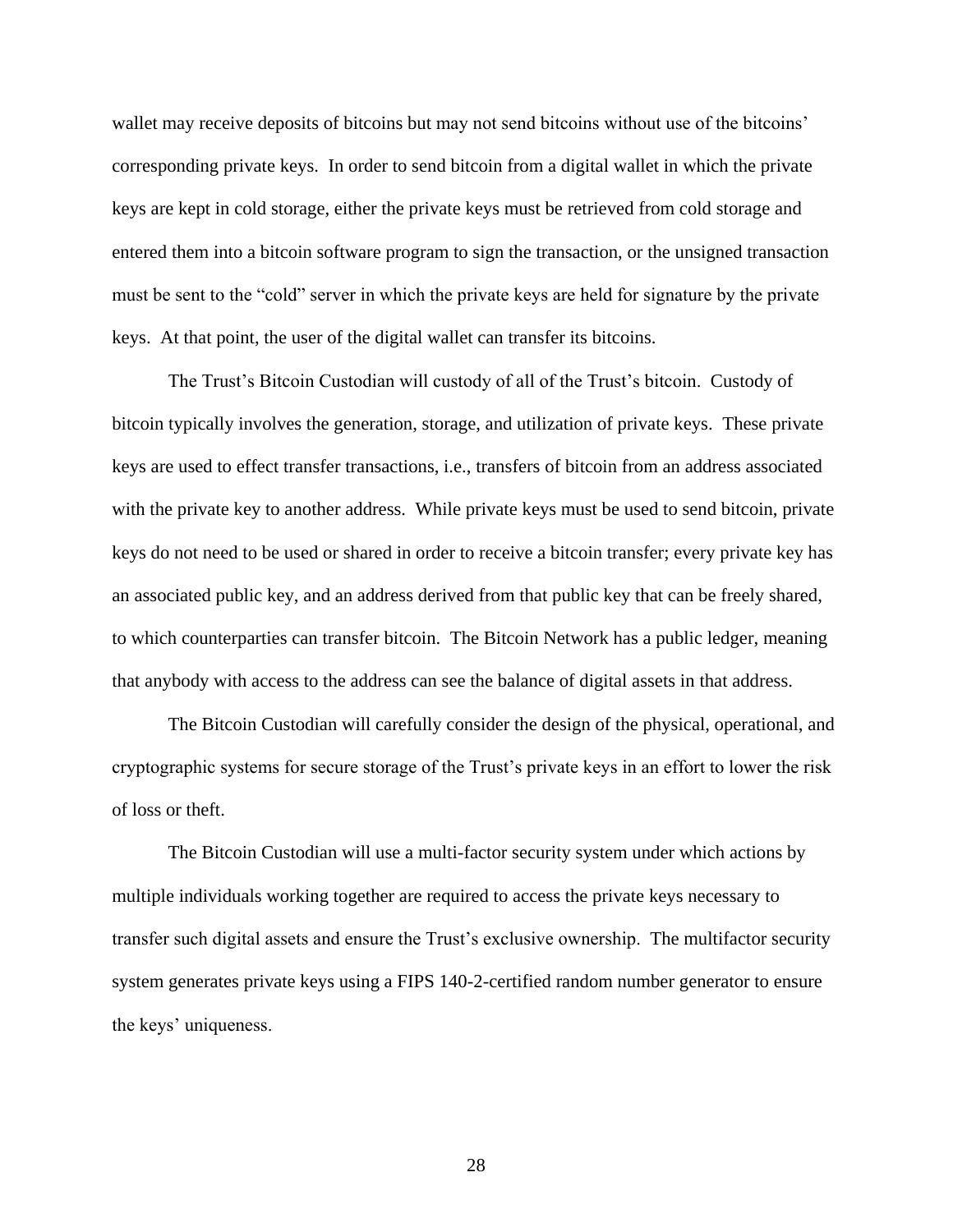wallet may receive deposits of bitcoins but may not send bitcoins without use of the bitcoins' corresponding private keys. In order to send bitcoin from a digital wallet in which the private keys are kept in cold storage, either the private keys must be retrieved from cold storage and entered them into a bitcoin software program to sign the transaction, or the unsigned transaction must be sent to the "cold" server in which the private keys are held for signature by the private keys. At that point, the user of the digital wallet can transfer its bitcoins.

The Trust's Bitcoin Custodian will custody of all of the Trust's bitcoin. Custody of bitcoin typically involves the generation, storage, and utilization of private keys. These private keys are used to effect transfer transactions, i.e., transfers of bitcoin from an address associated with the private key to another address. While private keys must be used to send bitcoin, private keys do not need to be used or shared in order to receive a bitcoin transfer; every private key has an associated public key, and an address derived from that public key that can be freely shared, to which counterparties can transfer bitcoin. The Bitcoin Network has a public ledger, meaning that anybody with access to the address can see the balance of digital assets in that address.

The Bitcoin Custodian will carefully consider the design of the physical, operational, and cryptographic systems for secure storage of the Trust's private keys in an effort to lower the risk of loss or theft.

The Bitcoin Custodian will use a multi-factor security system under which actions by multiple individuals working together are required to access the private keys necessary to transfer such digital assets and ensure the Trust's exclusive ownership. The multifactor security system generates private keys using a FIPS 140-2-certified random number generator to ensure the keys' uniqueness.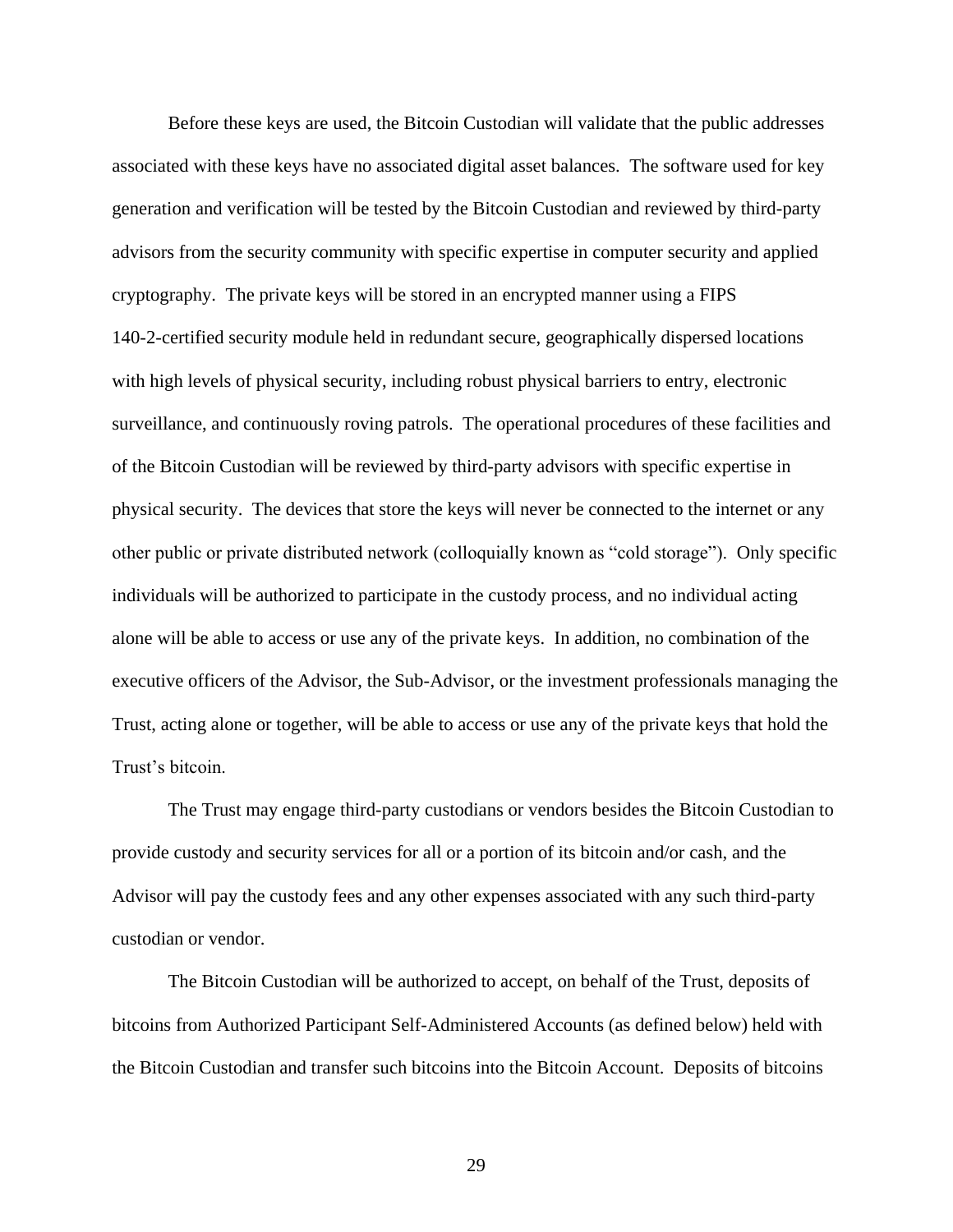Before these keys are used, the Bitcoin Custodian will validate that the public addresses associated with these keys have no associated digital asset balances. The software used for key generation and verification will be tested by the Bitcoin Custodian and reviewed by third-party advisors from the security community with specific expertise in computer security and applied cryptography. The private keys will be stored in an encrypted manner using a FIPS 140-2-certified security module held in redundant secure, geographically dispersed locations with high levels of physical security, including robust physical barriers to entry, electronic surveillance, and continuously roving patrols. The operational procedures of these facilities and of the Bitcoin Custodian will be reviewed by third-party advisors with specific expertise in physical security. The devices that store the keys will never be connected to the internet or any other public or private distributed network (colloquially known as "cold storage"). Only specific individuals will be authorized to participate in the custody process, and no individual acting alone will be able to access or use any of the private keys. In addition, no combination of the executive officers of the Advisor, the Sub-Advisor, or the investment professionals managing the Trust, acting alone or together, will be able to access or use any of the private keys that hold the Trust's bitcoin.

The Trust may engage third-party custodians or vendors besides the Bitcoin Custodian to provide custody and security services for all or a portion of its bitcoin and/or cash, and the Advisor will pay the custody fees and any other expenses associated with any such third-party custodian or vendor.

The Bitcoin Custodian will be authorized to accept, on behalf of the Trust, deposits of bitcoins from Authorized Participant Self-Administered Accounts (as defined below) held with the Bitcoin Custodian and transfer such bitcoins into the Bitcoin Account. Deposits of bitcoins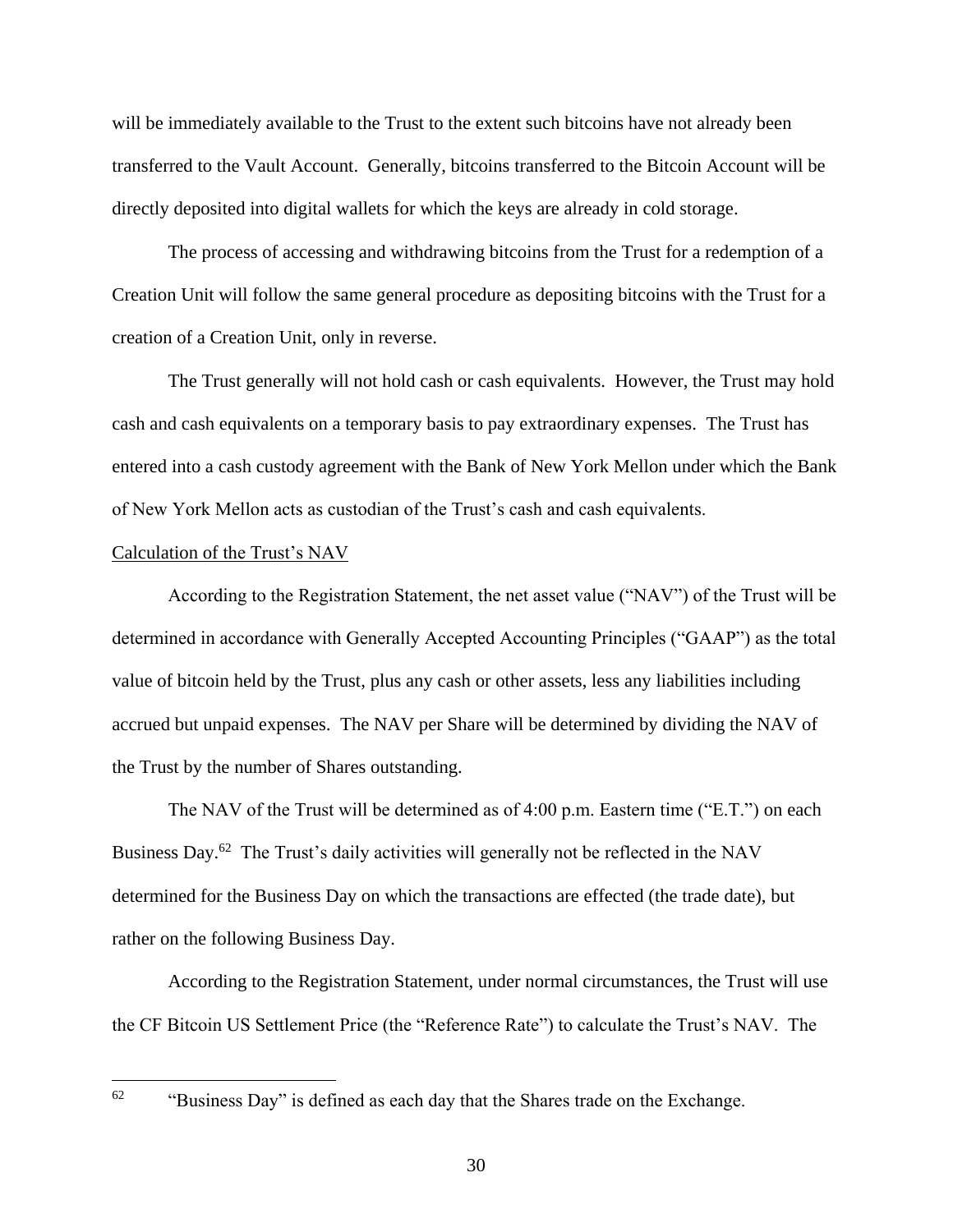will be immediately available to the Trust to the extent such bitcoins have not already been transferred to the Vault Account. Generally, bitcoins transferred to the Bitcoin Account will be directly deposited into digital wallets for which the keys are already in cold storage.

The process of accessing and withdrawing bitcoins from the Trust for a redemption of a Creation Unit will follow the same general procedure as depositing bitcoins with the Trust for a creation of a Creation Unit, only in reverse.

The Trust generally will not hold cash or cash equivalents. However, the Trust may hold cash and cash equivalents on a temporary basis to pay extraordinary expenses. The Trust has entered into a cash custody agreement with the Bank of New York Mellon under which the Bank of New York Mellon acts as custodian of the Trust's cash and cash equivalents.

<u>Calculation of the Trust's NAV</u>

According to the Registration Statement, the net asset value ("NAV") of the Trust will be determined in accordance with Generally Accepted Accounting Principles ("GAAP") as the total value of bitcoin held by the Trust, plus any cash or other assets, less any liabilities including accrued but unpaid expenses. The NAV per Share will be determined by dividing the NAV of the Trust by the number of Shares outstanding.

The NAV of the Trust will be determined as of 4:00 p.m. Eastern time ("E.T.") on each Business Day.[62] The Trust's daily activities will generally not be reflected in the NAV determined for the Business Day on which the transactions are effected (the trade date), but rather on the following Business Day.

According to the Registration Statement, under normal circumstances, the Trust will use the CF Bitcoin US Settlement Price (the "Reference Rate") to calculate the Trust's NAV. The

---

[62] "Business Day" is defined as each day that the Shares trade on the Exchange.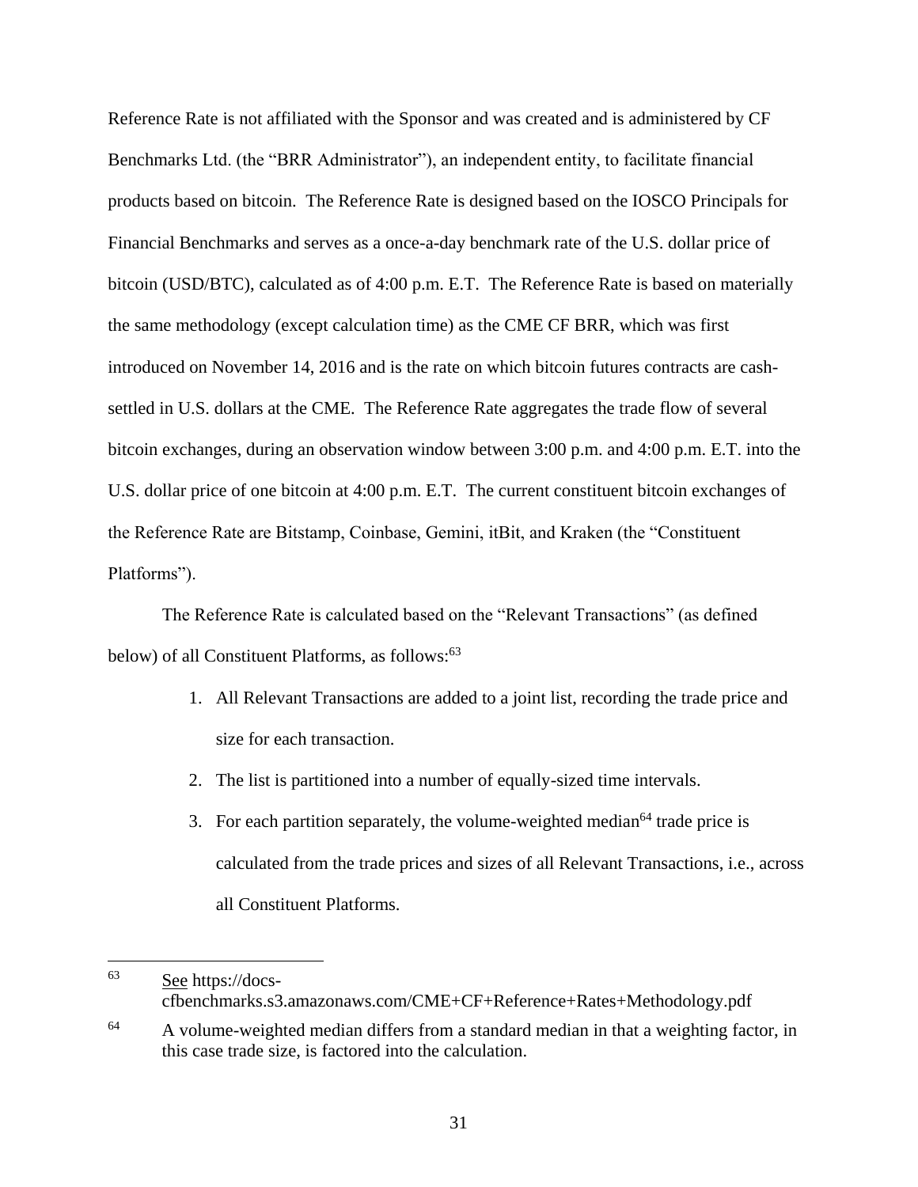Reference Rate is not affiliated with the Sponsor and was created and is administered by CF Benchmarks Ltd. (the "BRR Administrator"), an independent entity, to facilitate financial products based on bitcoin. The Reference Rate is designed based on the IOSCO Principals for Financial Benchmarks and serves as a once-a-day benchmark rate of the U.S. dollar price of bitcoin (USD/BTC), calculated as of 4:00 p.m. E.T. The Reference Rate is based on materially the same methodology (except calculation time) as the CME CF BRR, which was first introduced on November 14, 2016 and is the rate on which bitcoin futures contracts are cash-settled in U.S. dollars at the CME. The Reference Rate aggregates the trade flow of several bitcoin exchanges, during an observation window between 3:00 p.m. and 4:00 p.m. E.T. into the U.S. dollar price of one bitcoin at 4:00 p.m. E.T. The current constituent bitcoin exchanges of the Reference Rate are Bitstamp, Coinbase, Gemini, itBit, and Kraken (the "Constituent Platforms").

The Reference Rate is calculated based on the "Relevant Transactions" (as defined below) of all Constituent Platforms, as follows:[63]

1. All Relevant Transactions are added to a joint list, recording the trade price and size for each transaction.
2. The list is partitioned into a number of equally-sized time intervals.
3. For each partition separately, the volume-weighted median[64] trade price is calculated from the trade prices and sizes of all Relevant Transactions, i.e., across all Constituent Platforms.

---

[63] See https://docs-cfbenchmarks.s3.amazonaws.com/CME+CF+Reference+Rates+Methodology.pdf

[64] A volume-weighted median differs from a standard median in that a weighting factor, in this case trade size, is factored into the calculation.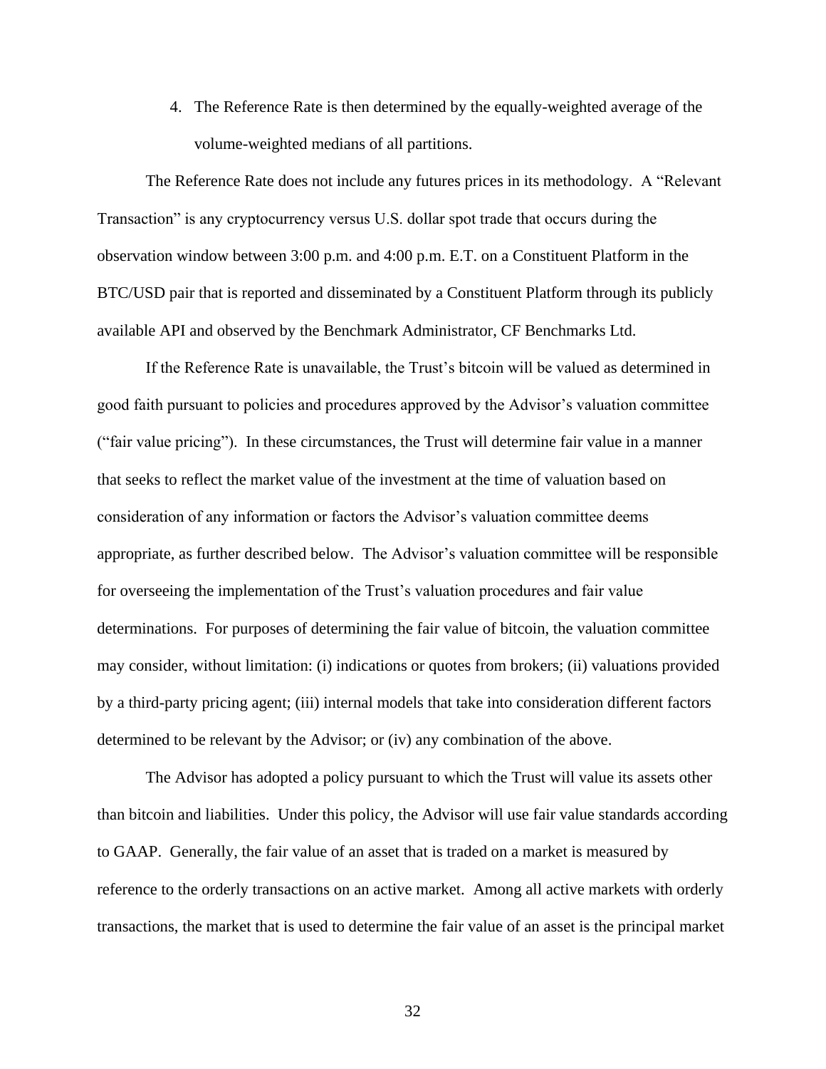4. The Reference Rate is then determined by the equally-weighted average of the volume-weighted medians of all partitions.

The Reference Rate does not include any futures prices in its methodology. A "Relevant Transaction" is any cryptocurrency versus U.S. dollar spot trade that occurs during the observation window between 3:00 p.m. and 4:00 p.m. E.T. on a Constituent Platform in the BTC/USD pair that is reported and disseminated by a Constituent Platform through its publicly available API and observed by the Benchmark Administrator, CF Benchmarks Ltd.

If the Reference Rate is unavailable, the Trust's bitcoin will be valued as determined in good faith pursuant to policies and procedures approved by the Advisor's valuation committee ("fair value pricing"). In these circumstances, the Trust will determine fair value in a manner that seeks to reflect the market value of the investment at the time of valuation based on consideration of any information or factors the Advisor's valuation committee deems appropriate, as further described below. The Advisor's valuation committee will be responsible for overseeing the implementation of the Trust's valuation procedures and fair value determinations. For purposes of determining the fair value of bitcoin, the valuation committee may consider, without limitation: (i) indications or quotes from brokers; (ii) valuations provided by a third-party pricing agent; (iii) internal models that take into consideration different factors determined to be relevant by the Advisor; or (iv) any combination of the above.

The Advisor has adopted a policy pursuant to which the Trust will value its assets other than bitcoin and liabilities. Under this policy, the Advisor will use fair value standards according to GAAP. Generally, the fair value of an asset that is traded on a market is measured by reference to the orderly transactions on an active market. Among all active markets with orderly transactions, the market that is used to determine the fair value of an asset is the principal market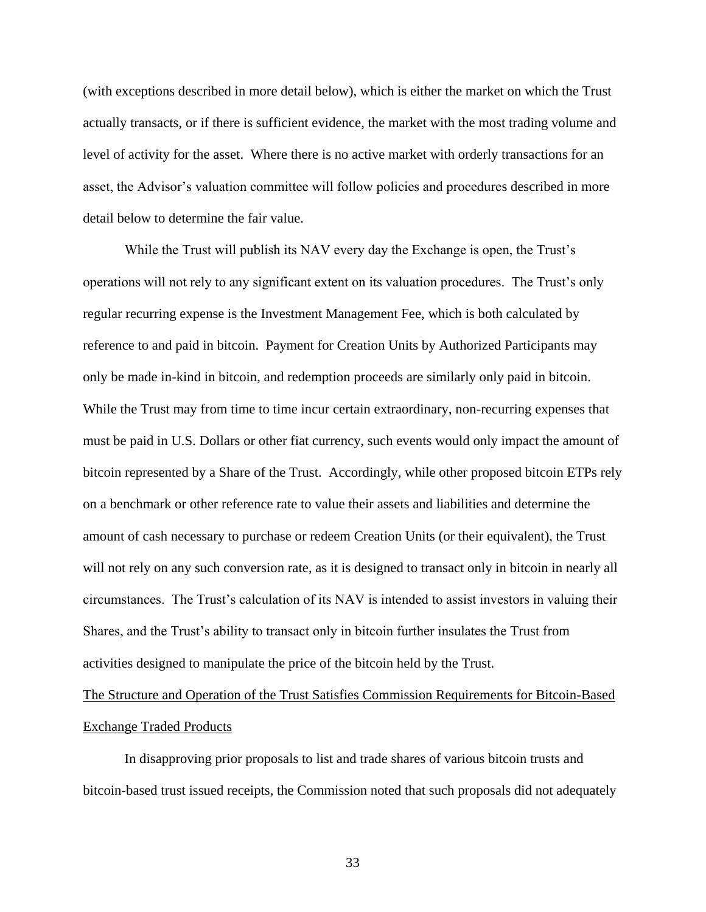(with exceptions described in more detail below), which is either the market on which the Trust actually transacts, or if there is sufficient evidence, the market with the most trading volume and level of activity for the asset. Where there is no active market with orderly transactions for an asset, the Advisor's valuation committee will follow policies and procedures described in more detail below to determine the fair value.

While the Trust will publish its NAV every day the Exchange is open, the Trust's operations will not rely to any significant extent on its valuation procedures. The Trust's only regular recurring expense is the Investment Management Fee, which is both calculated by reference to and paid in bitcoin. Payment for Creation Units by Authorized Participants may only be made in-kind in bitcoin, and redemption proceeds are similarly only paid in bitcoin. While the Trust may from time to time incur certain extraordinary, non-recurring expenses that must be paid in U.S. Dollars or other fiat currency, such events would only impact the amount of bitcoin represented by a Share of the Trust. Accordingly, while other proposed bitcoin ETPs rely on a benchmark or other reference rate to value their assets and liabilities and determine the amount of cash necessary to purchase or redeem Creation Units (or their equivalent), the Trust will not rely on any such conversion rate, as it is designed to transact only in bitcoin in nearly all circumstances. The Trust's calculation of its NAV is intended to assist investors in valuing their Shares, and the Trust's ability to transact only in bitcoin further insulates the Trust from activities designed to manipulate the price of the bitcoin held by the Trust.

The Structure and Operation of the Trust Satisfies Commission Requirements for Bitcoin-Based Exchange Traded Products

In disapproving prior proposals to list and trade shares of various bitcoin trusts and bitcoin-based trust issued receipts, the Commission noted that such proposals did not adequately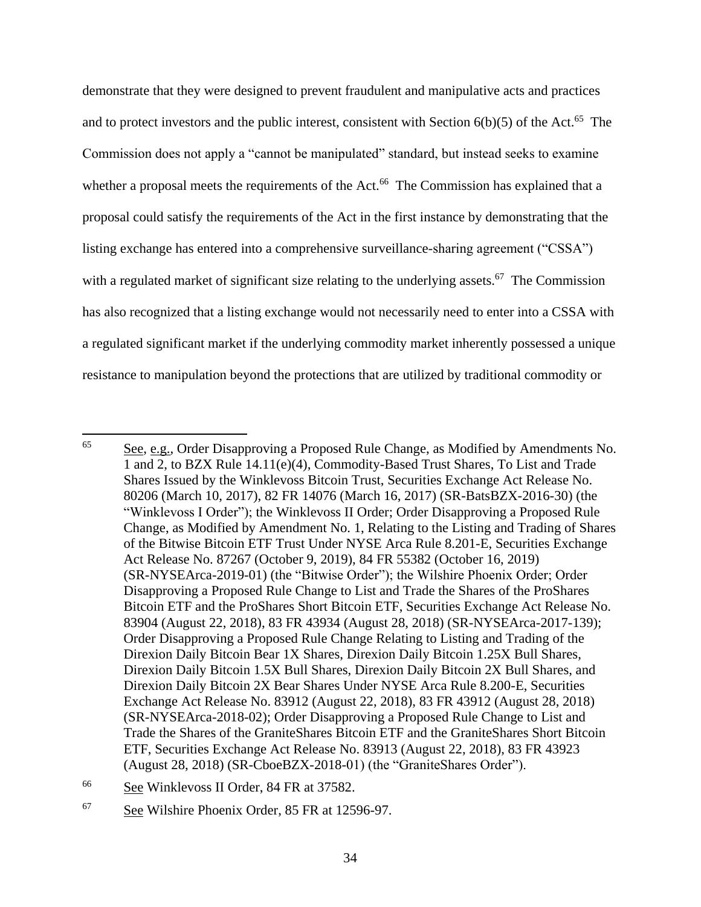demonstrate that they were designed to prevent fraudulent and manipulative acts and practices and to protect investors and the public interest, consistent with Section 6(b)(5) of the Act.[65] The Commission does not apply a "cannot be manipulated" standard, but instead seeks to examine whether a proposal meets the requirements of the Act.[66] The Commission has explained that a proposal could satisfy the requirements of the Act in the first instance by demonstrating that the listing exchange has entered into a comprehensive surveillance-sharing agreement ("CSSA") with a regulated market of significant size relating to the underlying assets.[67] The Commission has also recognized that a listing exchange would not necessarily need to enter into a CSSA with a regulated significant market if the underlying commodity market inherently possessed a unique resistance to manipulation beyond the protections that are utilized by traditional commodity or

---

[65] See, e.g., Order Disapproving a Proposed Rule Change, as Modified by Amendments No. 1 and 2, to BZX Rule 14.11(e)(4), Commodity-Based Trust Shares, To List and Trade Shares Issued by the Winklevoss Bitcoin Trust, Securities Exchange Act Release No. 80206 (March 10, 2017), 82 FR 14076 (March 16, 2017) (SR-BatsBZX-2016-30) (the "Winklevoss I Order"); the Winklevoss II Order; Order Disapproving a Proposed Rule Change, as Modified by Amendment No. 1, Relating to the Listing and Trading of Shares of the Bitwise Bitcoin ETF Trust Under NYSE Arca Rule 8.201-E, Securities Exchange Act Release No. 87267 (October 9, 2019), 84 FR 55382 (October 16, 2019) (SR-NYSEArca-2019-01) (the "Bitwise Order"); the Wilshire Phoenix Order; Order Disapproving a Proposed Rule Change to List and Trade the Shares of the ProShares Bitcoin ETF and the ProShares Short Bitcoin ETF, Securities Exchange Act Release No. 83904 (August 22, 2018), 83 FR 43934 (August 28, 2018) (SR-NYSEArca-2017-139); Order Disapproving a Proposed Rule Change Relating to Listing and Trading of the Direxion Daily Bitcoin Bear 1X Shares, Direxion Daily Bitcoin 1.25X Bull Shares, Direxion Daily Bitcoin 1.5X Bull Shares, Direxion Daily Bitcoin 2X Bull Shares, and Direxion Daily Bitcoin 2X Bear Shares Under NYSE Arca Rule 8.200-E, Securities Exchange Act Release No. 83912 (August 22, 2018), 83 FR 43912 (August 28, 2018) (SR-NYSEArca-2018-02); Order Disapproving a Proposed Rule Change to List and Trade the Shares of the GraniteShares Bitcoin ETF and the GraniteShares Short Bitcoin ETF, Securities Exchange Act Release No. 83913 (August 22, 2018), 83 FR 43923 (August 28, 2018) (SR-CboeBZX-2018-01) (the "GraniteShares Order").

[66] See Winklevoss II Order, 84 FR at 37582.

[67] See Wilshire Phoenix Order, 85 FR at 12596-97.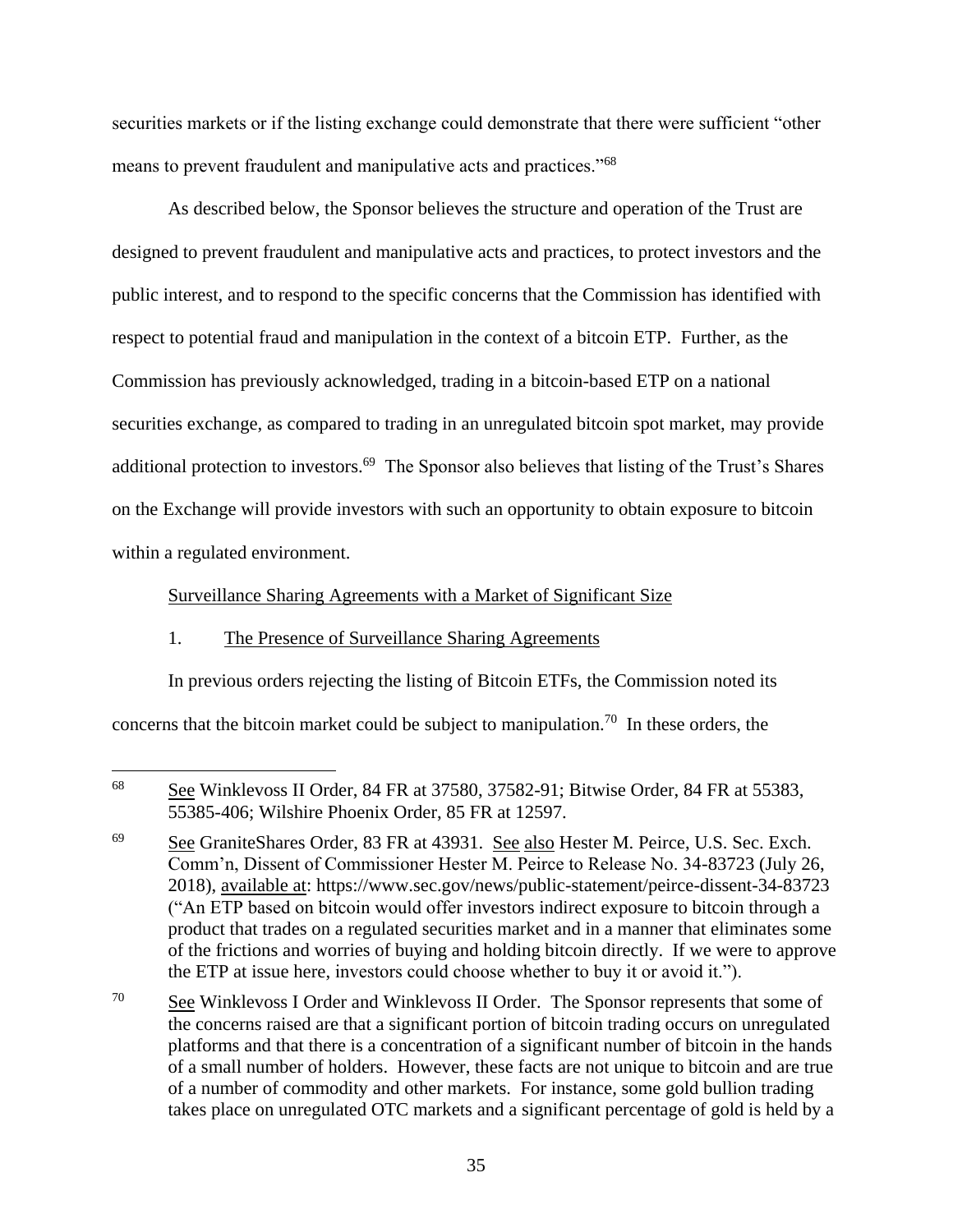securities markets or if the listing exchange could demonstrate that there were sufficient "other means to prevent fraudulent and manipulative acts and practices."[68]

As described below, the Sponsor believes the structure and operation of the Trust are designed to prevent fraudulent and manipulative acts and practices, to protect investors and the public interest, and to respond to the specific concerns that the Commission has identified with respect to potential fraud and manipulation in the context of a bitcoin ETP. Further, as the Commission has previously acknowledged, trading in a bitcoin-based ETP on a national securities exchange, as compared to trading in an unregulated bitcoin spot market, may provide additional protection to investors.[69] The Sponsor also believes that listing of the Trust's Shares on the Exchange will provide investors with such an opportunity to obtain exposure to bitcoin within a regulated environment.

Surveillance Sharing Agreements with a Market of Significant Size

1. The Presence of Surveillance Sharing Agreements

In previous orders rejecting the listing of Bitcoin ETFs, the Commission noted its concerns that the bitcoin market could be subject to manipulation.[70] In these orders, the

---

[68] See Winklevoss II Order, 84 FR at 37580, 37582-91; Bitwise Order, 84 FR at 55383, 55385-406; Wilshire Phoenix Order, 85 FR at 12597.

[69] See GraniteShares Order, 83 FR at 43931. See also Hester M. Peirce, U.S. Sec. Exch. Comm'n, Dissent of Commissioner Hester M. Peirce to Release No. 34-83723 (July 26, 2018), available at: https://www.sec.gov/news/public-statement/peirce-dissent-34-83723 ("An ETP based on bitcoin would offer investors indirect exposure to bitcoin through a product that trades on a regulated securities market and in a manner that eliminates some of the frictions and worries of buying and holding bitcoin directly. If we were to approve the ETP at issue here, investors could choose whether to buy it or avoid it.").

[70] See Winklevoss I Order and Winklevoss II Order. The Sponsor represents that some of the concerns raised are that a significant portion of bitcoin trading occurs on unregulated platforms and that there is a concentration of a significant number of bitcoin in the hands of a small number of holders. However, these facts are not unique to bitcoin and are true of a number of commodity and other markets. For instance, some gold bullion trading takes place on unregulated OTC markets and a significant percentage of gold is held by a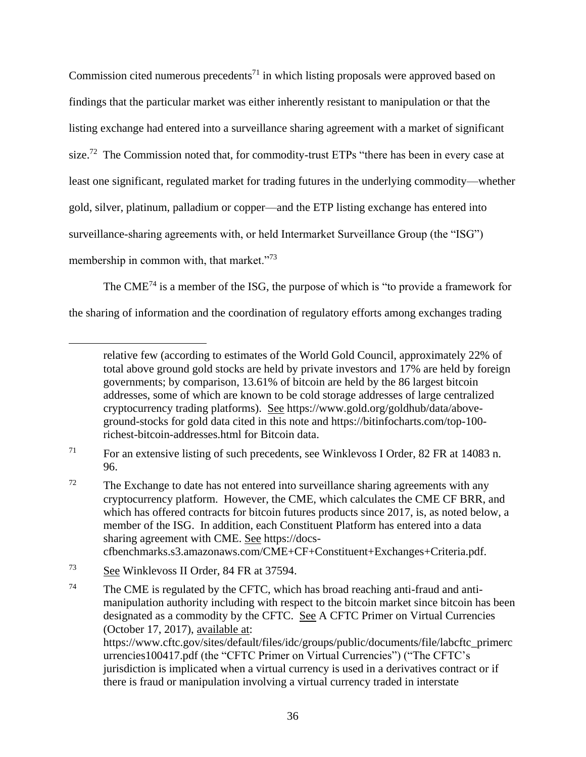Commission cited numerous precedents[71] in which listing proposals were approved based on findings that the particular market was either inherently resistant to manipulation or that the listing exchange had entered into a surveillance sharing agreement with a market of significant size.[72] The Commission noted that, for commodity-trust ETPs "there has been in every case at least one significant, regulated market for trading futures in the underlying commodity—whether gold, silver, platinum, palladium or copper—and the ETP listing exchange has entered into surveillance-sharing agreements with, or held Intermarket Surveillance Group (the "ISG") membership in common with, that market."[73]

The CME[74] is a member of the ISG, the purpose of which is "to provide a framework for the sharing of information and the coordination of regulatory efforts among exchanges trading

---

relative few (according to estimates of the World Gold Council, approximately 22% of total above ground gold stocks are held by private investors and 17% are held by foreign governments; by comparison, 13.61% of bitcoin are held by the 86 largest bitcoin addresses, some of which are known to be cold storage addresses of large centralized cryptocurrency trading platforms). See https://www.gold.org/goldhub/data/above-ground-stocks for gold data cited in this note and https://bitinfocharts.com/top-100-richest-bitcoin-addresses.html for Bitcoin data.

[71] For an extensive listing of such precedents, see Winklevoss I Order, 82 FR at 14083 n. 96.

[72] The Exchange to date has not entered into surveillance sharing agreements with any cryptocurrency platform. However, the CME, which calculates the CME CF BRR, and which has offered contracts for bitcoin futures products since 2017, is, as noted below, a member of the ISG. In addition, each Constituent Platform has entered into a data sharing agreement with CME. See https://docs-cfbenchmarks.s3.amazonaws.com/CME+CF+Constituent+Exchanges+Criteria.pdf.

[73] See Winklevoss II Order, 84 FR at 37594.

[74] The CME is regulated by the CFTC, which has broad reaching anti-fraud and anti-manipulation authority including with respect to the bitcoin market since bitcoin has been designated as a commodity by the CFTC. See A CFTC Primer on Virtual Currencies (October 17, 2017), available at: https://www.cftc.gov/sites/default/files/idc/groups/public/documents/file/labcftc_primercurrencies100417.pdf (the "CFTC Primer on Virtual Currencies") ("The CFTC's jurisdiction is implicated when a virtual currency is used in a derivatives contract or if there is fraud or manipulation involving a virtual currency traded in interstate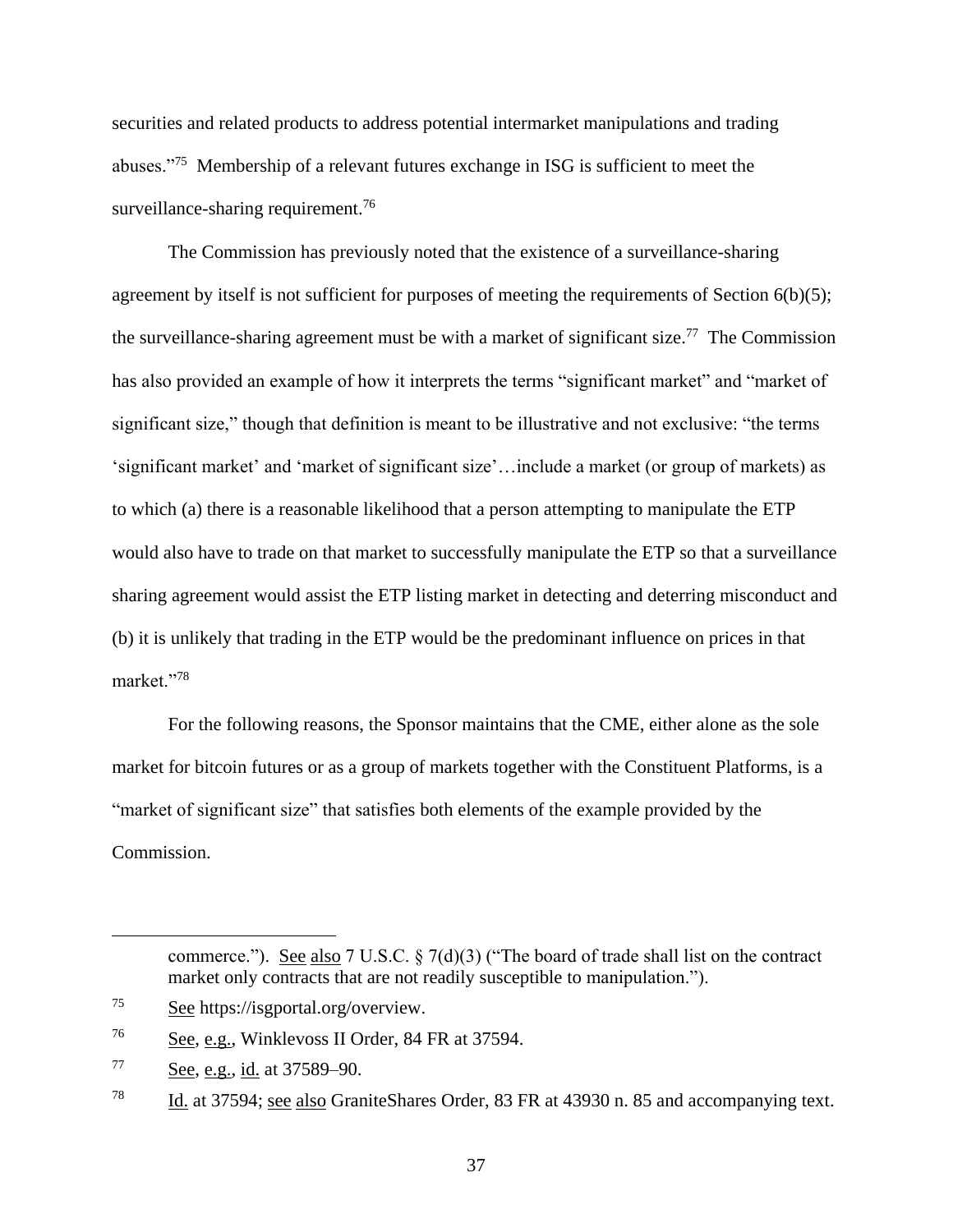securities and related products to address potential intermarket manipulations and trading abuses."[75] Membership of a relevant futures exchange in ISG is sufficient to meet the surveillance-sharing requirement.[76]

The Commission has previously noted that the existence of a surveillance-sharing agreement by itself is not sufficient for purposes of meeting the requirements of Section 6(b)(5); the surveillance-sharing agreement must be with a market of significant size.[77] The Commission has also provided an example of how it interprets the terms "significant market" and "market of significant size," though that definition is meant to be illustrative and not exclusive: "the terms 'significant market' and 'market of significant size'…include a market (or group of markets) as to which (a) there is a reasonable likelihood that a person attempting to manipulate the ETP would also have to trade on that market to successfully manipulate the ETP so that a surveillance sharing agreement would assist the ETP listing market in detecting and deterring misconduct and (b) it is unlikely that trading in the ETP would be the predominant influence on prices in that market."[78]

For the following reasons, the Sponsor maintains that the CME, either alone as the sole market for bitcoin futures or as a group of markets together with the Constituent Platforms, is a "market of significant size" that satisfies both elements of the example provided by the Commission.

---

commerce."). See also 7 U.S.C. § 7(d)(3) ("The board of trade shall list on the contract market only contracts that are not readily susceptible to manipulation.").

[75] See https://isgportal.org/overview.

[76] See, e.g., Winklevoss II Order, 84 FR at 37594.

[77] See, e.g., id. at 37589–90.

[78] Id. at 37594; see also GraniteShares Order, 83 FR at 43930 n. 85 and accompanying text.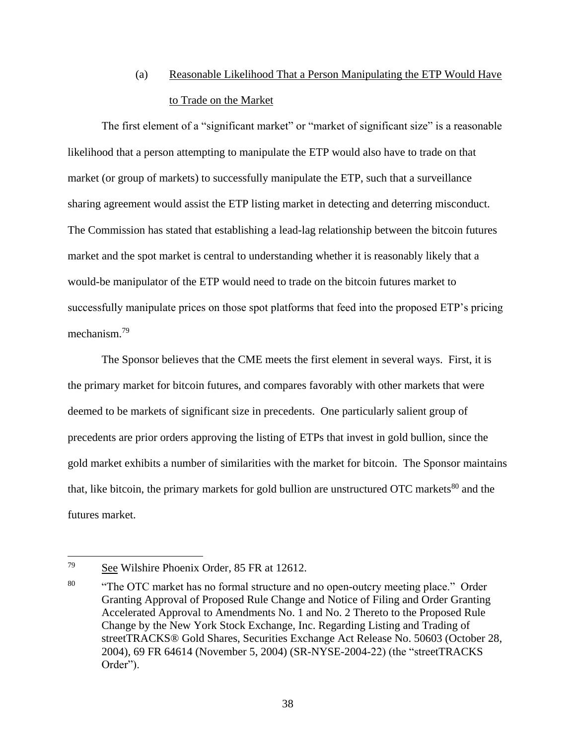(a) Reasonable Likelihood That a Person Manipulating the ETP Would Have to Trade on the Market

The first element of a "significant market" or "market of significant size" is a reasonable likelihood that a person attempting to manipulate the ETP would also have to trade on that market (or group of markets) to successfully manipulate the ETP, such that a surveillance sharing agreement would assist the ETP listing market in detecting and deterring misconduct. The Commission has stated that establishing a lead-lag relationship between the bitcoin futures market and the spot market is central to understanding whether it is reasonably likely that a would-be manipulator of the ETP would need to trade on the bitcoin futures market to successfully manipulate prices on those spot platforms that feed into the proposed ETP's pricing mechanism.[79]

The Sponsor believes that the CME meets the first element in several ways. First, it is the primary market for bitcoin futures, and compares favorably with other markets that were deemed to be markets of significant size in precedents. One particularly salient group of precedents are prior orders approving the listing of ETPs that invest in gold bullion, since the gold market exhibits a number of similarities with the market for bitcoin. The Sponsor maintains that, like bitcoin, the primary markets for gold bullion are unstructured OTC markets[80] and the futures market.

---

[79] See Wilshire Phoenix Order, 85 FR at 12612.

[80] "The OTC market has no formal structure and no open-outcry meeting place." Order Granting Approval of Proposed Rule Change and Notice of Filing and Order Granting Accelerated Approval to Amendments No. 1 and No. 2 Thereto to the Proposed Rule Change by the New York Stock Exchange, Inc. Regarding Listing and Trading of streetTRACKS® Gold Shares, Securities Exchange Act Release No. 50603 (October 28, 2004), 69 FR 64614 (November 5, 2004) (SR-NYSE-2004-22) (the "streetTRACKS Order").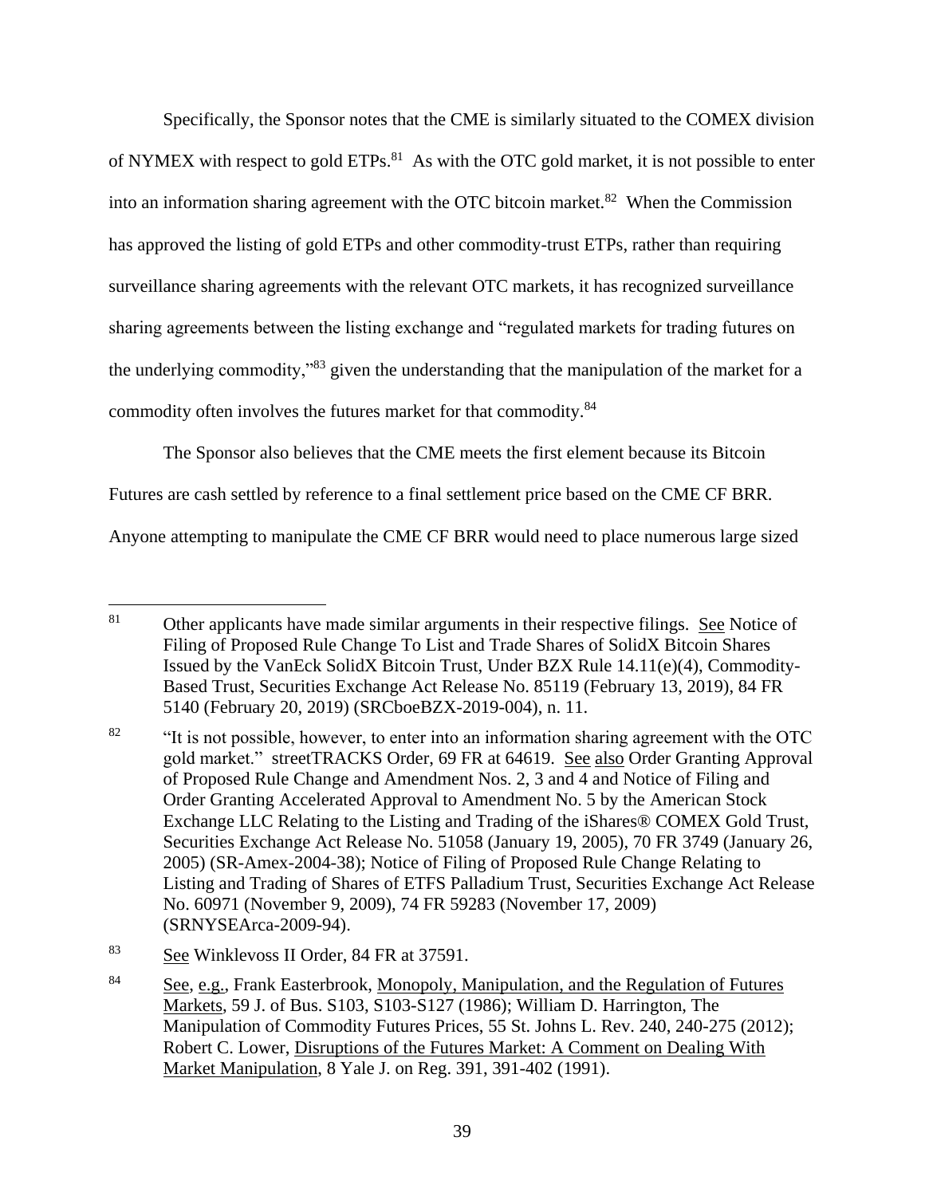Specifically, the Sponsor notes that the CME is similarly situated to the COMEX division of NYMEX with respect to gold ETPs.[81] As with the OTC gold market, it is not possible to enter into an information sharing agreement with the OTC bitcoin market.[82] When the Commission has approved the listing of gold ETPs and other commodity-trust ETPs, rather than requiring surveillance sharing agreements with the relevant OTC markets, it has recognized surveillance sharing agreements between the listing exchange and "regulated markets for trading futures on the underlying commodity,"[83] given the understanding that the manipulation of the market for a commodity often involves the futures market for that commodity.[84]

The Sponsor also believes that the CME meets the first element because its Bitcoin Futures are cash settled by reference to a final settlement price based on the CME CF BRR. Anyone attempting to manipulate the CME CF BRR would need to place numerous large sized

---

[81] Other applicants have made similar arguments in their respective filings. See Notice of Filing of Proposed Rule Change To List and Trade Shares of SolidX Bitcoin Shares Issued by the VanEck SolidX Bitcoin Trust, Under BZX Rule 14.11(e)(4), Commodity-Based Trust, Securities Exchange Act Release No. 85119 (February 13, 2019), 84 FR 5140 (February 20, 2019) (SRCboeBZX-2019-004), n. 11.

[82] "It is not possible, however, to enter into an information sharing agreement with the OTC gold market." streetTRACKS Order, 69 FR at 64619. See also Order Granting Approval of Proposed Rule Change and Amendment Nos. 2, 3 and 4 and Notice of Filing and Order Granting Accelerated Approval to Amendment No. 5 by the American Stock Exchange LLC Relating to the Listing and Trading of the iShares® COMEX Gold Trust, Securities Exchange Act Release No. 51058 (January 19, 2005), 70 FR 3749 (January 26, 2005) (SR-Amex-2004-38); Notice of Filing of Proposed Rule Change Relating to Listing and Trading of Shares of ETFS Palladium Trust, Securities Exchange Act Release No. 60971 (November 9, 2009), 74 FR 59283 (November 17, 2009) (SRNYSEArca-2009-94).

[83] See Winklevoss II Order, 84 FR at 37591.

[84] See, e.g., Frank Easterbrook, Monopoly, Manipulation, and the Regulation of Futures Markets, 59 J. of Bus. S103, S103-S127 (1986); William D. Harrington, The Manipulation of Commodity Futures Prices, 55 St. Johns L. Rev. 240, 240-275 (2012); Robert C. Lower, Disruptions of the Futures Market: A Comment on Dealing With Market Manipulation, 8 Yale J. on Reg. 391, 391-402 (1991).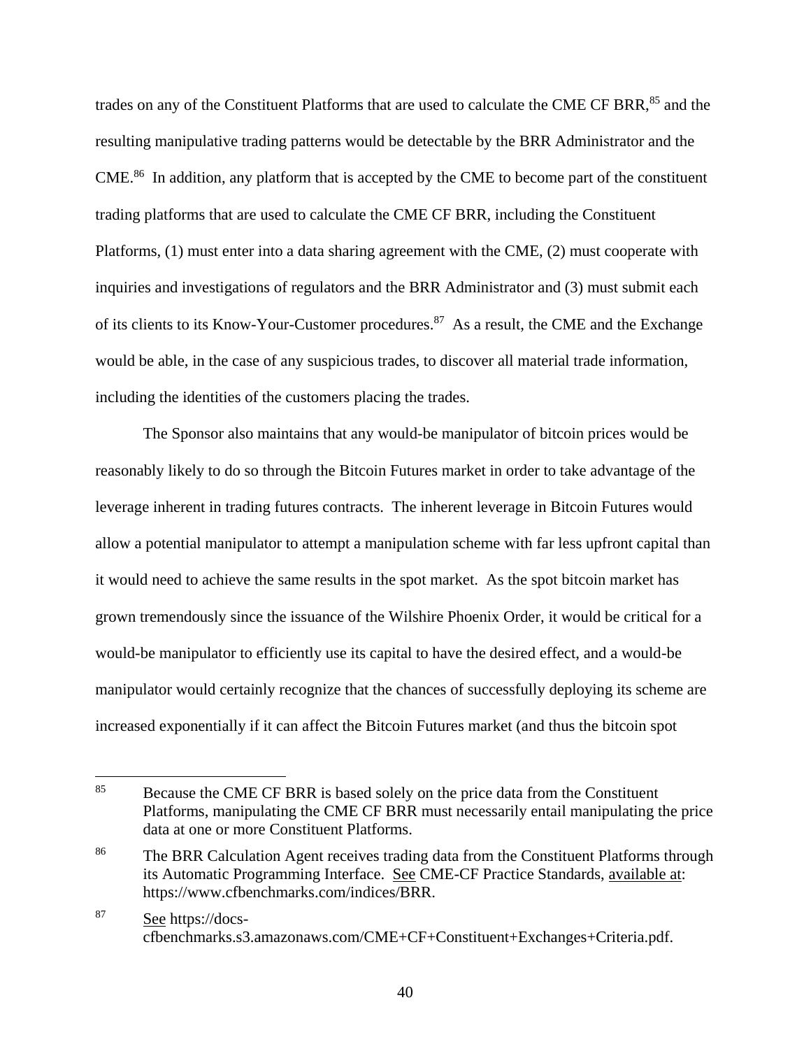trades on any of the Constituent Platforms that are used to calculate the CME CF BRR,[85] and the resulting manipulative trading patterns would be detectable by the BRR Administrator and the CME.[86] In addition, any platform that is accepted by the CME to become part of the constituent trading platforms that are used to calculate the CME CF BRR, including the Constituent Platforms, (1) must enter into a data sharing agreement with the CME, (2) must cooperate with inquiries and investigations of regulators and the BRR Administrator and (3) must submit each of its clients to its Know-Your-Customer procedures.[87] As a result, the CME and the Exchange would be able, in the case of any suspicious trades, to discover all material trade information, including the identities of the customers placing the trades.

The Sponsor also maintains that any would-be manipulator of bitcoin prices would be reasonably likely to do so through the Bitcoin Futures market in order to take advantage of the leverage inherent in trading futures contracts. The inherent leverage in Bitcoin Futures would allow a potential manipulator to attempt a manipulation scheme with far less upfront capital than it would need to achieve the same results in the spot market. As the spot bitcoin market has grown tremendously since the issuance of the Wilshire Phoenix Order, it would be critical for a would-be manipulator to efficiently use its capital to have the desired effect, and a would-be manipulator would certainly recognize that the chances of successfully deploying its scheme are increased exponentially if it can affect the Bitcoin Futures market (and thus the bitcoin spot

---

[85] Because the CME CF BRR is based solely on the price data from the Constituent Platforms, manipulating the CME CF BRR must necessarily entail manipulating the price data at one or more Constituent Platforms.

[86] The BRR Calculation Agent receives trading data from the Constituent Platforms through its Automatic Programming Interface. See CME-CF Practice Standards, available at: https://www.cfbenchmarks.com/indices/BRR.

[87] See https://docs-cfbenchmarks.s3.amazonaws.com/CME+CF+Constituent+Exchanges+Criteria.pdf.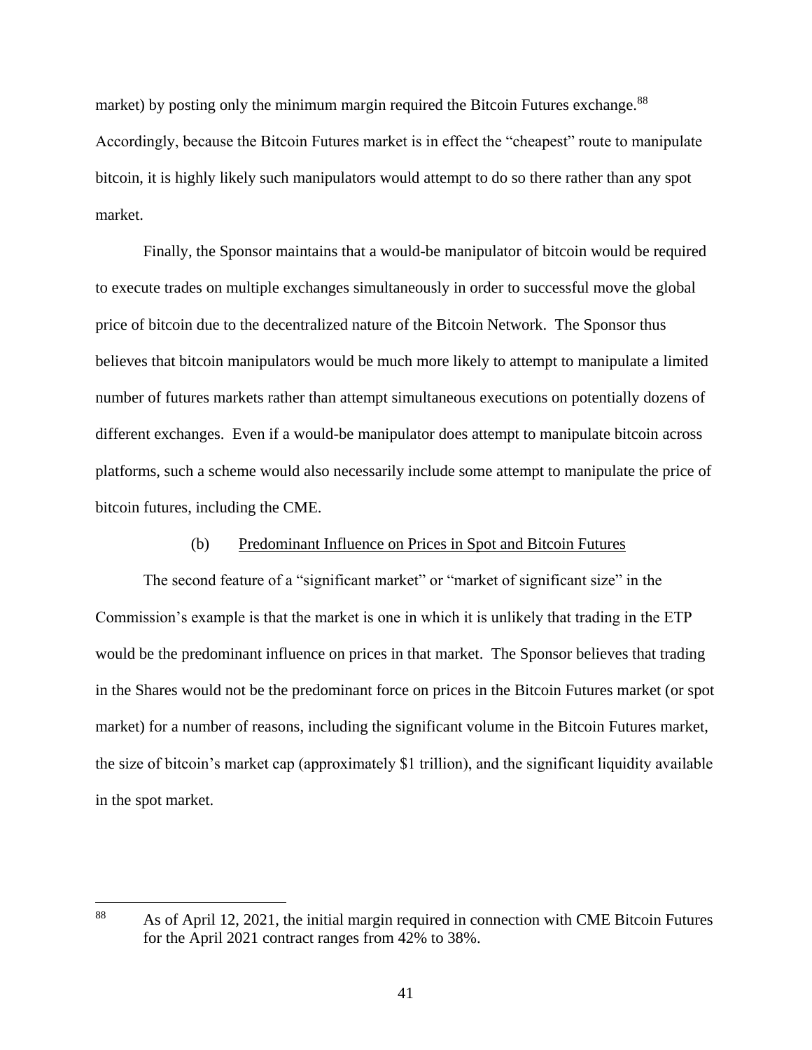market) by posting only the minimum margin required the Bitcoin Futures exchange.[88] Accordingly, because the Bitcoin Futures market is in effect the "cheapest" route to manipulate bitcoin, it is highly likely such manipulators would attempt to do so there rather than any spot market.

Finally, the Sponsor maintains that a would-be manipulator of bitcoin would be required to execute trades on multiple exchanges simultaneously in order to successful move the global price of bitcoin due to the decentralized nature of the Bitcoin Network. The Sponsor thus believes that bitcoin manipulators would be much more likely to attempt to manipulate a limited number of futures markets rather than attempt simultaneous executions on potentially dozens of different exchanges. Even if a would-be manipulator does attempt to manipulate bitcoin across platforms, such a scheme would also necessarily include some attempt to manipulate the price of bitcoin futures, including the CME.

(b) Predominant Influence on Prices in Spot and Bitcoin Futures

The second feature of a "significant market" or "market of significant size" in the Commission's example is that the market is one in which it is unlikely that trading in the ETP would be the predominant influence on prices in that market. The Sponsor believes that trading in the Shares would not be the predominant force on prices in the Bitcoin Futures market (or spot market) for a number of reasons, including the significant volume in the Bitcoin Futures market, the size of bitcoin's market cap (approximately $1 trillion), and the significant liquidity available in the spot market.

---

[88] As of April 12, 2021, the initial margin required in connection with CME Bitcoin Futures for the April 2021 contract ranges from 42% to 38%.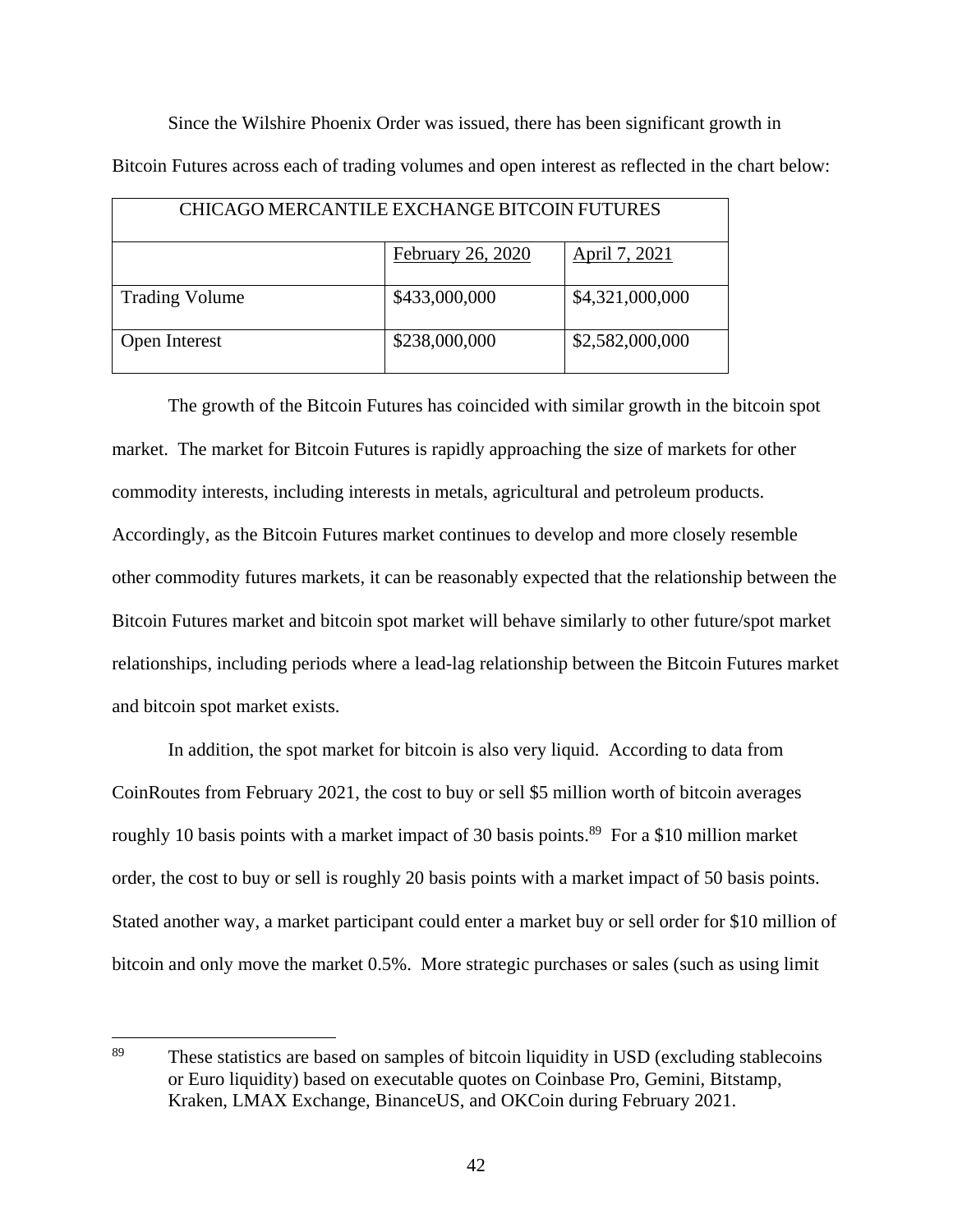Since the Wilshire Phoenix Order was issued, there has been significant growth in Bitcoin Futures across each of trading volumes and open interest as reflected in the chart below:

| CHICAGO MERCANTILE EXCHANGE BITCOIN FUTURES | | |
|---|---|---|
| | February 26, 2020 | April 7, 2021 |
| Trading Volume | $433,000,000 | $4,321,000,000 |
| Open Interest | $238,000,000 | $2,582,000,000 |

The growth of the Bitcoin Futures has coincided with similar growth in the bitcoin spot market. The market for Bitcoin Futures is rapidly approaching the size of markets for other commodity interests, including interests in metals, agricultural and petroleum products. Accordingly, as the Bitcoin Futures market continues to develop and more closely resemble other commodity futures markets, it can be reasonably expected that the relationship between the Bitcoin Futures market and bitcoin spot market will behave similarly to other future/spot market relationships, including periods where a lead-lag relationship between the Bitcoin Futures market and bitcoin spot market exists.

In addition, the spot market for bitcoin is also very liquid. According to data from CoinRoutes from February 2021, the cost to buy or sell $5 million worth of bitcoin averages roughly 10 basis points with a market impact of 30 basis points.[89] For a $10 million market order, the cost to buy or sell is roughly 20 basis points with a market impact of 50 basis points. Stated another way, a market participant could enter a market buy or sell order for $10 million of bitcoin and only move the market 0.5%. More strategic purchases or sales (such as using limit

---

[89] These statistics are based on samples of bitcoin liquidity in USD (excluding stablecoins or Euro liquidity) based on executable quotes on Coinbase Pro, Gemini, Bitstamp, Kraken, LMAX Exchange, BinanceUS, and OKCoin during February 2021.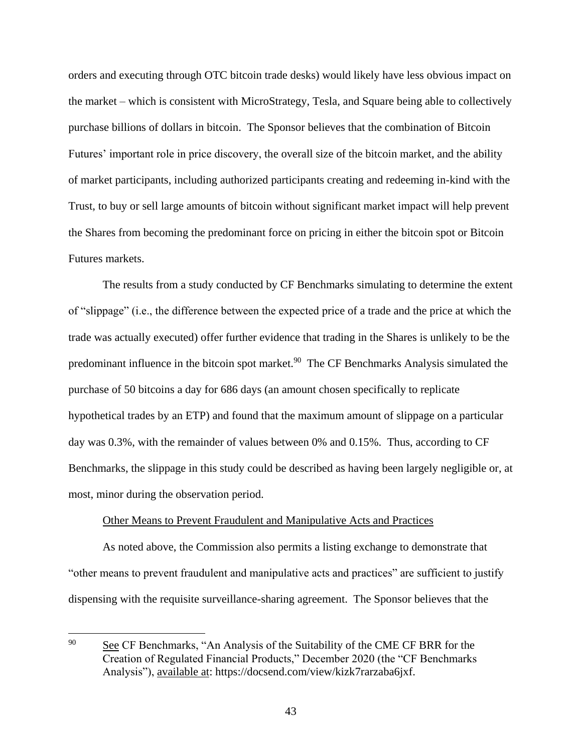orders and executing through OTC bitcoin trade desks) would likely have less obvious impact on the market – which is consistent with MicroStrategy, Tesla, and Square being able to collectively purchase billions of dollars in bitcoin. The Sponsor believes that the combination of Bitcoin Futures' important role in price discovery, the overall size of the bitcoin market, and the ability of market participants, including authorized participants creating and redeeming in-kind with the Trust, to buy or sell large amounts of bitcoin without significant market impact will help prevent the Shares from becoming the predominant force on pricing in either the bitcoin spot or Bitcoin Futures markets.

The results from a study conducted by CF Benchmarks simulating to determine the extent of "slippage" (i.e., the difference between the expected price of a trade and the price at which the trade was actually executed) offer further evidence that trading in the Shares is unlikely to be the predominant influence in the bitcoin spot market.[90] The CF Benchmarks Analysis simulated the purchase of 50 bitcoins a day for 686 days (an amount chosen specifically to replicate hypothetical trades by an ETP) and found that the maximum amount of slippage on a particular day was 0.3%, with the remainder of values between 0% and 0.15%. Thus, according to CF Benchmarks, the slippage in this study could be described as having been largely negligible or, at most, minor during the observation period.

Other Means to Prevent Fraudulent and Manipulative Acts and Practices

As noted above, the Commission also permits a listing exchange to demonstrate that "other means to prevent fraudulent and manipulative acts and practices" are sufficient to justify dispensing with the requisite surveillance-sharing agreement. The Sponsor believes that the

[90] See CF Benchmarks, "An Analysis of the Suitability of the CME CF BRR for the Creation of Regulated Financial Products," December 2020 (the "CF Benchmarks Analysis"), available at: https://docsend.com/view/kizk7rarzaba6jxf.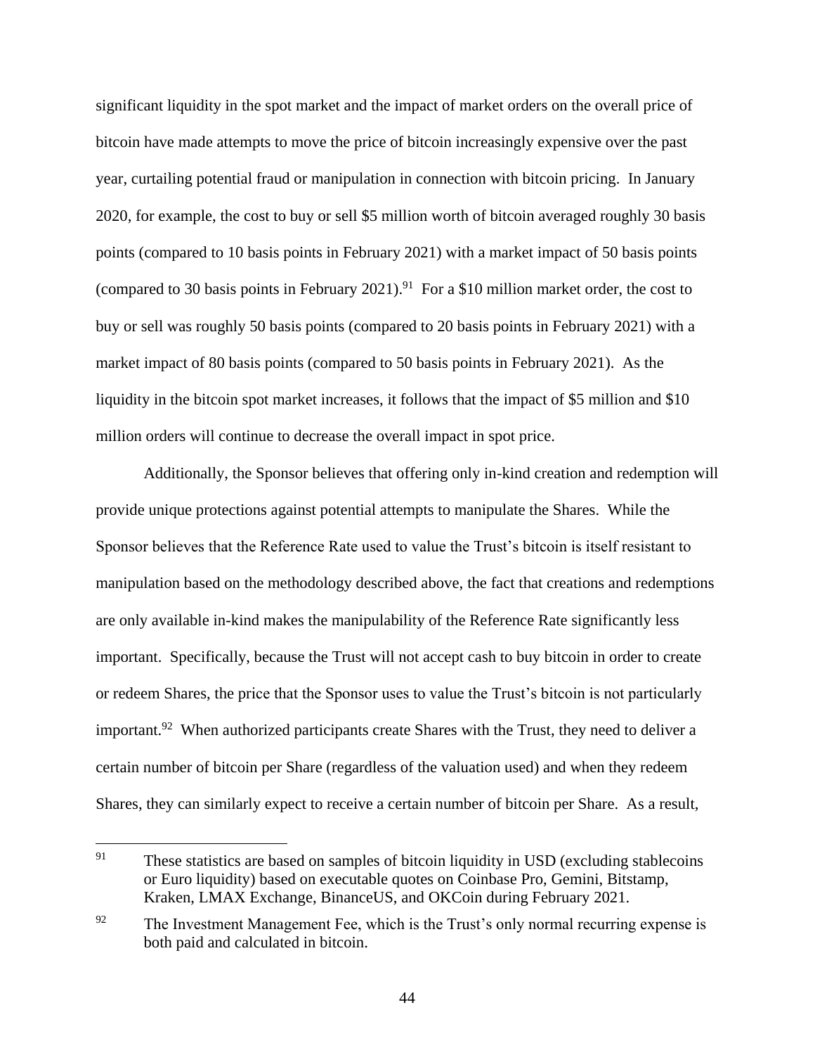significant liquidity in the spot market and the impact of market orders on the overall price of bitcoin have made attempts to move the price of bitcoin increasingly expensive over the past year, curtailing potential fraud or manipulation in connection with bitcoin pricing. In January 2020, for example, the cost to buy or sell $5 million worth of bitcoin averaged roughly 30 basis points (compared to 10 basis points in February 2021) with a market impact of 50 basis points (compared to 30 basis points in February 2021).[91] For a $10 million market order, the cost to buy or sell was roughly 50 basis points (compared to 20 basis points in February 2021) with a market impact of 80 basis points (compared to 50 basis points in February 2021). As the liquidity in the bitcoin spot market increases, it follows that the impact of $5 million and $10 million orders will continue to decrease the overall impact in spot price.

Additionally, the Sponsor believes that offering only in-kind creation and redemption will provide unique protections against potential attempts to manipulate the Shares. While the Sponsor believes that the Reference Rate used to value the Trust's bitcoin is itself resistant to manipulation based on the methodology described above, the fact that creations and redemptions are only available in-kind makes the manipulability of the Reference Rate significantly less important. Specifically, because the Trust will not accept cash to buy bitcoin in order to create or redeem Shares, the price that the Sponsor uses to value the Trust's bitcoin is not particularly important.[92] When authorized participants create Shares with the Trust, they need to deliver a certain number of bitcoin per Share (regardless of the valuation used) and when they redeem Shares, they can similarly expect to receive a certain number of bitcoin per Share. As a result,

---

[91] These statistics are based on samples of bitcoin liquidity in USD (excluding stablecoins or Euro liquidity) based on executable quotes on Coinbase Pro, Gemini, Bitstamp, Kraken, LMAX Exchange, BinanceUS, and OKCoin during February 2021.

[92] The Investment Management Fee, which is the Trust's only normal recurring expense is both paid and calculated in bitcoin.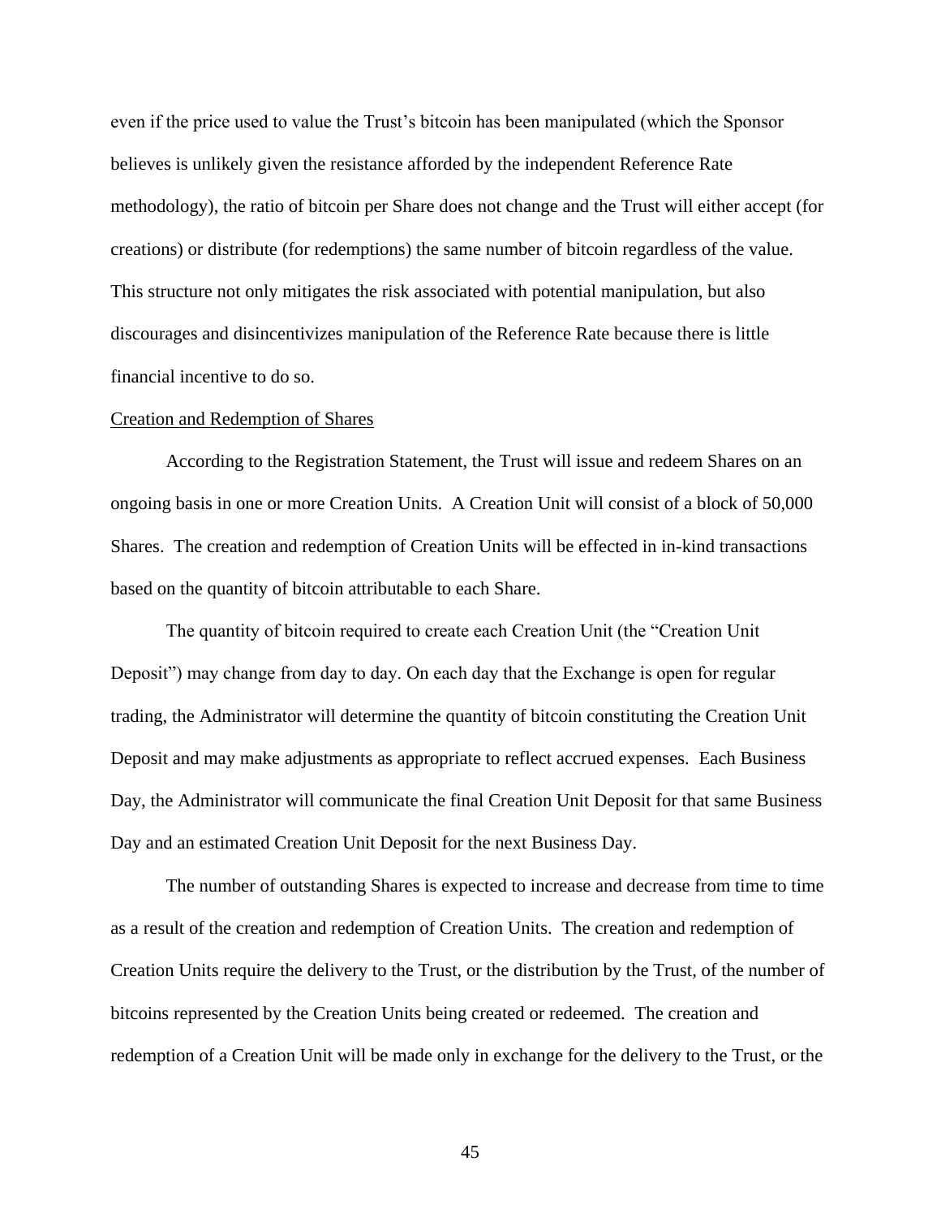even if the price used to value the Trust's bitcoin has been manipulated (which the Sponsor believes is unlikely given the resistance afforded by the independent Reference Rate methodology), the ratio of bitcoin per Share does not change and the Trust will either accept (for creations) or distribute (for redemptions) the same number of bitcoin regardless of the value. This structure not only mitigates the risk associated with potential manipulation, but also discourages and disincentivizes manipulation of the Reference Rate because there is little financial incentive to do so.

Creation and Redemption of Shares

According to the Registration Statement, the Trust will issue and redeem Shares on an ongoing basis in one or more Creation Units. A Creation Unit will consist of a block of 50,000 Shares. The creation and redemption of Creation Units will be effected in in-kind transactions based on the quantity of bitcoin attributable to each Share.

The quantity of bitcoin required to create each Creation Unit (the "Creation Unit Deposit") may change from day to day. On each day that the Exchange is open for regular trading, the Administrator will determine the quantity of bitcoin constituting the Creation Unit Deposit and may make adjustments as appropriate to reflect accrued expenses. Each Business Day, the Administrator will communicate the final Creation Unit Deposit for that same Business Day and an estimated Creation Unit Deposit for the next Business Day.

The number of outstanding Shares is expected to increase and decrease from time to time as a result of the creation and redemption of Creation Units. The creation and redemption of Creation Units require the delivery to the Trust, or the distribution by the Trust, of the number of bitcoins represented by the Creation Units being created or redeemed. The creation and redemption of a Creation Unit will be made only in exchange for the delivery to the Trust, or the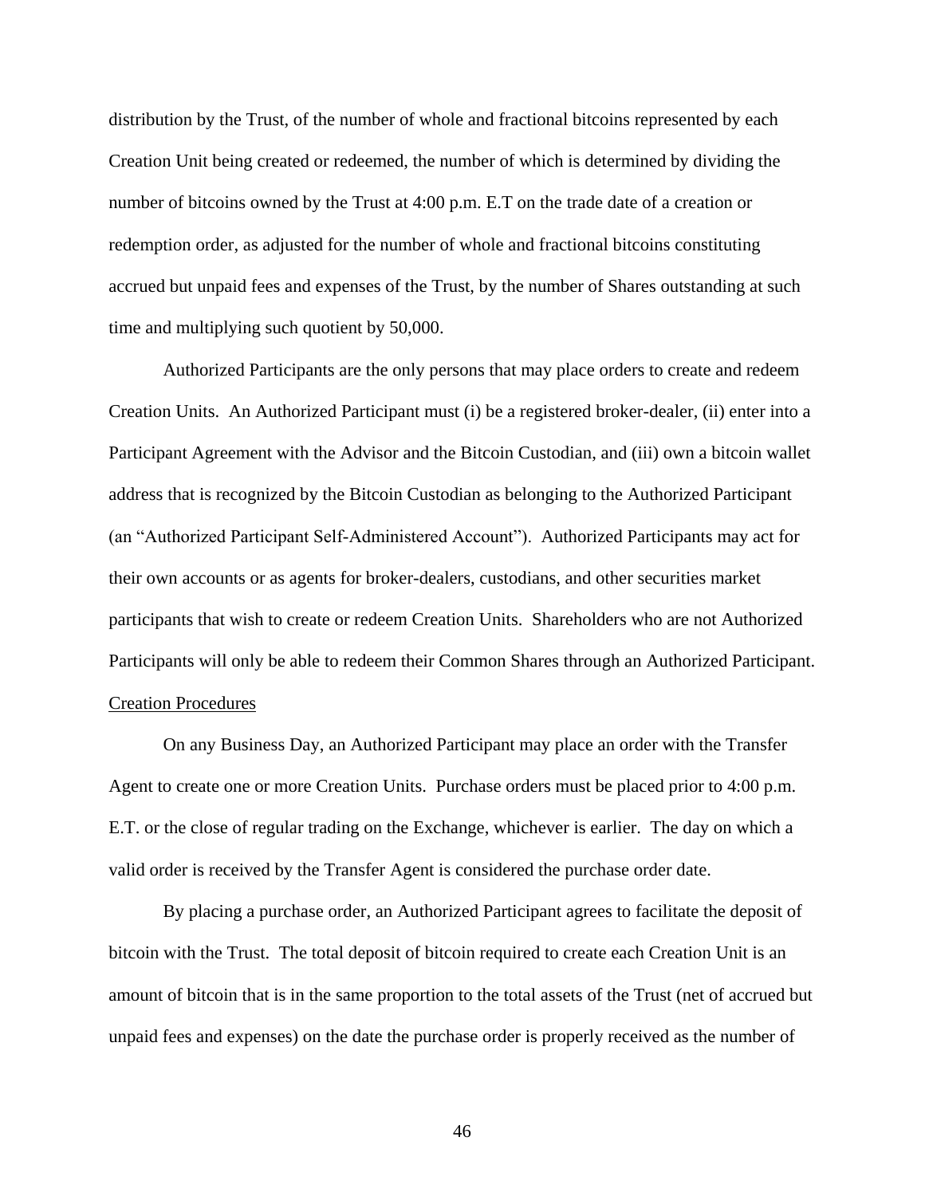distribution by the Trust, of the number of whole and fractional bitcoins represented by each Creation Unit being created or redeemed, the number of which is determined by dividing the number of bitcoins owned by the Trust at 4:00 p.m. E.T on the trade date of a creation or redemption order, as adjusted for the number of whole and fractional bitcoins constituting accrued but unpaid fees and expenses of the Trust, by the number of Shares outstanding at such time and multiplying such quotient by 50,000.

Authorized Participants are the only persons that may place orders to create and redeem Creation Units. An Authorized Participant must (i) be a registered broker-dealer, (ii) enter into a Participant Agreement with the Advisor and the Bitcoin Custodian, and (iii) own a bitcoin wallet address that is recognized by the Bitcoin Custodian as belonging to the Authorized Participant (an "Authorized Participant Self-Administered Account"). Authorized Participants may act for their own accounts or as agents for broker-dealers, custodians, and other securities market participants that wish to create or redeem Creation Units. Shareholders who are not Authorized Participants will only be able to redeem their Common Shares through an Authorized Participant.

Creation Procedures

On any Business Day, an Authorized Participant may place an order with the Transfer Agent to create one or more Creation Units. Purchase orders must be placed prior to 4:00 p.m. E.T. or the close of regular trading on the Exchange, whichever is earlier. The day on which a valid order is received by the Transfer Agent is considered the purchase order date.

By placing a purchase order, an Authorized Participant agrees to facilitate the deposit of bitcoin with the Trust. The total deposit of bitcoin required to create each Creation Unit is an amount of bitcoin that is in the same proportion to the total assets of the Trust (net of accrued but unpaid fees and expenses) on the date the purchase order is properly received as the number of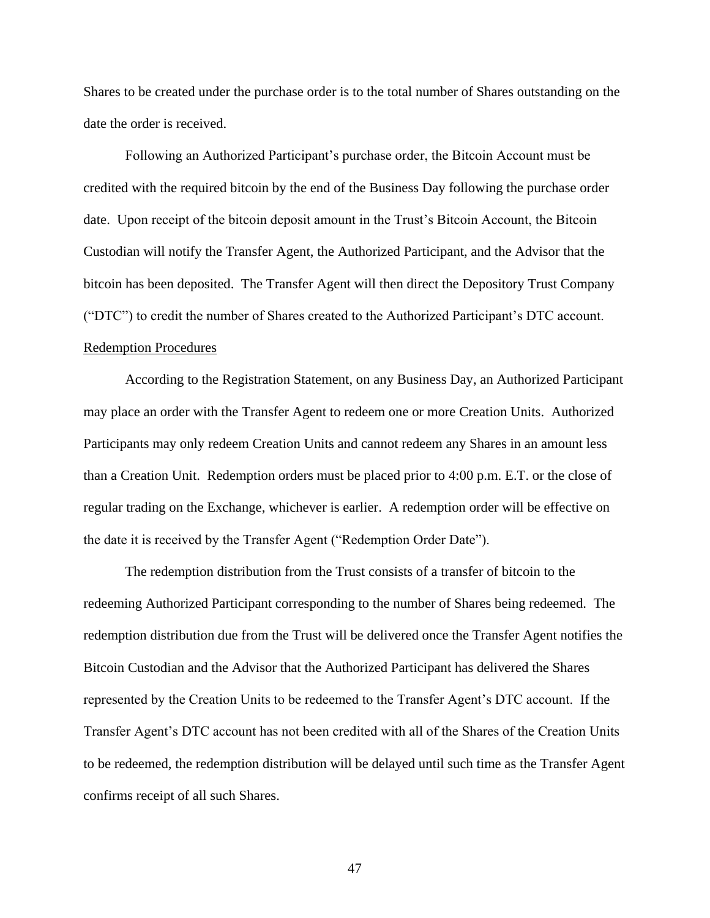Shares to be created under the purchase order is to the total number of Shares outstanding on the date the order is received.

Following an Authorized Participant's purchase order, the Bitcoin Account must be credited with the required bitcoin by the end of the Business Day following the purchase order date. Upon receipt of the bitcoin deposit amount in the Trust's Bitcoin Account, the Bitcoin Custodian will notify the Transfer Agent, the Authorized Participant, and the Advisor that the bitcoin has been deposited. The Transfer Agent will then direct the Depository Trust Company ("DTC") to credit the number of Shares created to the Authorized Participant's DTC account.

Redemption Procedures

According to the Registration Statement, on any Business Day, an Authorized Participant may place an order with the Transfer Agent to redeem one or more Creation Units. Authorized Participants may only redeem Creation Units and cannot redeem any Shares in an amount less than a Creation Unit. Redemption orders must be placed prior to 4:00 p.m. E.T. or the close of regular trading on the Exchange, whichever is earlier. A redemption order will be effective on the date it is received by the Transfer Agent ("Redemption Order Date").

The redemption distribution from the Trust consists of a transfer of bitcoin to the redeeming Authorized Participant corresponding to the number of Shares being redeemed. The redemption distribution due from the Trust will be delivered once the Transfer Agent notifies the Bitcoin Custodian and the Advisor that the Authorized Participant has delivered the Shares represented by the Creation Units to be redeemed to the Transfer Agent's DTC account. If the Transfer Agent's DTC account has not been credited with all of the Shares of the Creation Units to be redeemed, the redemption distribution will be delayed until such time as the Transfer Agent confirms receipt of all such Shares.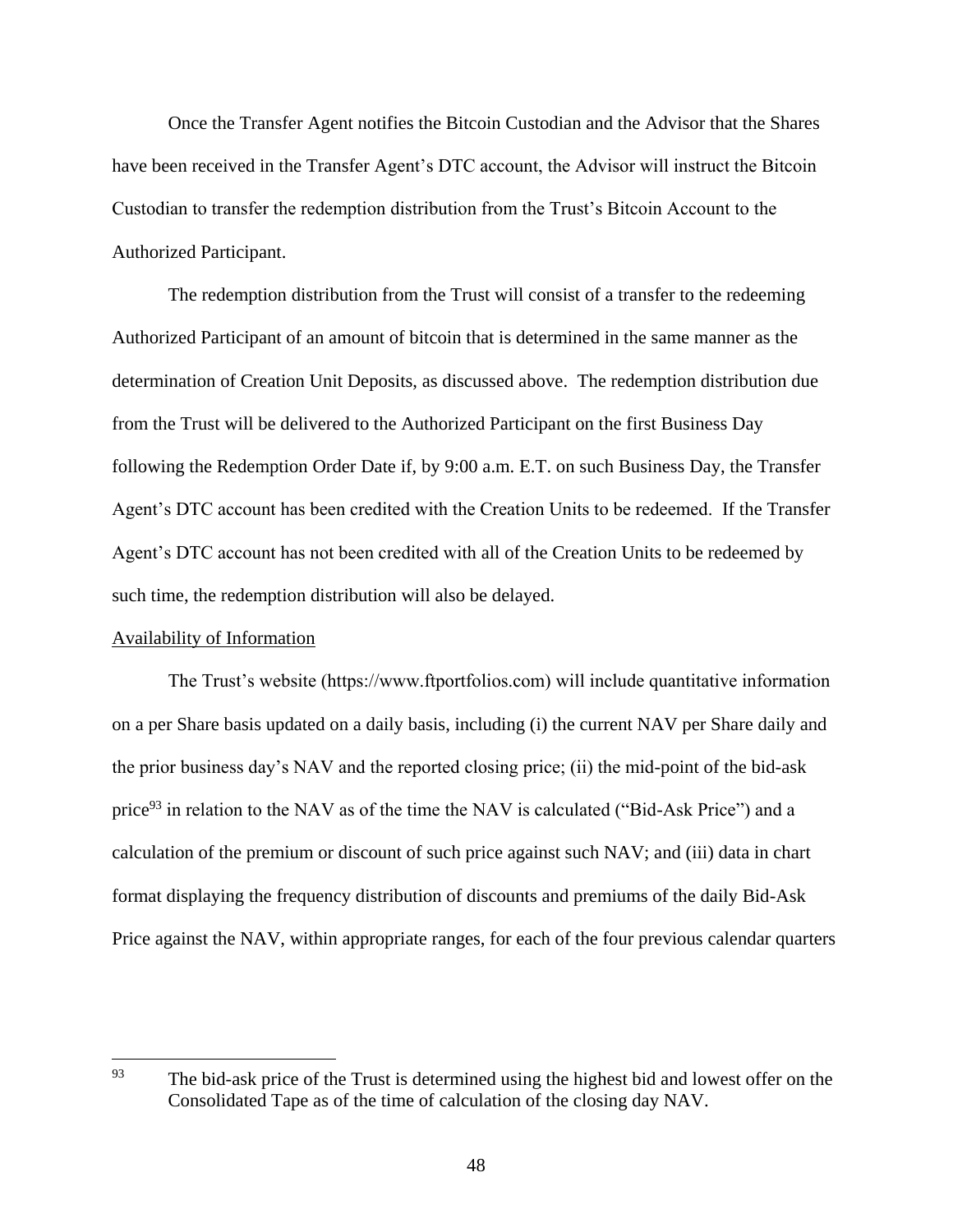Once the Transfer Agent notifies the Bitcoin Custodian and the Advisor that the Shares have been received in the Transfer Agent's DTC account, the Advisor will instruct the Bitcoin Custodian to transfer the redemption distribution from the Trust's Bitcoin Account to the Authorized Participant.

The redemption distribution from the Trust will consist of a transfer to the redeeming Authorized Participant of an amount of bitcoin that is determined in the same manner as the determination of Creation Unit Deposits, as discussed above. The redemption distribution due from the Trust will be delivered to the Authorized Participant on the first Business Day following the Redemption Order Date if, by 9:00 a.m. E.T. on such Business Day, the Transfer Agent's DTC account has been credited with the Creation Units to be redeemed. If the Transfer Agent's DTC account has not been credited with all of the Creation Units to be redeemed by such time, the redemption distribution will also be delayed.

Availability of Information

The Trust's website (https://www.ftportfolios.com) will include quantitative information on a per Share basis updated on a daily basis, including (i) the current NAV per Share daily and the prior business day's NAV and the reported closing price; (ii) the mid-point of the bid-ask price[93] in relation to the NAV as of the time the NAV is calculated ("Bid-Ask Price") and a calculation of the premium or discount of such price against such NAV; and (iii) data in chart format displaying the frequency distribution of discounts and premiums of the daily Bid-Ask Price against the NAV, within appropriate ranges, for each of the four previous calendar quarters

---

[93] The bid-ask price of the Trust is determined using the highest bid and lowest offer on the Consolidated Tape as of the time of calculation of the closing day NAV.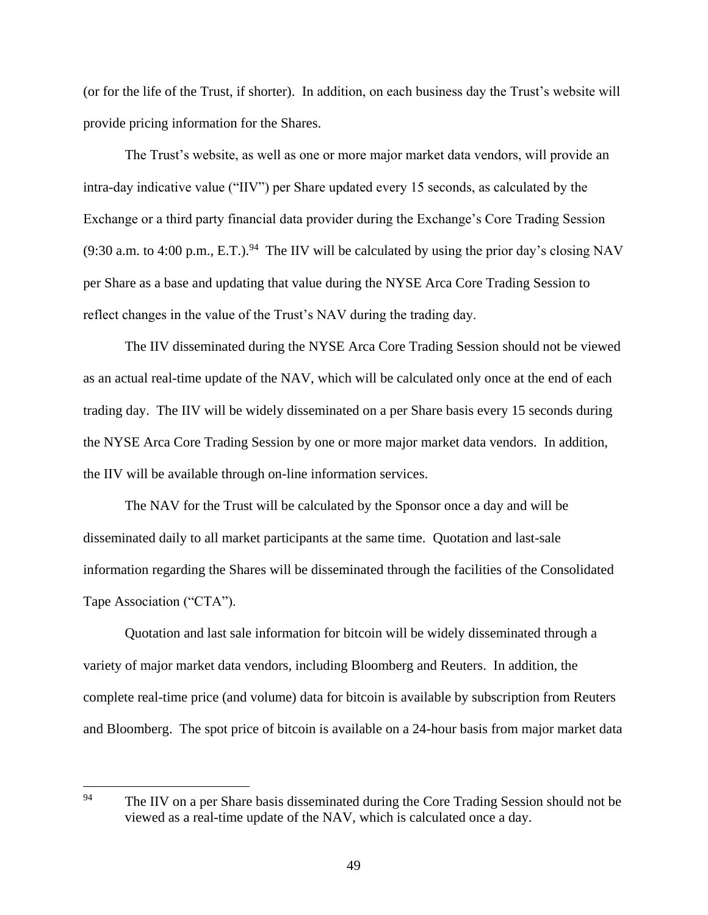(or for the life of the Trust, if shorter). In addition, on each business day the Trust's website will provide pricing information for the Shares.

The Trust's website, as well as one or more major market data vendors, will provide an intra-day indicative value ("IIV") per Share updated every 15 seconds, as calculated by the Exchange or a third party financial data provider during the Exchange's Core Trading Session (9:30 a.m. to 4:00 p.m., E.T.).[94] The IIV will be calculated by using the prior day's closing NAV per Share as a base and updating that value during the NYSE Arca Core Trading Session to reflect changes in the value of the Trust's NAV during the trading day.

The IIV disseminated during the NYSE Arca Core Trading Session should not be viewed as an actual real-time update of the NAV, which will be calculated only once at the end of each trading day. The IIV will be widely disseminated on a per Share basis every 15 seconds during the NYSE Arca Core Trading Session by one or more major market data vendors. In addition, the IIV will be available through on-line information services.

The NAV for the Trust will be calculated by the Sponsor once a day and will be disseminated daily to all market participants at the same time. Quotation and last-sale information regarding the Shares will be disseminated through the facilities of the Consolidated Tape Association ("CTA").

Quotation and last sale information for bitcoin will be widely disseminated through a variety of major market data vendors, including Bloomberg and Reuters. In addition, the complete real-time price (and volume) data for bitcoin is available by subscription from Reuters and Bloomberg. The spot price of bitcoin is available on a 24-hour basis from major market data

---

[94] The IIV on a per Share basis disseminated during the Core Trading Session should not be viewed as a real-time update of the NAV, which is calculated once a day.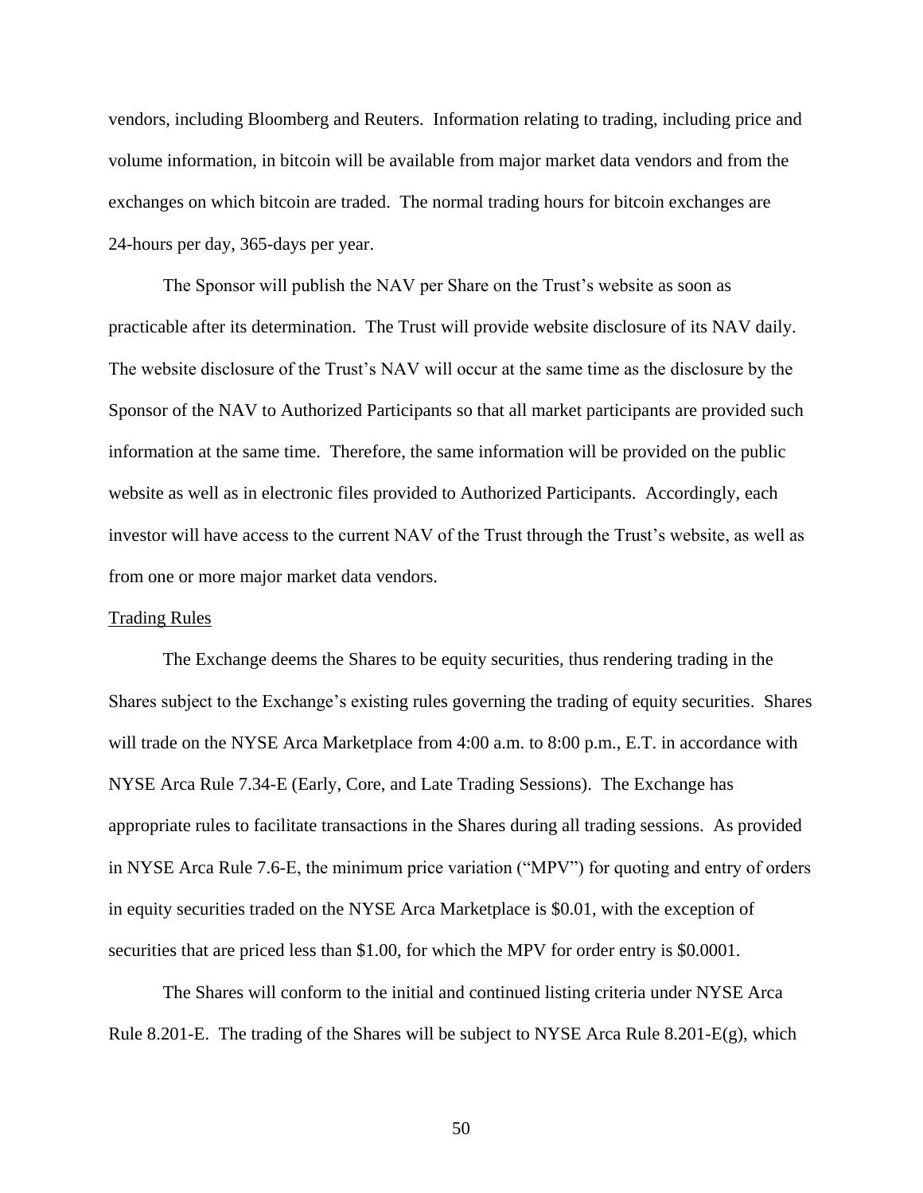vendors, including Bloomberg and Reuters. Information relating to trading, including price and volume information, in bitcoin will be available from major market data vendors and from the exchanges on which bitcoin are traded. The normal trading hours for bitcoin exchanges are 24-hours per day, 365-days per year.

The Sponsor will publish the NAV per Share on the Trust's website as soon as practicable after its determination. The Trust will provide website disclosure of its NAV daily. The website disclosure of the Trust's NAV will occur at the same time as the disclosure by the Sponsor of the NAV to Authorized Participants so that all market participants are provided such information at the same time. Therefore, the same information will be provided on the public website as well as in electronic files provided to Authorized Participants. Accordingly, each investor will have access to the current NAV of the Trust through the Trust's website, as well as from one or more major market data vendors.

Trading Rules

The Exchange deems the Shares to be equity securities, thus rendering trading in the Shares subject to the Exchange's existing rules governing the trading of equity securities. Shares will trade on the NYSE Arca Marketplace from 4:00 a.m. to 8:00 p.m., E.T. in accordance with NYSE Arca Rule 7.34-E (Early, Core, and Late Trading Sessions). The Exchange has appropriate rules to facilitate transactions in the Shares during all trading sessions. As provided in NYSE Arca Rule 7.6-E, the minimum price variation ("MPV") for quoting and entry of orders in equity securities traded on the NYSE Arca Marketplace is $0.01, with the exception of securities that are priced less than $1.00, for which the MPV for order entry is $0.0001.

The Shares will conform to the initial and continued listing criteria under NYSE Arca Rule 8.201-E. The trading of the Shares will be subject to NYSE Arca Rule 8.201-E(g), which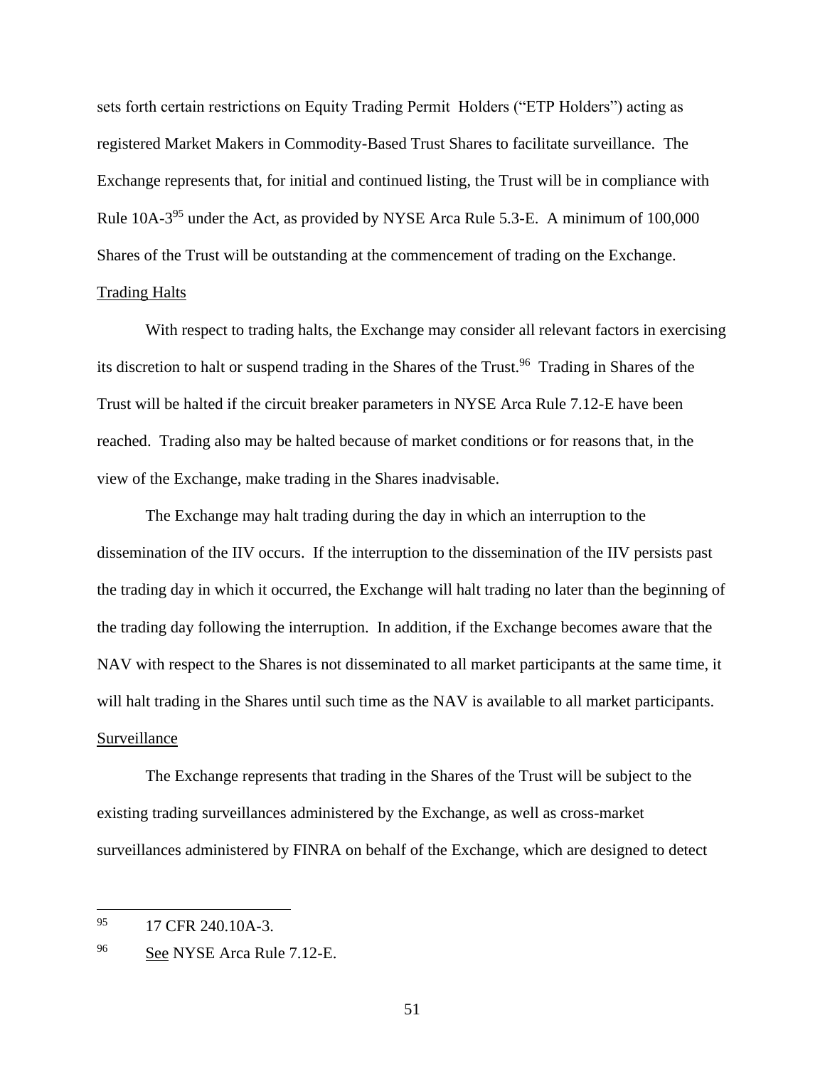sets forth certain restrictions on Equity Trading Permit Holders ("ETP Holders") acting as registered Market Makers in Commodity-Based Trust Shares to facilitate surveillance. The Exchange represents that, for initial and continued listing, the Trust will be in compliance with Rule 10A-3[95] under the Act, as provided by NYSE Arca Rule 5.3-E. A minimum of 100,000 Shares of the Trust will be outstanding at the commencement of trading on the Exchange.

Trading Halts

With respect to trading halts, the Exchange may consider all relevant factors in exercising its discretion to halt or suspend trading in the Shares of the Trust.[96] Trading in Shares of the Trust will be halted if the circuit breaker parameters in NYSE Arca Rule 7.12-E have been reached. Trading also may be halted because of market conditions or for reasons that, in the view of the Exchange, make trading in the Shares inadvisable.

The Exchange may halt trading during the day in which an interruption to the dissemination of the IIV occurs. If the interruption to the dissemination of the IIV persists past the trading day in which it occurred, the Exchange will halt trading no later than the beginning of the trading day following the interruption. In addition, if the Exchange becomes aware that the NAV with respect to the Shares is not disseminated to all market participants at the same time, it will halt trading in the Shares until such time as the NAV is available to all market participants.

Surveillance

The Exchange represents that trading in the Shares of the Trust will be subject to the existing trading surveillances administered by the Exchange, as well as cross-market surveillances administered by FINRA on behalf of the Exchange, which are designed to detect

---

[95] 17 CFR 240.10A-3.

[96] See NYSE Arca Rule 7.12-E.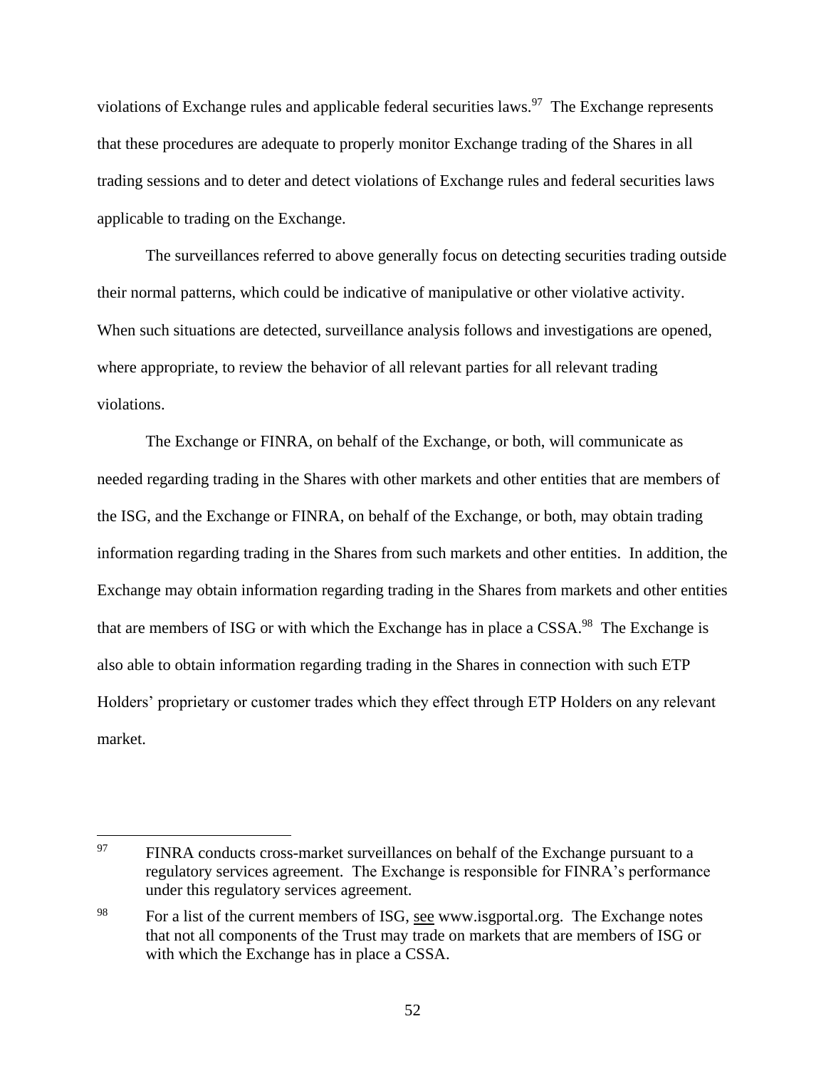violations of Exchange rules and applicable federal securities laws.[97] The Exchange represents that these procedures are adequate to properly monitor Exchange trading of the Shares in all trading sessions and to deter and detect violations of Exchange rules and federal securities laws applicable to trading on the Exchange.

The surveillances referred to above generally focus on detecting securities trading outside their normal patterns, which could be indicative of manipulative or other violative activity. When such situations are detected, surveillance analysis follows and investigations are opened, where appropriate, to review the behavior of all relevant parties for all relevant trading violations.

The Exchange or FINRA, on behalf of the Exchange, or both, will communicate as needed regarding trading in the Shares with other markets and other entities that are members of the ISG, and the Exchange or FINRA, on behalf of the Exchange, or both, may obtain trading information regarding trading in the Shares from such markets and other entities. In addition, the Exchange may obtain information regarding trading in the Shares from markets and other entities that are members of ISG or with which the Exchange has in place a CSSA.[98] The Exchange is also able to obtain information regarding trading in the Shares in connection with such ETP Holders' proprietary or customer trades which they effect through ETP Holders on any relevant market.

---

[97] FINRA conducts cross-market surveillances on behalf of the Exchange pursuant to a regulatory services agreement. The Exchange is responsible for FINRA's performance under this regulatory services agreement.

[98] For a list of the current members of ISG, see www.isgportal.org. The Exchange notes that not all components of the Trust may trade on markets that are members of ISG or with which the Exchange has in place a CSSA.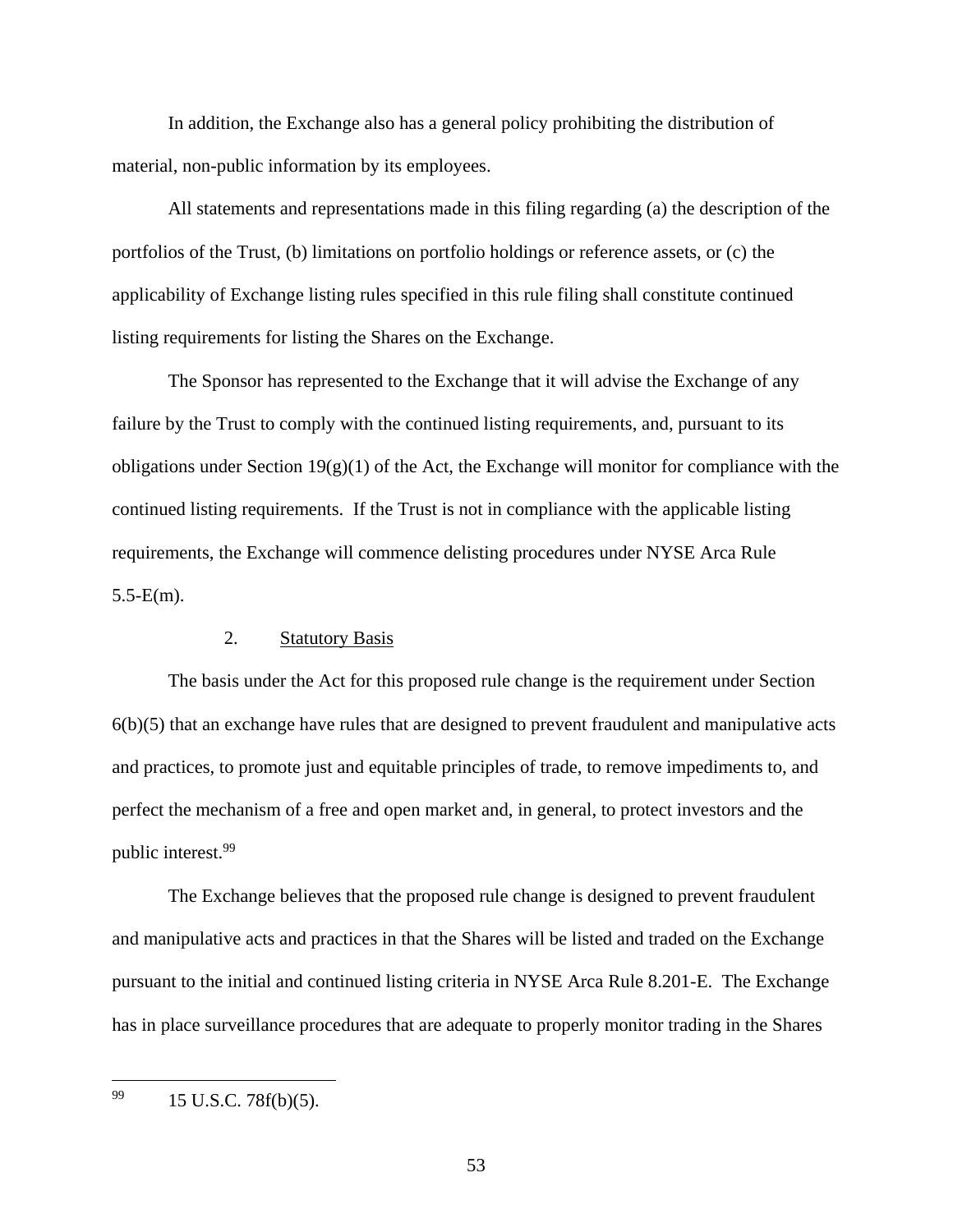In addition, the Exchange also has a general policy prohibiting the distribution of material, non-public information by its employees.

All statements and representations made in this filing regarding (a) the description of the portfolios of the Trust, (b) limitations on portfolio holdings or reference assets, or (c) the applicability of Exchange listing rules specified in this rule filing shall constitute continued listing requirements for listing the Shares on the Exchange.

The Sponsor has represented to the Exchange that it will advise the Exchange of any failure by the Trust to comply with the continued listing requirements, and, pursuant to its obligations under Section 19(g)(1) of the Act, the Exchange will monitor for compliance with the continued listing requirements. If the Trust is not in compliance with the applicable listing requirements, the Exchange will commence delisting procedures under NYSE Arca Rule 5.5-E(m).

2. Statutory Basis

The basis under the Act for this proposed rule change is the requirement under Section 6(b)(5) that an exchange have rules that are designed to prevent fraudulent and manipulative acts and practices, to promote just and equitable principles of trade, to remove impediments to, and perfect the mechanism of a free and open market and, in general, to protect investors and the public interest.[99]

The Exchange believes that the proposed rule change is designed to prevent fraudulent and manipulative acts and practices in that the Shares will be listed and traded on the Exchange pursuant to the initial and continued listing criteria in NYSE Arca Rule 8.201-E. The Exchange has in place surveillance procedures that are adequate to properly monitor trading in the Shares

---

[99] 15 U.S.C. 78f(b)(5).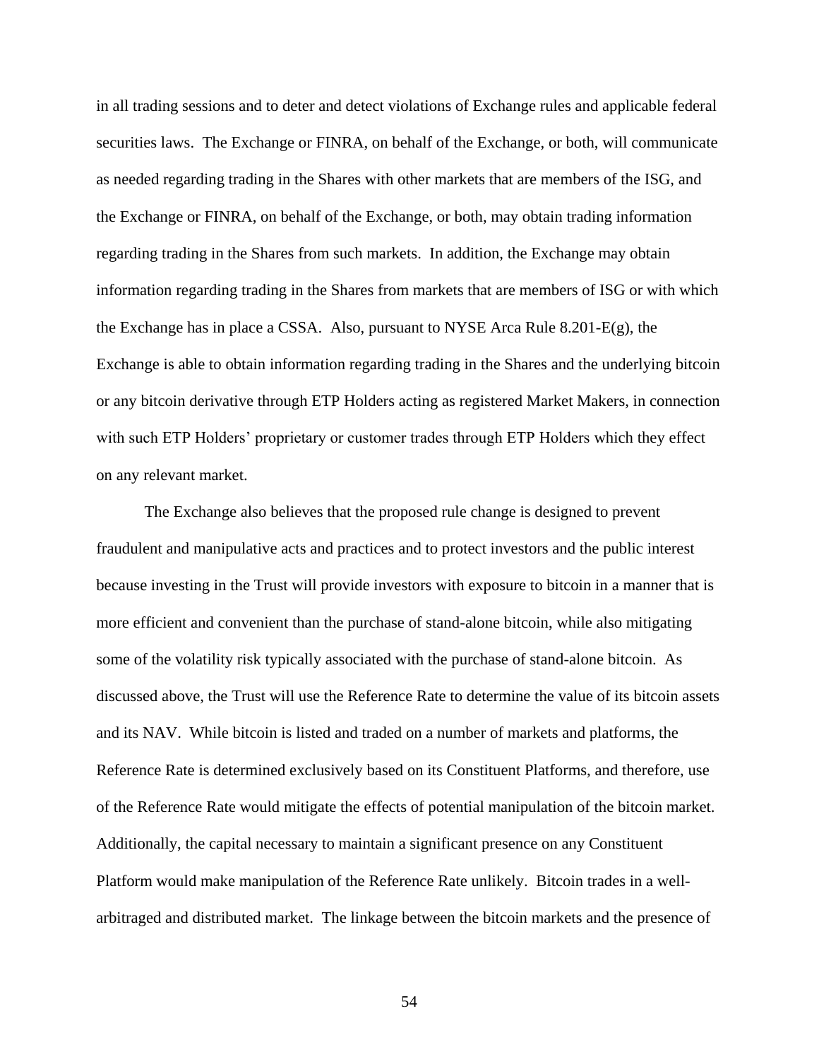in all trading sessions and to deter and detect violations of Exchange rules and applicable federal securities laws. The Exchange or FINRA, on behalf of the Exchange, or both, will communicate as needed regarding trading in the Shares with other markets that are members of the ISG, and the Exchange or FINRA, on behalf of the Exchange, or both, may obtain trading information regarding trading in the Shares from such markets. In addition, the Exchange may obtain information regarding trading in the Shares from markets that are members of ISG or with which the Exchange has in place a CSSA. Also, pursuant to NYSE Arca Rule 8.201-E(g), the Exchange is able to obtain information regarding trading in the Shares and the underlying bitcoin or any bitcoin derivative through ETP Holders acting as registered Market Makers, in connection with such ETP Holders' proprietary or customer trades through ETP Holders which they effect on any relevant market.

The Exchange also believes that the proposed rule change is designed to prevent fraudulent and manipulative acts and practices and to protect investors and the public interest because investing in the Trust will provide investors with exposure to bitcoin in a manner that is more efficient and convenient than the purchase of stand-alone bitcoin, while also mitigating some of the volatility risk typically associated with the purchase of stand-alone bitcoin. As discussed above, the Trust will use the Reference Rate to determine the value of its bitcoin assets and its NAV. While bitcoin is listed and traded on a number of markets and platforms, the Reference Rate is determined exclusively based on its Constituent Platforms, and therefore, use of the Reference Rate would mitigate the effects of potential manipulation of the bitcoin market. Additionally, the capital necessary to maintain a significant presence on any Constituent Platform would make manipulation of the Reference Rate unlikely. Bitcoin trades in a well-arbitraged and distributed market. The linkage between the bitcoin markets and the presence of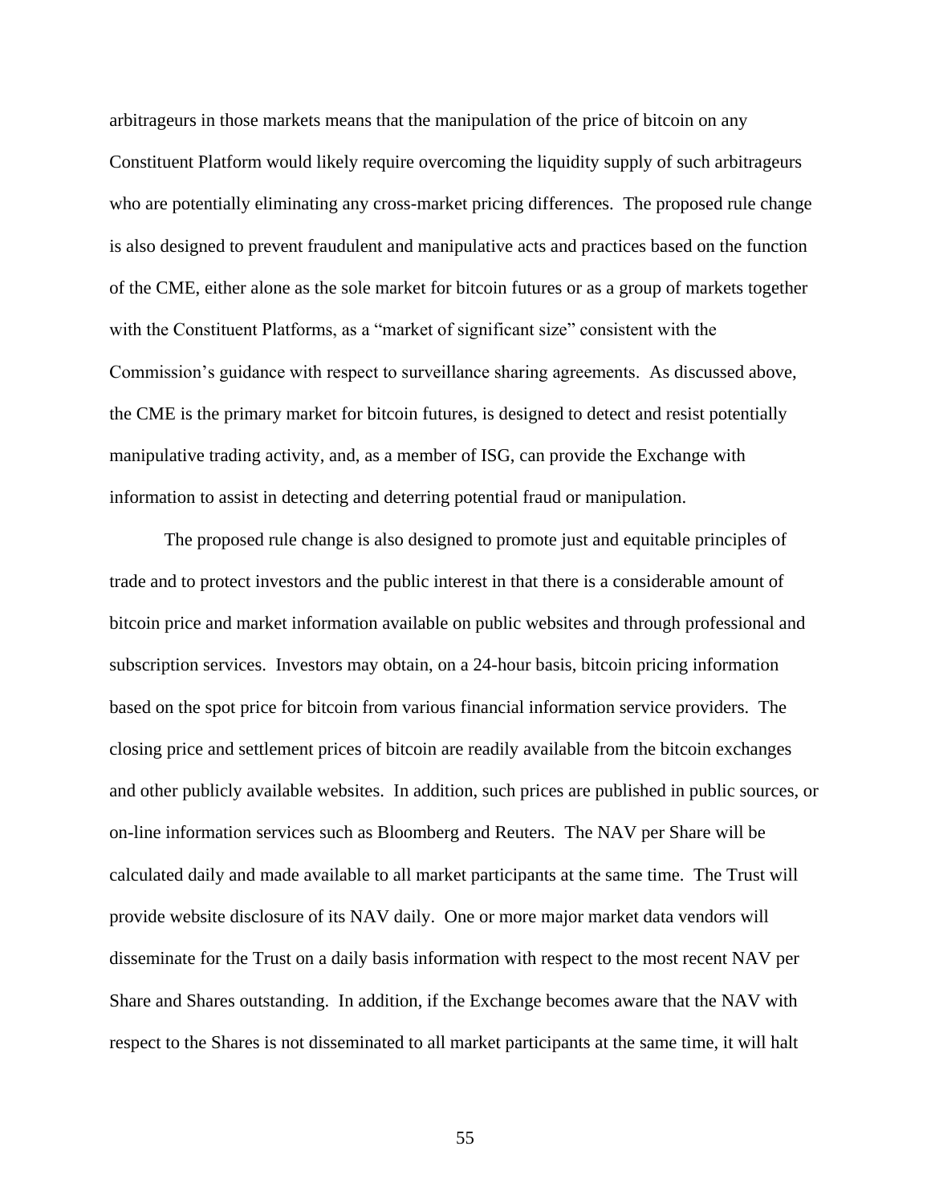arbitrageurs in those markets means that the manipulation of the price of bitcoin on any Constituent Platform would likely require overcoming the liquidity supply of such arbitrageurs who are potentially eliminating any cross-market pricing differences. The proposed rule change is also designed to prevent fraudulent and manipulative acts and practices based on the function of the CME, either alone as the sole market for bitcoin futures or as a group of markets together with the Constituent Platforms, as a "market of significant size" consistent with the Commission's guidance with respect to surveillance sharing agreements. As discussed above, the CME is the primary market for bitcoin futures, is designed to detect and resist potentially manipulative trading activity, and, as a member of ISG, can provide the Exchange with information to assist in detecting and deterring potential fraud or manipulation.

The proposed rule change is also designed to promote just and equitable principles of trade and to protect investors and the public interest in that there is a considerable amount of bitcoin price and market information available on public websites and through professional and subscription services. Investors may obtain, on a 24-hour basis, bitcoin pricing information based on the spot price for bitcoin from various financial information service providers. The closing price and settlement prices of bitcoin are readily available from the bitcoin exchanges and other publicly available websites. In addition, such prices are published in public sources, or on-line information services such as Bloomberg and Reuters. The NAV per Share will be calculated daily and made available to all market participants at the same time. The Trust will provide website disclosure of its NAV daily. One or more major market data vendors will disseminate for the Trust on a daily basis information with respect to the most recent NAV per Share and Shares outstanding. In addition, if the Exchange becomes aware that the NAV with respect to the Shares is not disseminated to all market participants at the same time, it will halt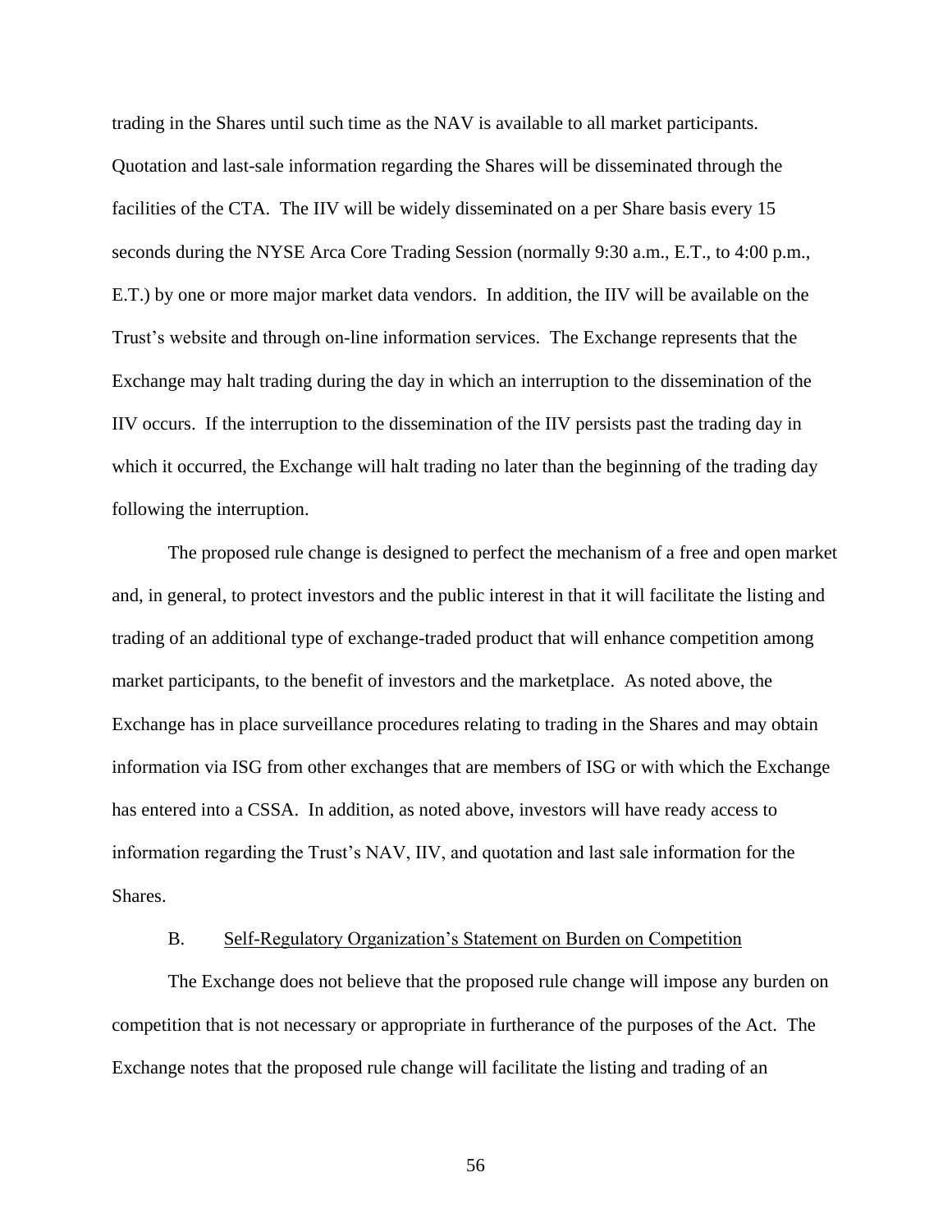trading in the Shares until such time as the NAV is available to all market participants. Quotation and last-sale information regarding the Shares will be disseminated through the facilities of the CTA. The IIV will be widely disseminated on a per Share basis every 15 seconds during the NYSE Arca Core Trading Session (normally 9:30 a.m., E.T., to 4:00 p.m., E.T.) by one or more major market data vendors. In addition, the IIV will be available on the Trust's website and through on-line information services. The Exchange represents that the Exchange may halt trading during the day in which an interruption to the dissemination of the IIV occurs. If the interruption to the dissemination of the IIV persists past the trading day in which it occurred, the Exchange will halt trading no later than the beginning of the trading day following the interruption.

The proposed rule change is designed to perfect the mechanism of a free and open market and, in general, to protect investors and the public interest in that it will facilitate the listing and trading of an additional type of exchange-traded product that will enhance competition among market participants, to the benefit of investors and the marketplace. As noted above, the Exchange has in place surveillance procedures relating to trading in the Shares and may obtain information via ISG from other exchanges that are members of ISG or with which the Exchange has entered into a CSSA. In addition, as noted above, investors will have ready access to information regarding the Trust's NAV, IIV, and quotation and last sale information for the Shares.

### B. Self-Regulatory Organization's Statement on Burden on Competition

The Exchange does not believe that the proposed rule change will impose any burden on competition that is not necessary or appropriate in furtherance of the purposes of the Act. The Exchange notes that the proposed rule change will facilitate the listing and trading of an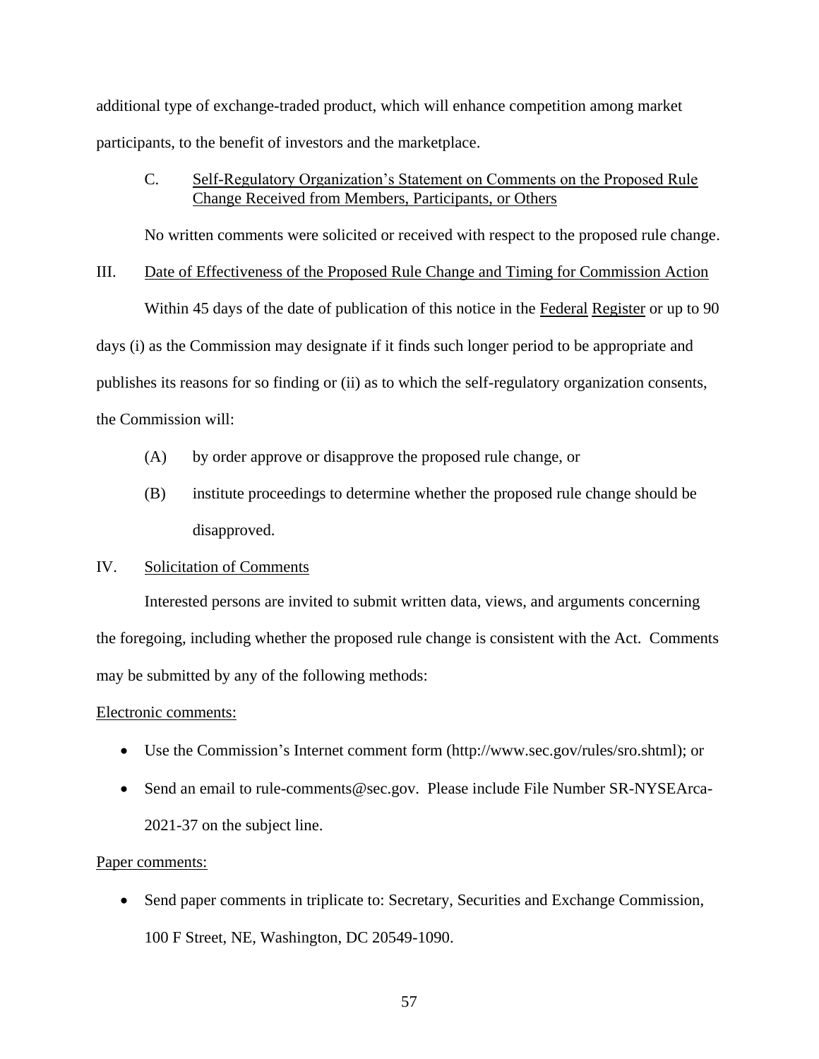additional type of exchange-traded product, which will enhance competition among market participants, to the benefit of investors and the marketplace.

C. Self-Regulatory Organization's Statement on Comments on the Proposed Rule Change Received from Members, Participants, or Others

No written comments were solicited or received with respect to the proposed rule change.

III. Date of Effectiveness of the Proposed Rule Change and Timing for Commission Action

Within 45 days of the date of publication of this notice in the Federal Register or up to 90 days (i) as the Commission may designate if it finds such longer period to be appropriate and publishes its reasons for so finding or (ii) as to which the self-regulatory organization consents, the Commission will:

(A) by order approve or disapprove the proposed rule change, or

(B) institute proceedings to determine whether the proposed rule change should be disapproved.

IV. Solicitation of Comments

Interested persons are invited to submit written data, views, and arguments concerning the foregoing, including whether the proposed rule change is consistent with the Act. Comments may be submitted by any of the following methods:

Electronic comments:

- Use the Commission's Internet comment form (http://www.sec.gov/rules/sro.shtml); or
- Send an email to rule-comments@sec.gov. Please include File Number SR-NYSEArca-2021-37 on the subject line.

Paper comments:

- Send paper comments in triplicate to: Secretary, Securities and Exchange Commission, 100 F Street, NE, Washington, DC 20549-1090.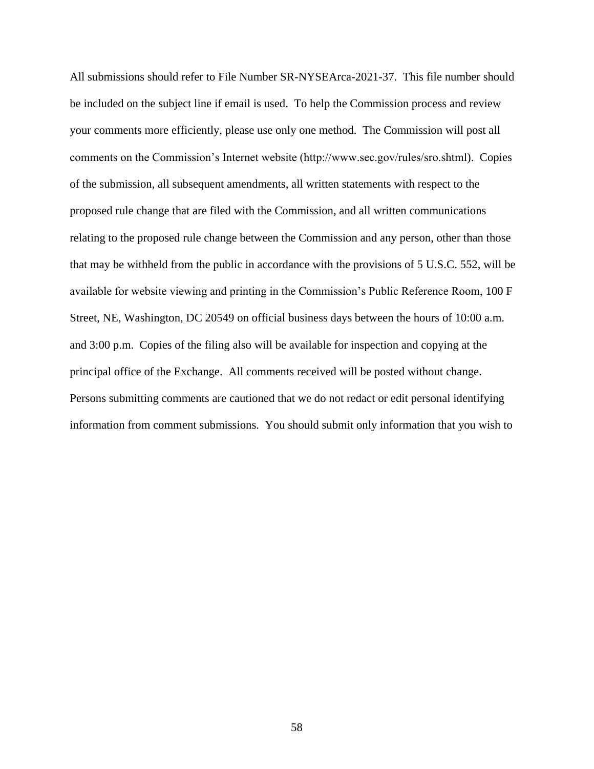All submissions should refer to File Number SR-NYSEArca-2021-37. This file number should be included on the subject line if email is used. To help the Commission process and review your comments more efficiently, please use only one method. The Commission will post all comments on the Commission's Internet website (http://www.sec.gov/rules/sro.shtml). Copies of the submission, all subsequent amendments, all written statements with respect to the proposed rule change that are filed with the Commission, and all written communications relating to the proposed rule change between the Commission and any person, other than those that may be withheld from the public in accordance with the provisions of 5 U.S.C. 552, will be available for website viewing and printing in the Commission's Public Reference Room, 100 F Street, NE, Washington, DC 20549 on official business days between the hours of 10:00 a.m. and 3:00 p.m. Copies of the filing also will be available for inspection and copying at the principal office of the Exchange. All comments received will be posted without change. Persons submitting comments are cautioned that we do not redact or edit personal identifying information from comment submissions. You should submit only information that you wish to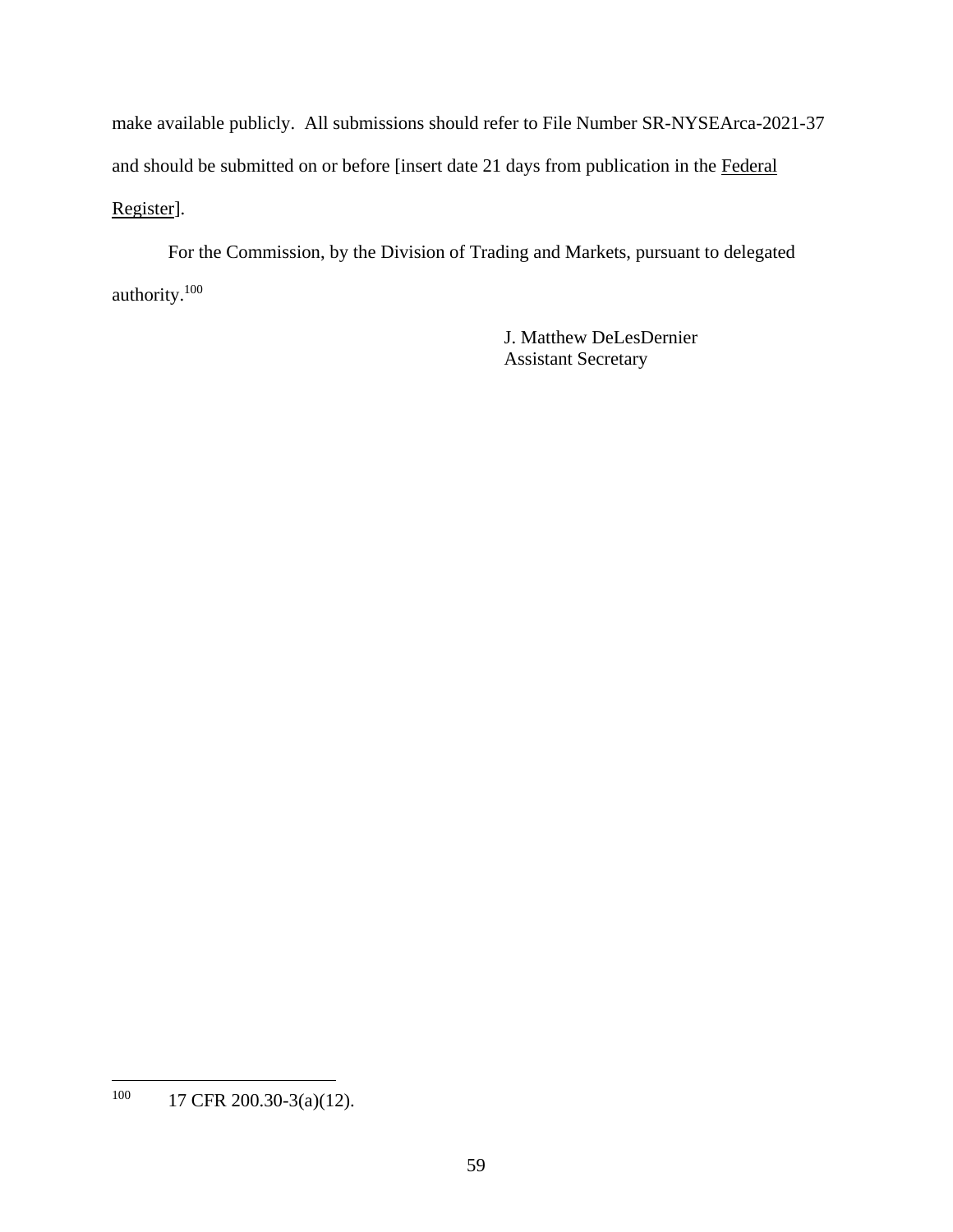make available publicly. All submissions should refer to File Number SR-NYSEArca-2021-37 and should be submitted on or before [insert date 21 days from publication in the Federal Register].

For the Commission, by the Division of Trading and Markets, pursuant to delegated authority.[100]

J. Matthew DeLesDernier
Assistant Secretary

---

[100] 17 CFR 200.30-3(a)(12).